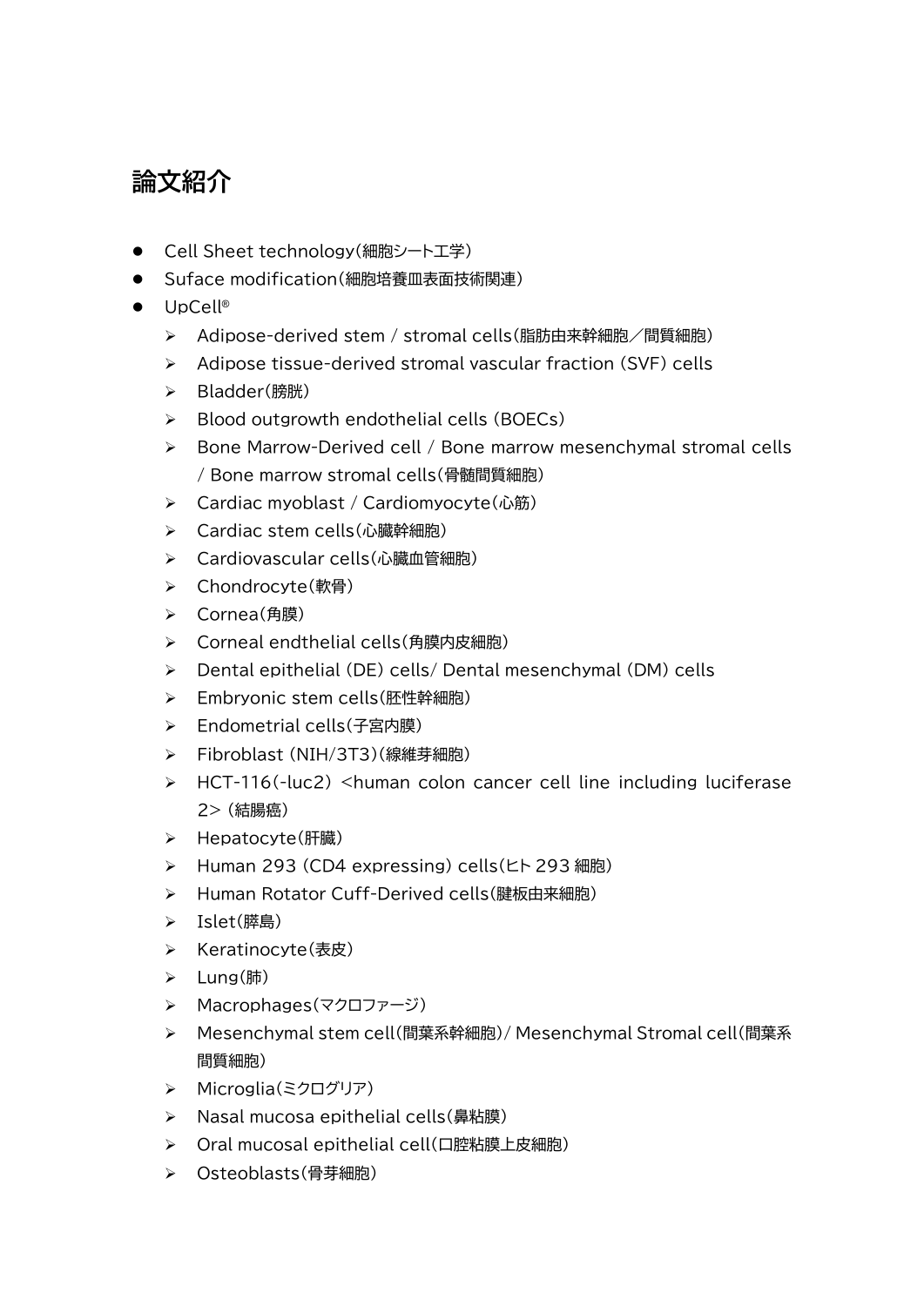# 論文紹介

- Cell Sheet technology(細胞シート工学)
- Suface modification(細胞培養皿表面技術関連)
- UpCell®
  - Adipose-derived stem / stromal cells(脂肪由来幹細胞／間質細胞)
  - Adipose tissue-derived stromal vascular fraction (SVF) cells
  - Bladder(膀胱)
  - Blood outgrowth endothelial cells (BOECs)
  - Bone Marrow-Derived cell / Bone marrow mesenchymal stromal cells / Bone marrow stromal cells(骨髄間質細胞)
  - Cardiac myoblast / Cardiomyocyte(心筋)
  - Cardiac stem cells(心臓幹細胞)
  - Cardiovascular cells(心臓血管細胞)
  - Chondrocyte(軟骨)
  - Cornea(角膜)
  - Corneal endthelial cells(角膜内皮細胞)
  - Dental epithelial (DE) cells/ Dental mesenchymal (DM) cells
  - Embryonic stem cells(胚性幹細胞)
  - Endometrial cells(子宮内膜)
  - Fibroblast (NIH/3T3)(線維芽細胞)
  - HCT-116(-luc2) <human colon cancer cell line including luciferase 2> (結腸癌)
  - Hepatocyte(肝臓)
  - Human 293 (CD4 expressing) cells(ヒト 293 細胞)
  - Human Rotator Cuff-Derived cells(腱板由来細胞)
  - Islet(膵島)
  - Keratinocyte(表皮)
  - Lung(肺)
  - Macrophages(マクロファージ)
  - Mesenchymal stem cell(間葉系幹細胞)/ Mesenchymal Stromal cell(間葉系間質細胞)
  - Microglia(ミクログリア)
  - Nasal mucosa epithelial cells(鼻粘膜)
  - Oral mucosal epithelial cell(口腔粘膜上皮細胞)
  - Osteoblasts(骨芽細胞)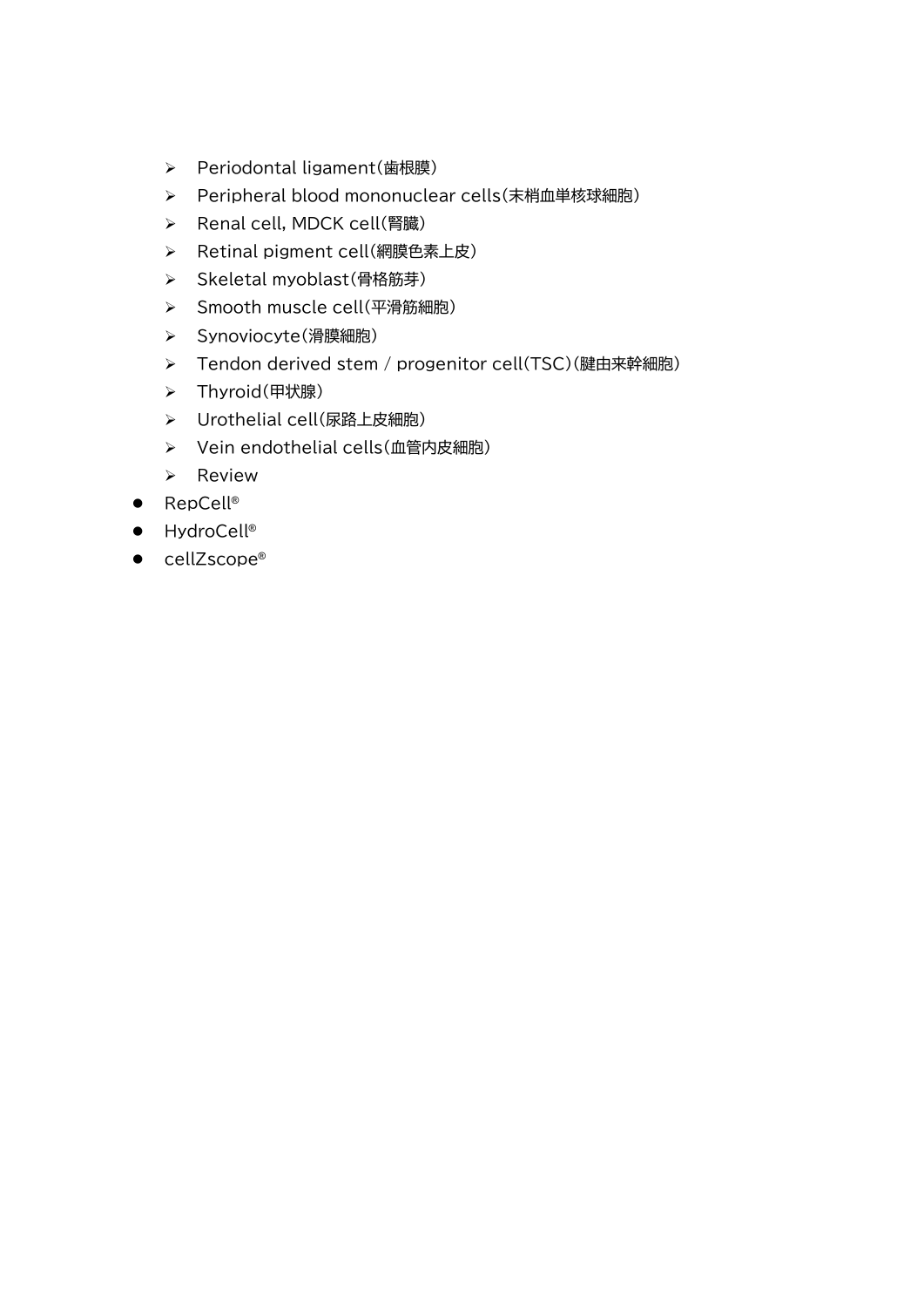- Periodontal ligament(歯根膜)
  - Peripheral blood mononuclear cells(末梢血単核球細胞)
  - Renal cell, MDCK cell(腎臓)
  - Retinal pigment cell(網膜色素上皮)
  - Skeletal myoblast(骨格筋芽)
  - Smooth muscle cell(平滑筋細胞)
  - Synoviocyte(滑膜細胞)
  - Tendon derived stem / progenitor cell(TSC)(腱由来幹細胞)
  - Thyroid(甲状腺)
  - Urothelial cell(尿路上皮細胞)
  - Vein endothelial cells(血管内皮細胞)
  - Review
- RepCell®
- HydroCell®
- cellZscope®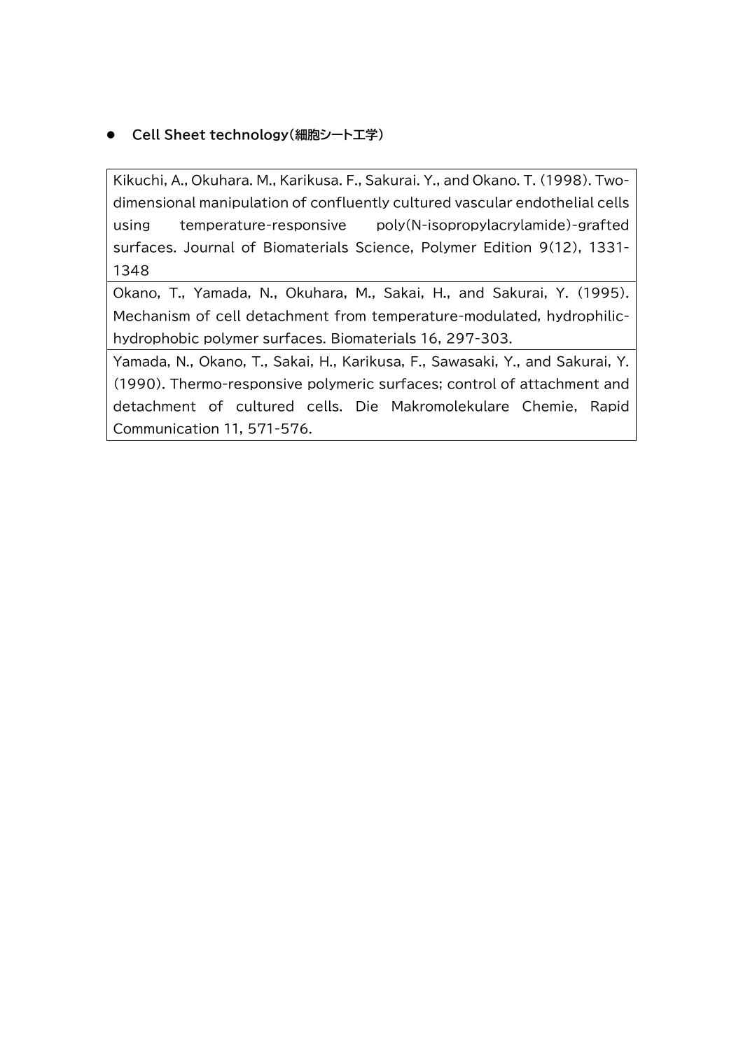- **Cell Sheet technology（細胞シート工学）**

| Kikuchi, A., Okuhara. M., Karikusa. F., Sakurai. Y., and Okano. T. (1998). Two-dimensional manipulation of confluently cultured vascular endothelial cells using temperature-responsive poly(N-isopropylacrylamide)-grafted surfaces. Journal of Biomaterials Science, Polymer Edition 9(12), 1331-1348 |
|---|
| Okano, T., Yamada, N., Okuhara, M., Sakai, H., and Sakurai, Y. (1995). Mechanism of cell detachment from temperature-modulated, hydrophilic-hydrophobic polymer surfaces. Biomaterials 16, 297-303. |
| Yamada, N., Okano, T., Sakai, H., Karikusa, F., Sawasaki, Y., and Sakurai, Y. (1990). Thermo-responsive polymeric surfaces; control of attachment and detachment of cultured cells. Die Makromolekulare Chemie, Rapid Communication 11, 571-576. |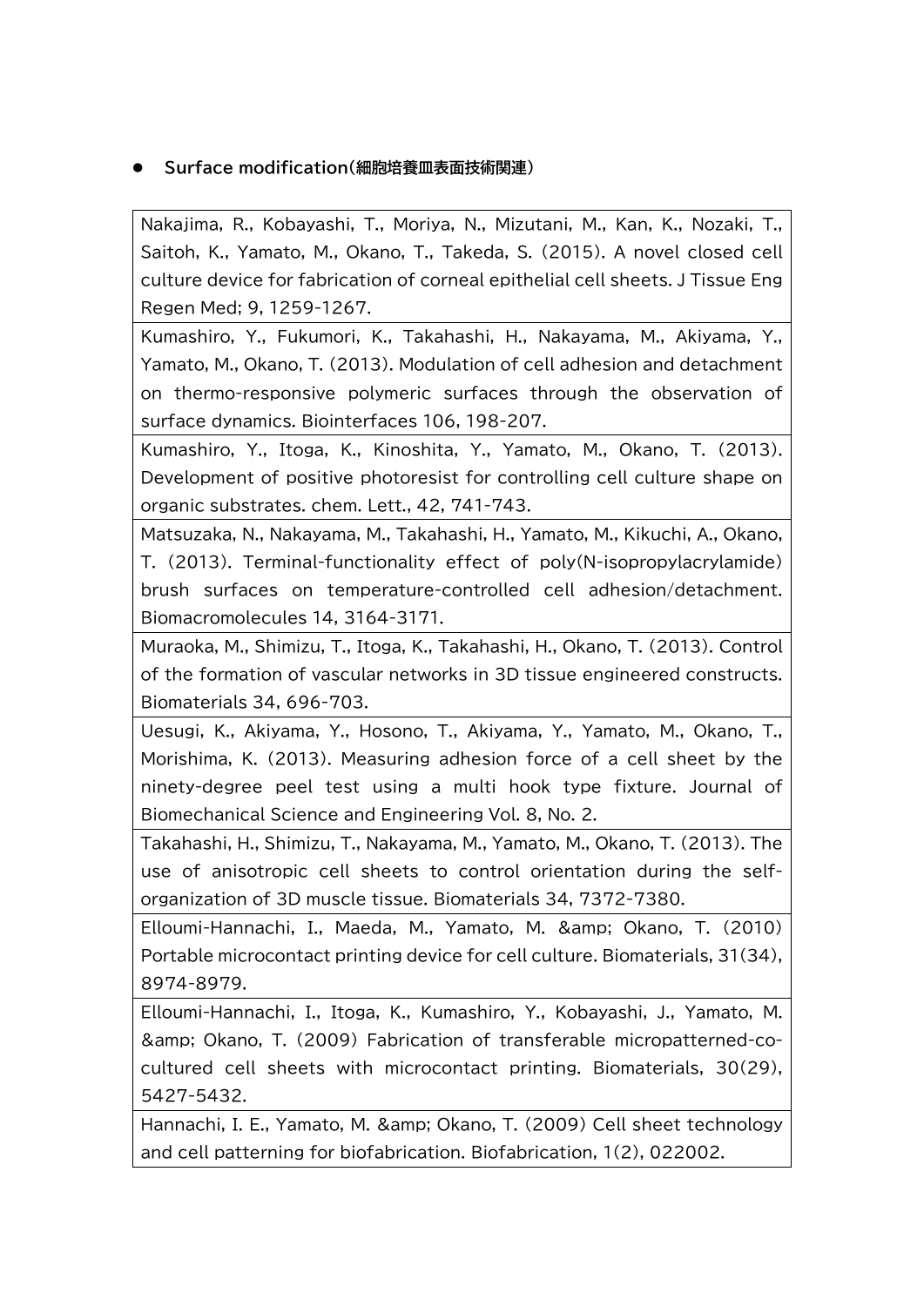- **Surface modification(細胞培養皿表面技術関連)**

| |
|---|
| Nakajima, R., Kobayashi, T., Moriya, N., Mizutani, M., Kan, K., Nozaki, T., Saitoh, K., Yamato, M., Okano, T., Takeda, S. (2015). A novel closed cell culture device for fabrication of corneal epithelial cell sheets. J Tissue Eng Regen Med; 9, 1259-1267. |
| Kumashiro, Y., Fukumori, K., Takahashi, H., Nakayama, M., Akiyama, Y., Yamato, M., Okano, T. (2013). Modulation of cell adhesion and detachment on thermo-responsive polymeric surfaces through the observation of surface dynamics. Biointerfaces 106, 198-207. |
| Kumashiro, Y., Itoga, K., Kinoshita, Y., Yamato, M., Okano, T. (2013). Development of positive photoresist for controlling cell culture shape on organic substrates. chem. Lett., 42, 741-743. |
| Matsuzaka, N., Nakayama, M., Takahashi, H., Yamato, M., Kikuchi, A., Okano, T. (2013). Terminal-functionality effect of poly(N-isopropylacrylamide) brush surfaces on temperature-controlled cell adhesion/detachment. Biomacromolecules 14, 3164-3171. |
| Muraoka, M., Shimizu, T., Itoga, K., Takahashi, H., Okano, T. (2013). Control of the formation of vascular networks in 3D tissue engineered constructs. Biomaterials 34, 696-703. |
| Uesugi, K., Akiyama, Y., Hosono, T., Akiyama, Y., Yamato, M., Okano, T., Morishima, K. (2013). Measuring adhesion force of a cell sheet by the ninety-degree peel test using a multi hook type fixture. Journal of Biomechanical Science and Engineering Vol. 8, No. 2. |
| Takahashi, H., Shimizu, T., Nakayama, M., Yamato, M., Okano, T. (2013). The use of anisotropic cell sheets to control orientation during the self-organization of 3D muscle tissue. Biomaterials 34, 7372-7380. |
| Elloumi-Hannachi, I., Maeda, M., Yamato, M. &amp; Okano, T. (2010) Portable microcontact printing device for cell culture. Biomaterials, 31(34), 8974-8979. |
| Elloumi-Hannachi, I., Itoga, K., Kumashiro, Y., Kobayashi, J., Yamato, M. &amp; Okano, T. (2009) Fabrication of transferable micropatterned-co-cultured cell sheets with microcontact printing. Biomaterials, 30(29), 5427-5432. |
| Hannachi, I. E., Yamato, M. &amp; Okano, T. (2009) Cell sheet technology and cell patterning for biofabrication. Biofabrication, 1(2), 022002. |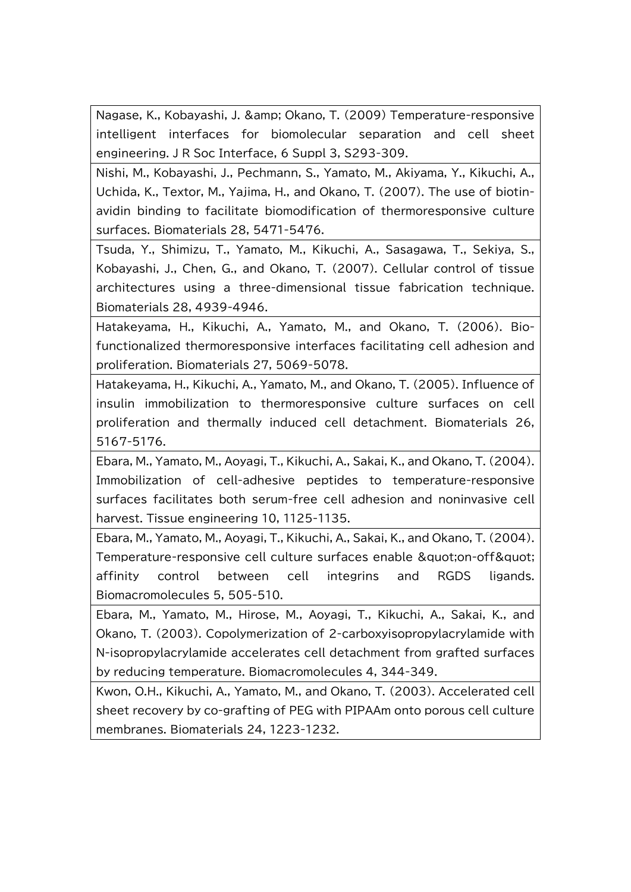| |
|---|
| Nagase, K., Kobayashi, J. &amp; Okano, T. (2009) Temperature-responsive intelligent interfaces for biomolecular separation and cell sheet engineering. J R Soc Interface, 6 Suppl 3, S293-309. |
| Nishi, M., Kobayashi, J., Pechmann, S., Yamato, M., Akiyama, Y., Kikuchi, A., Uchida, K., Textor, M., Yajima, H., and Okano, T. (2007). The use of biotin-avidin binding to facilitate biomodification of thermoresponsive culture surfaces. Biomaterials 28, 5471-5476. |
| Tsuda, Y., Shimizu, T., Yamato, M., Kikuchi, A., Sasagawa, T., Sekiya, S., Kobayashi, J., Chen, G., and Okano, T. (2007). Cellular control of tissue architectures using a three-dimensional tissue fabrication technique. Biomaterials 28, 4939-4946. |
| Hatakeyama, H., Kikuchi, A., Yamato, M., and Okano, T. (2006). Bio-functionalized thermoresponsive interfaces facilitating cell adhesion and proliferation. Biomaterials 27, 5069-5078. |
| Hatakeyama, H., Kikuchi, A., Yamato, M., and Okano, T. (2005). Influence of insulin immobilization to thermoresponsive culture surfaces on cell proliferation and thermally induced cell detachment. Biomaterials 26, 5167-5176. |
| Ebara, M., Yamato, M., Aoyagi, T., Kikuchi, A., Sakai, K., and Okano, T. (2004). Immobilization of cell-adhesive peptides to temperature-responsive surfaces facilitates both serum-free cell adhesion and noninvasive cell harvest. Tissue engineering 10, 1125-1135. |
| Ebara, M., Yamato, M., Aoyagi, T., Kikuchi, A., Sakai, K., and Okano, T. (2004). Temperature-responsive cell culture surfaces enable &quot;on-off&quot; affinity control between cell integrins and RGDS ligands. Biomacromolecules 5, 505-510. |
| Ebara, M., Yamato, M., Hirose, M., Aoyagi, T., Kikuchi, A., Sakai, K., and Okano, T. (2003). Copolymerization of 2-carboxyisopropylacrylamide with N-isopropylacrylamide accelerates cell detachment from grafted surfaces by reducing temperature. Biomacromolecules 4, 344-349. |
| Kwon, O.H., Kikuchi, A., Yamato, M., and Okano, T. (2003). Accelerated cell sheet recovery by co-grafting of PEG with PIPAAm onto porous cell culture membranes. Biomaterials 24, 1223-1232. |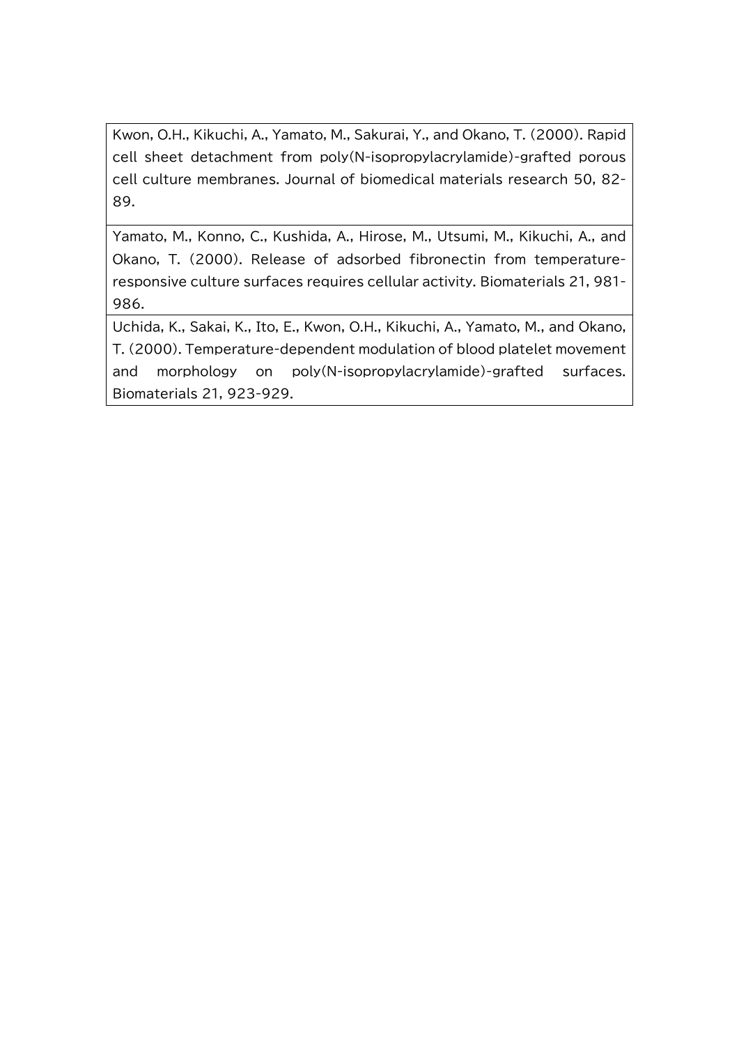| |
|---|
| Kwon, O.H., Kikuchi, A., Yamato, M., Sakurai, Y., and Okano, T. (2000). Rapid cell sheet detachment from poly(N-isopropylacrylamide)-grafted porous cell culture membranes. Journal of biomedical materials research 50, 82-89. |
| Yamato, M., Konno, C., Kushida, A., Hirose, M., Utsumi, M., Kikuchi, A., and Okano, T. (2000). Release of adsorbed fibronectin from temperature-responsive culture surfaces requires cellular activity. Biomaterials 21, 981-986. |
| Uchida, K., Sakai, K., Ito, E., Kwon, O.H., Kikuchi, A., Yamato, M., and Okano, T. (2000). Temperature-dependent modulation of blood platelet movement and morphology on poly(N-isopropylacrylamide)-grafted surfaces. Biomaterials 21, 923-929. |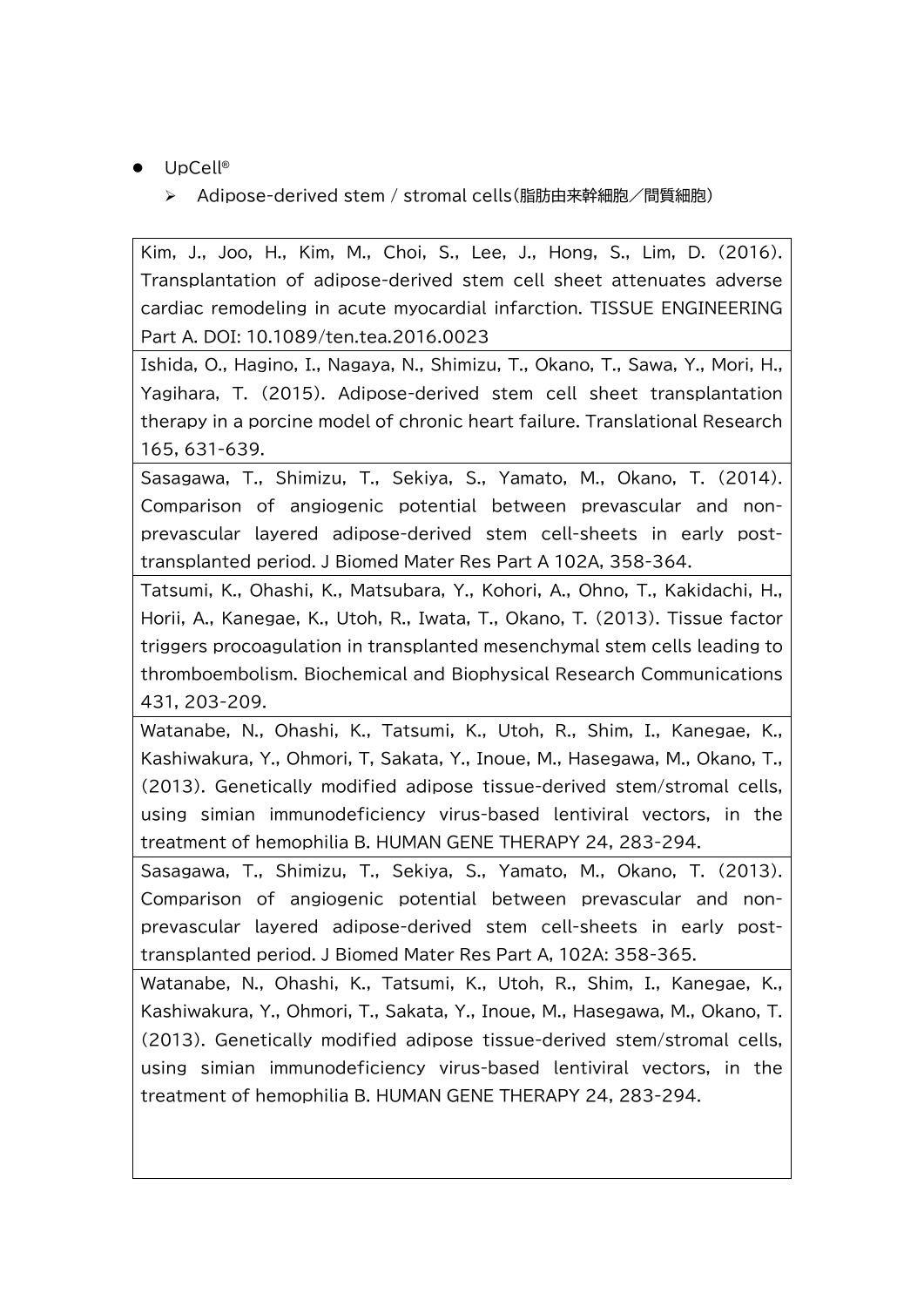- UpCell®
  - Adipose-derived stem / stromal cells(脂肪由来幹細胞／間質細胞)

| |
|---|
| Kim, J., Joo, H., Kim, M., Choi, S., Lee, J., Hong, S., Lim, D. (2016). Transplantation of adipose-derived stem cell sheet attenuates adverse cardiac remodeling in acute myocardial infarction. TISSUE ENGINEERING Part A. DOI: 10.1089/ten.tea.2016.0023 |
| Ishida, O., Hagino, I., Nagaya, N., Shimizu, T., Okano, T., Sawa, Y., Mori, H., Yagihara, T. (2015). Adipose-derived stem cell sheet transplantation therapy in a porcine model of chronic heart failure. Translational Research 165, 631-639. |
| Sasagawa, T., Shimizu, T., Sekiya, S., Yamato, M., Okano, T. (2014). Comparison of angiogenic potential between prevascular and non-prevascular layered adipose-derived stem cell-sheets in early post-transplanted period. J Biomed Mater Res Part A 102A, 358-364. |
| Tatsumi, K., Ohashi, K., Matsubara, Y., Kohori, A., Ohno, T., Kakidachi, H., Horii, A., Kanegae, K., Utoh, R., Iwata, T., Okano, T. (2013). Tissue factor triggers procoagulation in transplanted mesenchymal stem cells leading to thromboembolism. Biochemical and Biophysical Research Communications 431, 203-209. |
| Watanabe, N., Ohashi, K., Tatsumi, K., Utoh, R., Shim, I., Kanegae, K., Kashiwakura, Y., Ohmori, T, Sakata, Y., Inoue, M., Hasegawa, M., Okano, T., (2013). Genetically modified adipose tissue-derived stem/stromal cells, using simian immunodeficiency virus-based lentiviral vectors, in the treatment of hemophilia B. HUMAN GENE THERAPY 24, 283-294. |
| Sasagawa, T., Shimizu, T., Sekiya, S., Yamato, M., Okano, T. (2013). Comparison of angiogenic potential between prevascular and non-prevascular layered adipose-derived stem cell-sheets in early post-transplanted period. J Biomed Mater Res Part A, 102A: 358-365. |
| Watanabe, N., Ohashi, K., Tatsumi, K., Utoh, R., Shim, I., Kanegae, K., Kashiwakura, Y., Ohmori, T., Sakata, Y., Inoue, M., Hasegawa, M., Okano, T. (2013). Genetically modified adipose tissue-derived stem/stromal cells, using simian immunodeficiency virus-based lentiviral vectors, in the treatment of hemophilia B. HUMAN GENE THERAPY 24, 283-294. |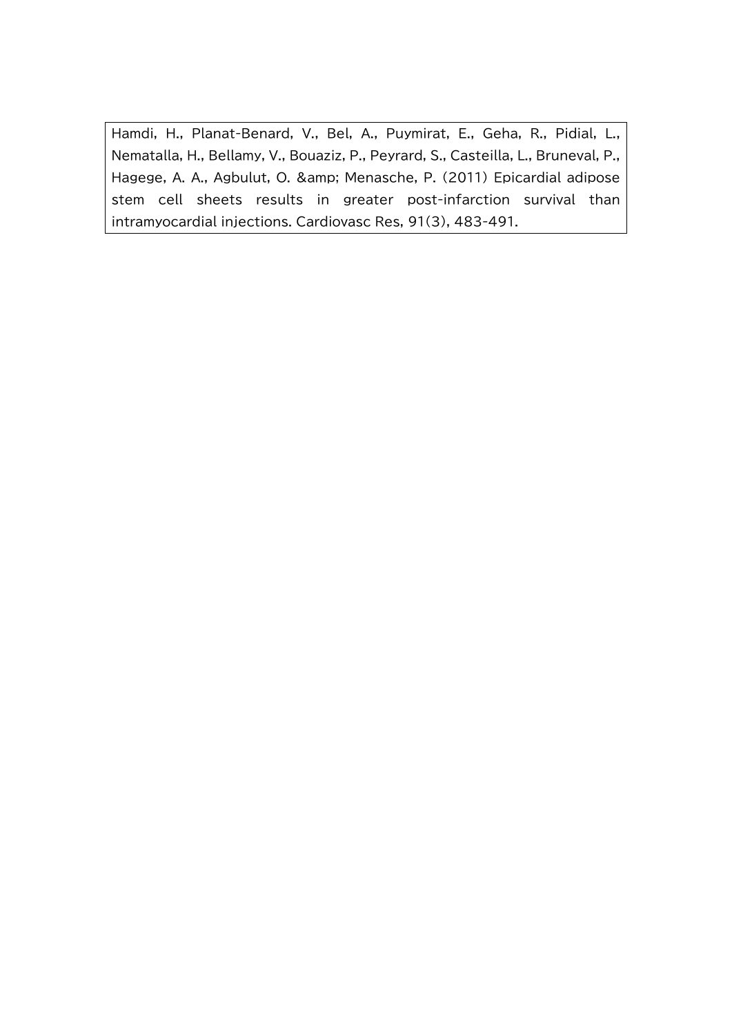Hamdi, H., Planat-Benard, V., Bel, A., Puymirat, E., Geha, R., Pidial, L., Nematalla, H., Bellamy, V., Bouaziz, P., Peyrard, S., Casteilla, L., Bruneval, P., Hagege, A. A., Agbulut, O. &amp; Menasche, P. (2011) Epicardial adipose stem cell sheets results in greater post-infarction survival than intramyocardial injections. Cardiovasc Res, 91(3), 483-491.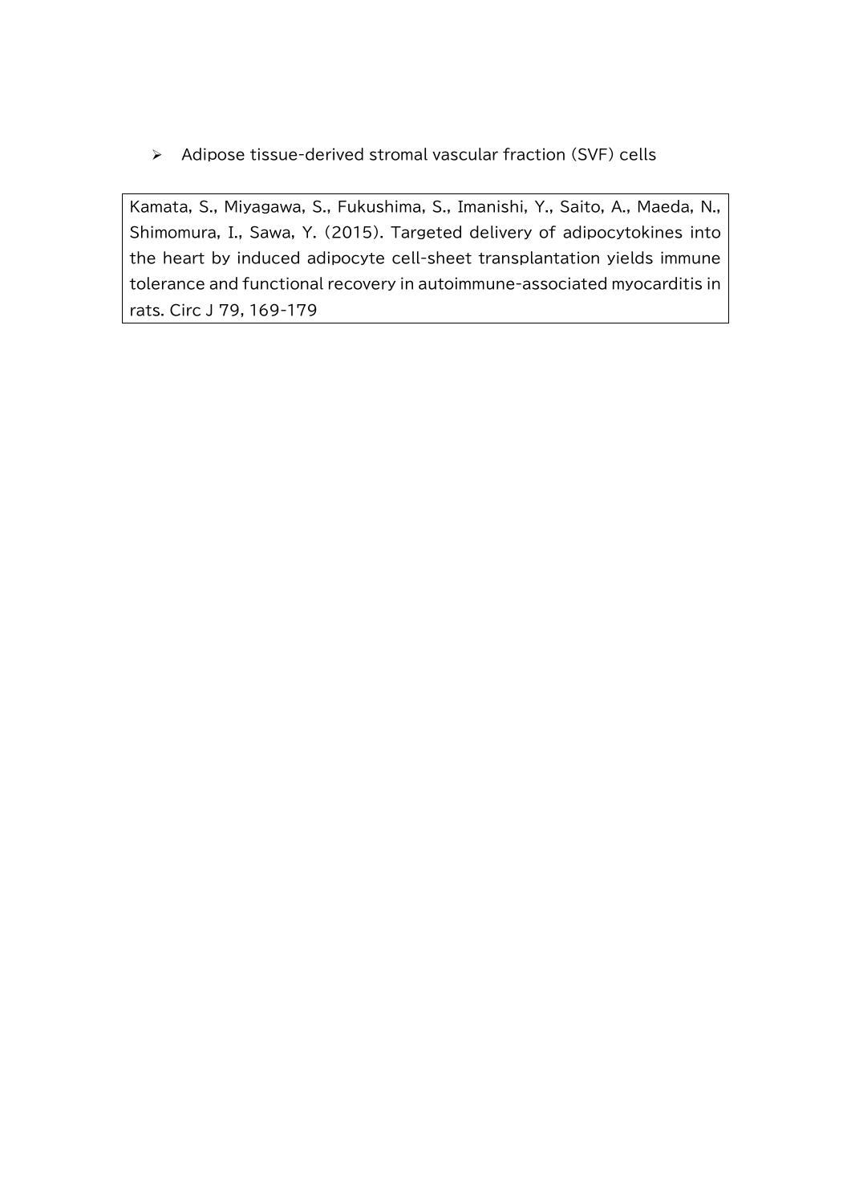- Adipose tissue-derived stromal vascular fraction (SVF) cells

Kamata, S., Miyagawa, S., Fukushima, S., Imanishi, Y., Saito, A., Maeda, N., Shimomura, I., Sawa, Y. (2015). Targeted delivery of adipocytokines into the heart by induced adipocyte cell-sheet transplantation yields immune tolerance and functional recovery in autoimmune-associated myocarditis in rats. Circ J 79, 169-179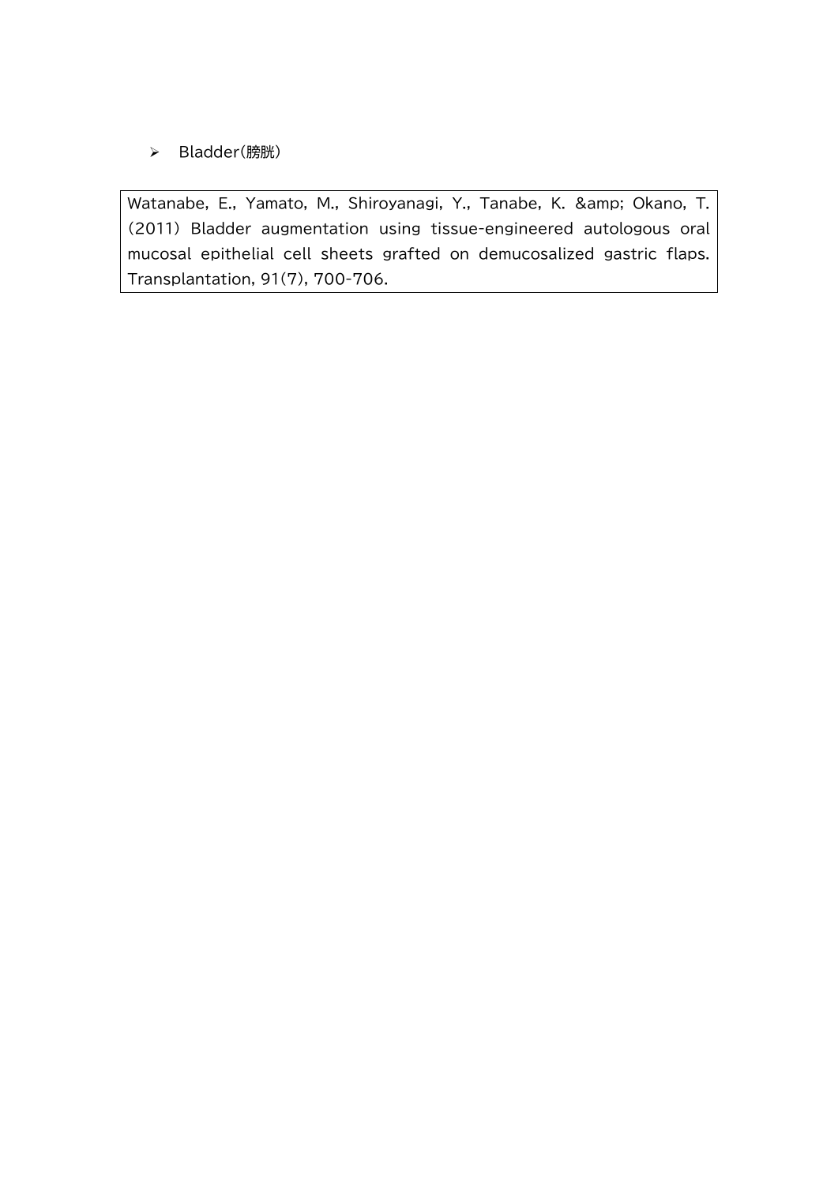- Bladder(膀胱)

Watanabe, E., Yamato, M., Shiroyanagi, Y., Tanabe, K. &amp; Okano, T. (2011) Bladder augmentation using tissue-engineered autologous oral mucosal epithelial cell sheets grafted on demucosalized gastric flaps. Transplantation, 91(7), 700-706.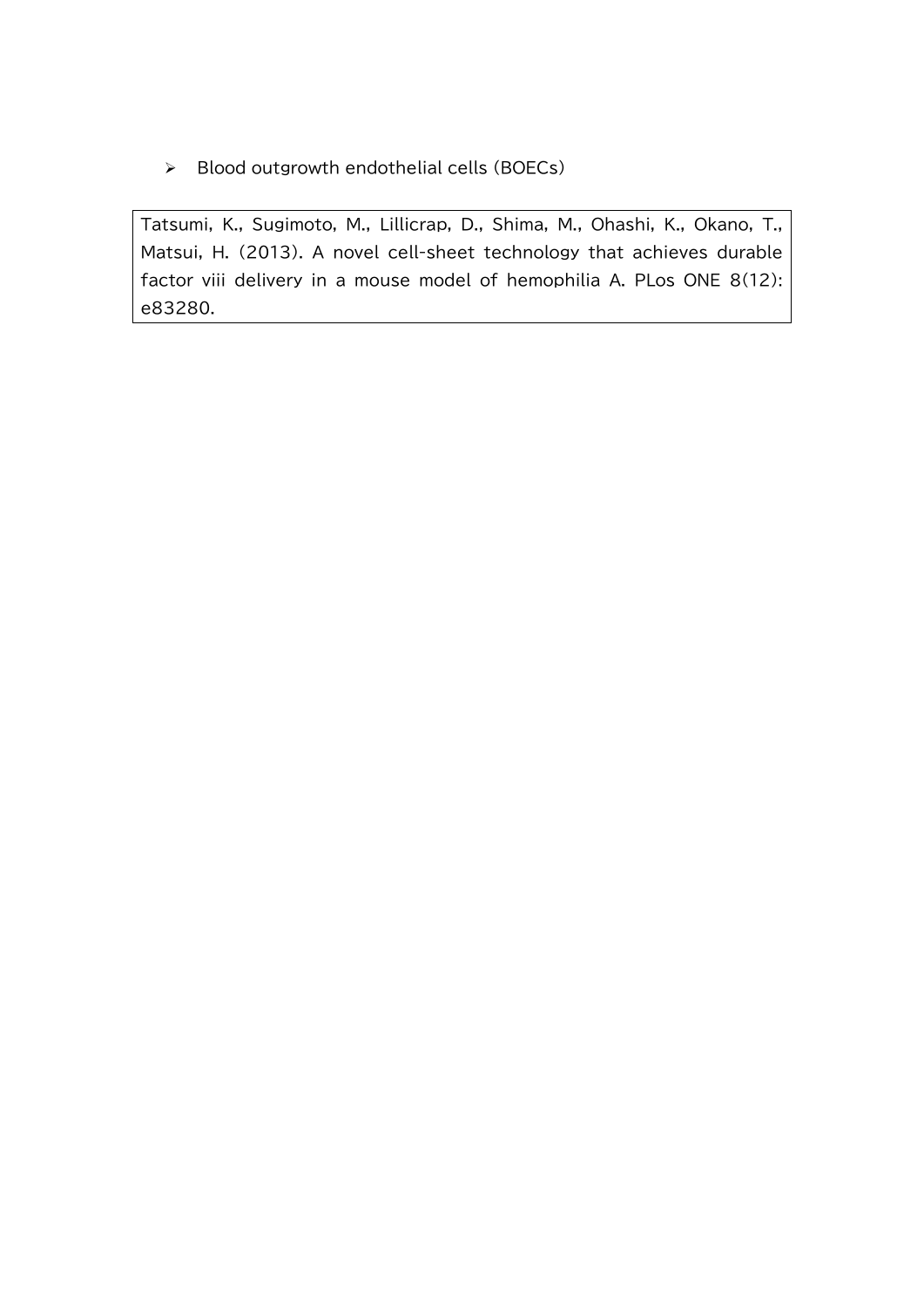- Blood outgrowth endothelial cells (BOECs)

| Tatsumi, K., Sugimoto, M., Lillicrap, D., Shima, M., Ohashi, K., Okano, T., Matsui, H. (2013). A novel cell-sheet technology that achieves durable factor viii delivery in a mouse model of hemophilia A. PLos ONE 8(12): e83280. |
|---|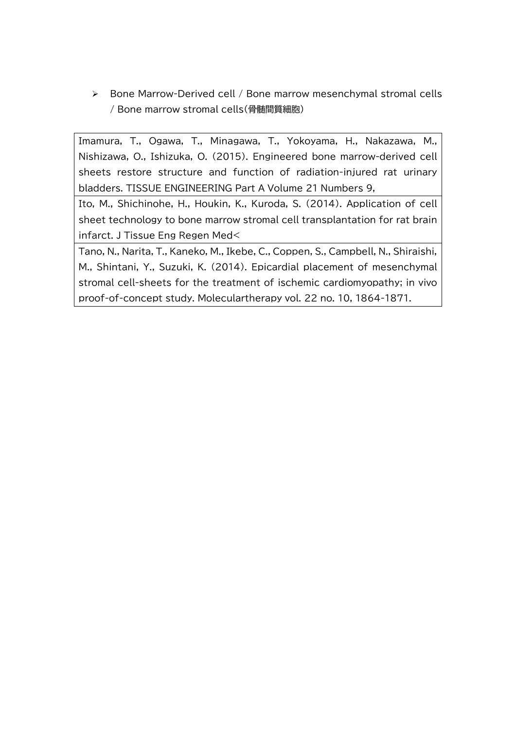- Bone Marrow-Derived cell / Bone marrow mesenchymal stromal cells / Bone marrow stromal cells(骨髄間質細胞)

| |
|---|
| Imamura, T., Ogawa, T., Minagawa, T., Yokoyama, H., Nakazawa, M., Nishizawa, O., Ishizuka, O. (2015). Engineered bone marrow-derived cell sheets restore structure and function of radiation-injured rat urinary bladders. TISSUE ENGINEERING Part A Volume 21 Numbers 9, |
| Ito, M., Shichinohe, H., Houkin, K., Kuroda, S. (2014). Application of cell sheet technology to bone marrow stromal cell transplantation for rat brain infarct. J Tissue Eng Regen Med< |
| Tano, N., Narita, T., Kaneko, M., Ikebe, C., Coppen, S., Campbell, N., Shiraishi, M., Shintani, Y., Suzuki, K. (2014). Epicardial placement of mesenchymal stromal cell-sheets for the treatment of ischemic cardiomyopathy; in vivo proof-of-concept study. Moleculartherapy vol. 22 no. 10, 1864-1871. |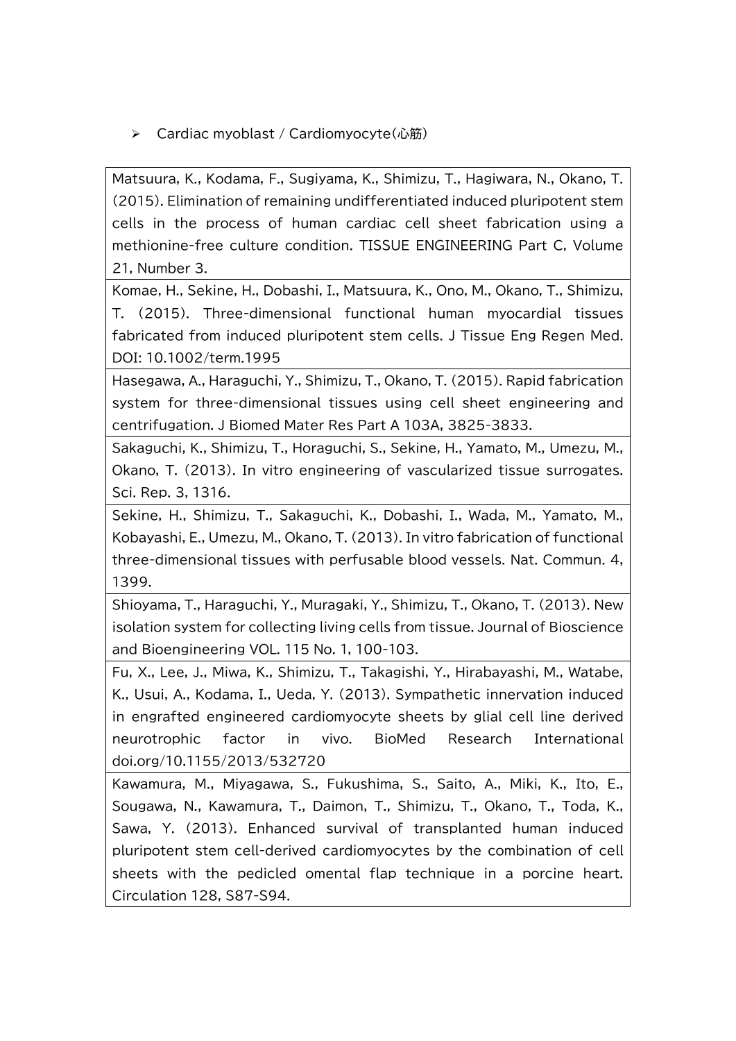- Cardiac myoblast / Cardiomyocyte（心筋）

| |
|---|
| Matsuura, K., Kodama, F., Sugiyama, K., Shimizu, T., Hagiwara, N., Okano, T. (2015). Elimination of remaining undifferentiated induced pluripotent stem cells in the process of human cardiac cell sheet fabrication using a methionine-free culture condition. TISSUE ENGINEERING Part C, Volume 21, Number 3. |
| Komae, H., Sekine, H., Dobashi, I., Matsuura, K., Ono, M., Okano, T., Shimizu, T. (2015). Three-dimensional functional human myocardial tissues fabricated from induced pluripotent stem cells. J Tissue Eng Regen Med. DOI: 10.1002/term.1995 |
| Hasegawa, A., Haraguchi, Y., Shimizu, T., Okano, T. (2015). Rapid fabrication system for three-dimensional tissues using cell sheet engineering and centrifugation. J Biomed Mater Res Part A 103A, 3825-3833. |
| Sakaguchi, K., Shimizu, T., Horaguchi, S., Sekine, H., Yamato, M., Umezu, M., Okano, T. (2013). In vitro engineering of vascularized tissue surrogates. Sci. Rep. 3, 1316. |
| Sekine, H., Shimizu, T., Sakaguchi, K., Dobashi, I., Wada, M., Yamato, M., Kobayashi, E., Umezu, M., Okano, T. (2013). In vitro fabrication of functional three-dimensional tissues with perfusable blood vessels. Nat. Commun. 4, 1399. |
| Shioyama, T., Haraguchi, Y., Muragaki, Y., Shimizu, T., Okano, T. (2013). New isolation system for collecting living cells from tissue. Journal of Bioscience and Bioengineering VOL. 115 No. 1, 100-103. |
| Fu, X., Lee, J., Miwa, K., Shimizu, T., Takagishi, Y., Hirabayashi, M., Watabe, K., Usui, A., Kodama, I., Ueda, Y. (2013). Sympathetic innervation induced in engrafted engineered cardiomyocyte sheets by glial cell line derived neurotrophic factor in vivo. BioMed Research International doi.org/10.1155/2013/532720 |
| Kawamura, M., Miyagawa, S., Fukushima, S., Saito, A., Miki, K., Ito, E., Sougawa, N., Kawamura, T., Daimon, T., Shimizu, T., Okano, T., Toda, K., Sawa, Y. (2013). Enhanced survival of transplanted human induced pluripotent stem cell-derived cardiomyocytes by the combination of cell sheets with the pedicled omental flap technique in a porcine heart. Circulation 128, S87-S94. |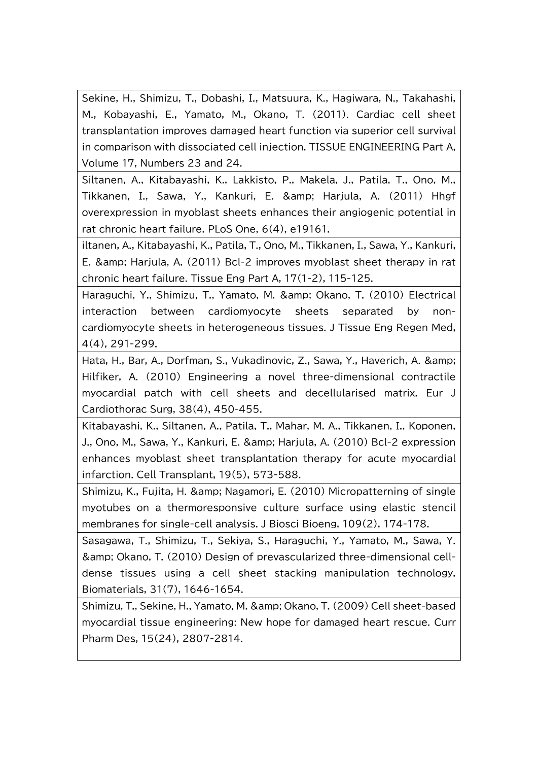| Sekine, H., Shimizu, T., Dobashi, I., Matsuura, K., Hagiwara, N., Takahashi, M., Kobayashi, E., Yamato, M., Okano, T. (2011). Cardiac cell sheet transplantation improves damaged heart function via superior cell survival in comparison with dissociated cell injection. TISSUE ENGINEERING Part A, Volume 17, Numbers 23 and 24. |
|---|
| Siltanen, A., Kitabayashi, K., Lakkisto, P., Makela, J., Patila, T., Ono, M., Tikkanen, I., Sawa, Y., Kankuri, E. &amp; Harjula, A. (2011) Hhgf overexpression in myoblast sheets enhances their angiogenic potential in rat chronic heart failure. PLoS One, 6(4), e19161. |
| iltanen, A., Kitabayashi, K., Patila, T., Ono, M., Tikkanen, I., Sawa, Y., Kankuri, E. &amp; Harjula, A. (2011) Bcl-2 improves myoblast sheet therapy in rat chronic heart failure. Tissue Eng Part A, 17(1-2), 115-125. |
| Haraguchi, Y., Shimizu, T., Yamato, M. &amp; Okano, T. (2010) Electrical interaction between cardiomyocyte sheets separated by non-cardiomyocyte sheets in heterogeneous tissues. J Tissue Eng Regen Med, 4(4), 291-299. |
| Hata, H., Bar, A., Dorfman, S., Vukadinovic, Z., Sawa, Y., Haverich, A. &amp; Hilfiker, A. (2010) Engineering a novel three-dimensional contractile myocardial patch with cell sheets and decellularised matrix. Eur J Cardiothorac Surg, 38(4), 450-455. |
| Kitabayashi, K., Siltanen, A., Patila, T., Mahar, M. A., Tikkanen, I., Koponen, J., Ono, M., Sawa, Y., Kankuri, E. &amp; Harjula, A. (2010) Bcl-2 expression enhances myoblast sheet transplantation therapy for acute myocardial infarction. Cell Transplant, 19(5), 573-588. |
| Shimizu, K., Fujita, H. &amp; Nagamori, E. (2010) Micropatterning of single myotubes on a thermoresponsive culture surface using elastic stencil membranes for single-cell analysis. J Biosci Bioeng, 109(2), 174-178. |
| Sasagawa, T., Shimizu, T., Sekiya, S., Haraguchi, Y., Yamato, M., Sawa, Y. &amp; Okano, T. (2010) Design of prevascularized three-dimensional cell-dense tissues using a cell sheet stacking manipulation technology. Biomaterials, 31(7), 1646-1654. |
| Shimizu, T., Sekine, H., Yamato, M. &amp; Okano, T. (2009) Cell sheet-based myocardial tissue engineering: New hope for damaged heart rescue. Curr Pharm Des, 15(24), 2807-2814. |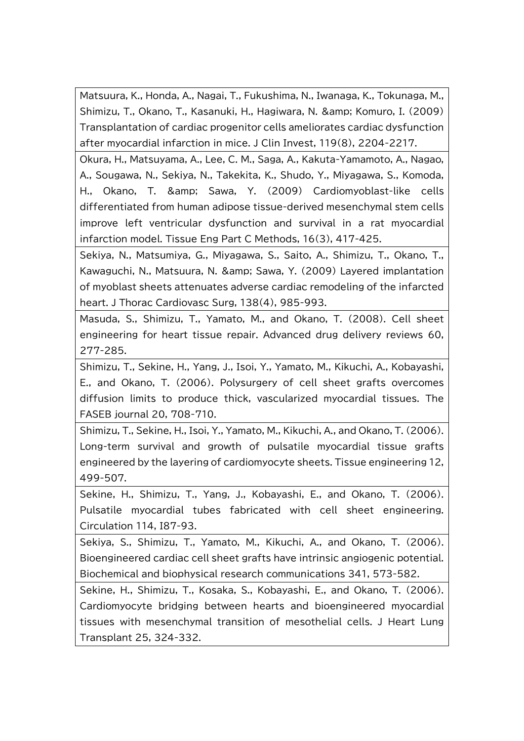| |
|---|
| Matsuura, K., Honda, A., Nagai, T., Fukushima, N., Iwanaga, K., Tokunaga, M., Shimizu, T., Okano, T., Kasanuki, H., Hagiwara, N. &amp; Komuro, I. (2009) Transplantation of cardiac progenitor cells ameliorates cardiac dysfunction after myocardial infarction in mice. J Clin Invest, 119(8), 2204-2217. |
| Okura, H., Matsuyama, A., Lee, C. M., Saga, A., Kakuta-Yamamoto, A., Nagao, A., Sougawa, N., Sekiya, N., Takekita, K., Shudo, Y., Miyagawa, S., Komoda, H., Okano, T. &amp; Sawa, Y. (2009) Cardiomyoblast-like cells differentiated from human adipose tissue-derived mesenchymal stem cells improve left ventricular dysfunction and survival in a rat myocardial infarction model. Tissue Eng Part C Methods, 16(3), 417-425. |
| Sekiya, N., Matsumiya, G., Miyagawa, S., Saito, A., Shimizu, T., Okano, T., Kawaguchi, N., Matsuura, N. &amp; Sawa, Y. (2009) Layered implantation of myoblast sheets attenuates adverse cardiac remodeling of the infarcted heart. J Thorac Cardiovasc Surg, 138(4), 985-993. |
| Masuda, S., Shimizu, T., Yamato, M., and Okano, T. (2008). Cell sheet engineering for heart tissue repair. Advanced drug delivery reviews 60, 277-285. |
| Shimizu, T., Sekine, H., Yang, J., Isoi, Y., Yamato, M., Kikuchi, A., Kobayashi, E., and Okano, T. (2006). Polysurgery of cell sheet grafts overcomes diffusion limits to produce thick, vascularized myocardial tissues. The FASEB journal 20, 708-710. |
| Shimizu, T., Sekine, H., Isoi, Y., Yamato, M., Kikuchi, A., and Okano, T. (2006). Long-term survival and growth of pulsatile myocardial tissue grafts engineered by the layering of cardiomyocyte sheets. Tissue engineering 12, 499-507. |
| Sekine, H., Shimizu, T., Yang, J., Kobayashi, E., and Okano, T. (2006). Pulsatile myocardial tubes fabricated with cell sheet engineering. Circulation 114, I87-93. |
| Sekiya, S., Shimizu, T., Yamato, M., Kikuchi, A., and Okano, T. (2006). Bioengineered cardiac cell sheet grafts have intrinsic angiogenic potential. Biochemical and biophysical research communications 341, 573-582. |
| Sekine, H., Shimizu, T., Kosaka, S., Kobayashi, E., and Okano, T. (2006). Cardiomyocyte bridging between hearts and bioengineered myocardial tissues with mesenchymal transition of mesothelial cells. J Heart Lung Transplant 25, 324-332. |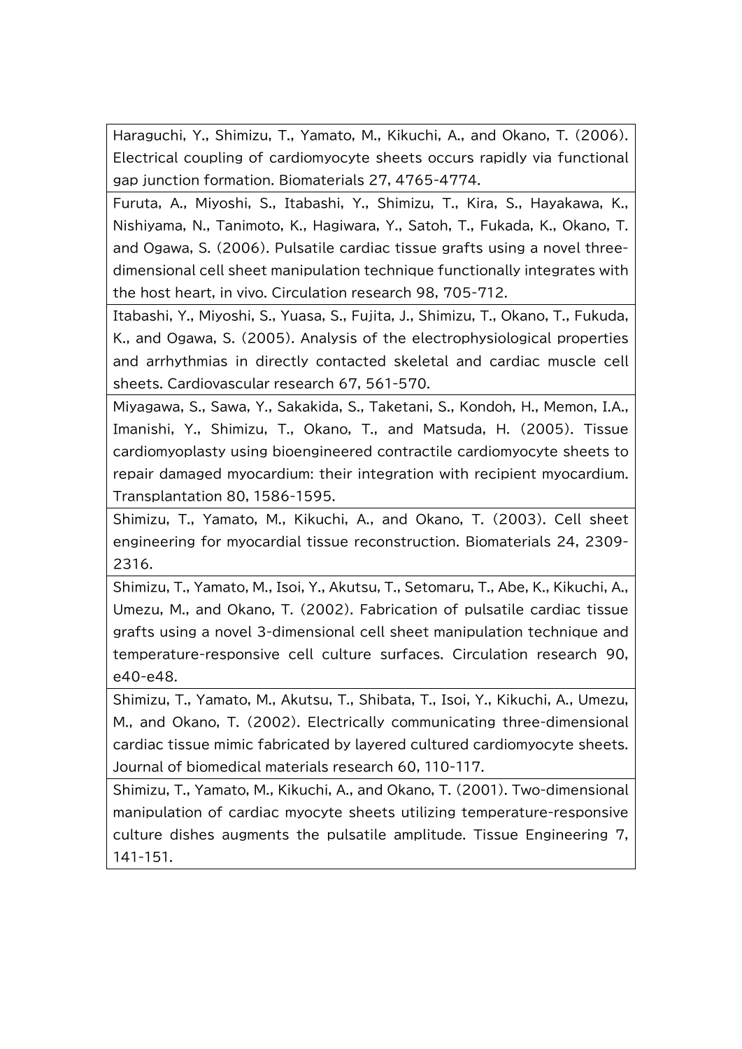| Haraguchi, Y., Shimizu, T., Yamato, M., Kikuchi, A., and Okano, T. (2006). Electrical coupling of cardiomyocyte sheets occurs rapidly via functional gap junction formation. Biomaterials 27, 4765-4774. |
|---|
| Furuta, A., Miyoshi, S., Itabashi, Y., Shimizu, T., Kira, S., Hayakawa, K., Nishiyama, N., Tanimoto, K., Hagiwara, Y., Satoh, T., Fukada, K., Okano, T. and Ogawa, S. (2006). Pulsatile cardiac tissue grafts using a novel three-dimensional cell sheet manipulation technique functionally integrates with the host heart, in vivo. Circulation research 98, 705-712. |
| Itabashi, Y., Miyoshi, S., Yuasa, S., Fujita, J., Shimizu, T., Okano, T., Fukuda, K., and Ogawa, S. (2005). Analysis of the electrophysiological properties and arrhythmias in directly contacted skeletal and cardiac muscle cell sheets. Cardiovascular research 67, 561-570. |
| Miyagawa, S., Sawa, Y., Sakakida, S., Taketani, S., Kondoh, H., Memon, I.A., Imanishi, Y., Shimizu, T., Okano, T., and Matsuda, H. (2005). Tissue cardiomyoplasty using bioengineered contractile cardiomyocyte sheets to repair damaged myocardium: their integration with recipient myocardium. Transplantation 80, 1586-1595. |
| Shimizu, T., Yamato, M., Kikuchi, A., and Okano, T. (2003). Cell sheet engineering for myocardial tissue reconstruction. Biomaterials 24, 2309-2316. |
| Shimizu, T., Yamato, M., Isoi, Y., Akutsu, T., Setomaru, T., Abe, K., Kikuchi, A., Umezu, M., and Okano, T. (2002). Fabrication of pulsatile cardiac tissue grafts using a novel 3-dimensional cell sheet manipulation technique and temperature-responsive cell culture surfaces. Circulation research 90, e40-e48. |
| Shimizu, T., Yamato, M., Akutsu, T., Shibata, T., Isoi, Y., Kikuchi, A., Umezu, M., and Okano, T. (2002). Electrically communicating three-dimensional cardiac tissue mimic fabricated by layered cultured cardiomyocyte sheets. Journal of biomedical materials research 60, 110-117. |
| Shimizu, T., Yamato, M., Kikuchi, A., and Okano, T. (2001). Two-dimensional manipulation of cardiac myocyte sheets utilizing temperature-responsive culture dishes augments the pulsatile amplitude. Tissue Engineering 7, 141-151. |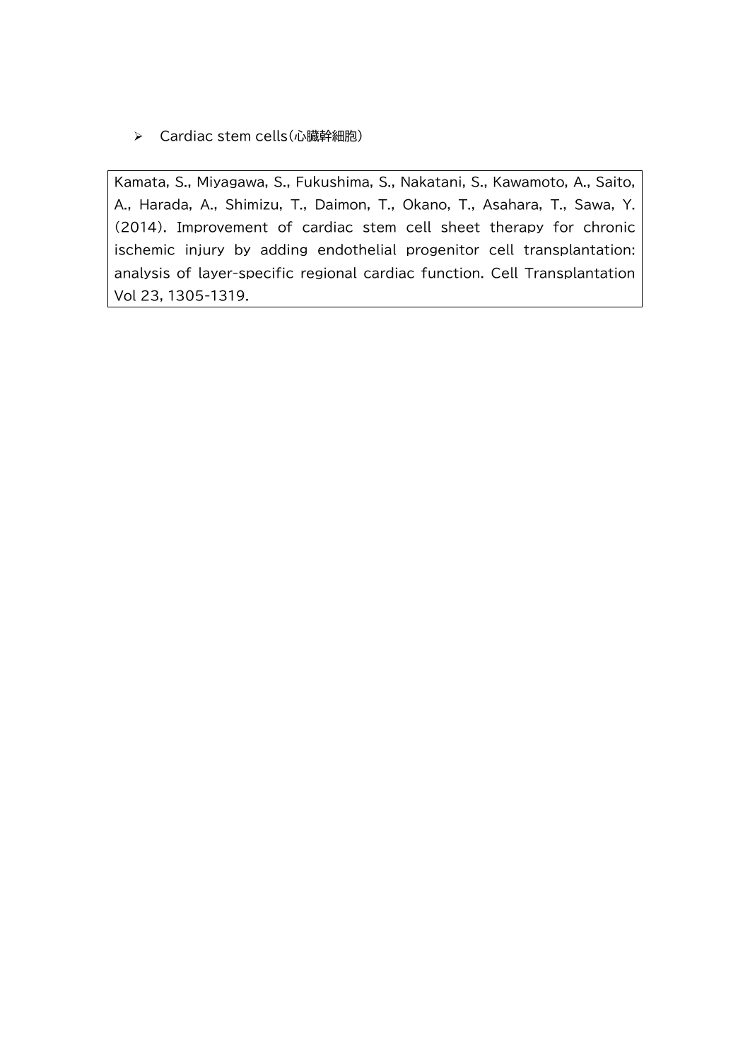- Cardiac stem cells（心臓幹細胞）

Kamata, S., Miyagawa, S., Fukushima, S., Nakatani, S., Kawamoto, A., Saito, A., Harada, A., Shimizu, T., Daimon, T., Okano, T., Asahara, T., Sawa, Y. (2014). Improvement of cardiac stem cell sheet therapy for chronic ischemic injury by adding endothelial progenitor cell transplantation: analysis of layer-specific regional cardiac function. Cell Transplantation Vol 23, 1305-1319.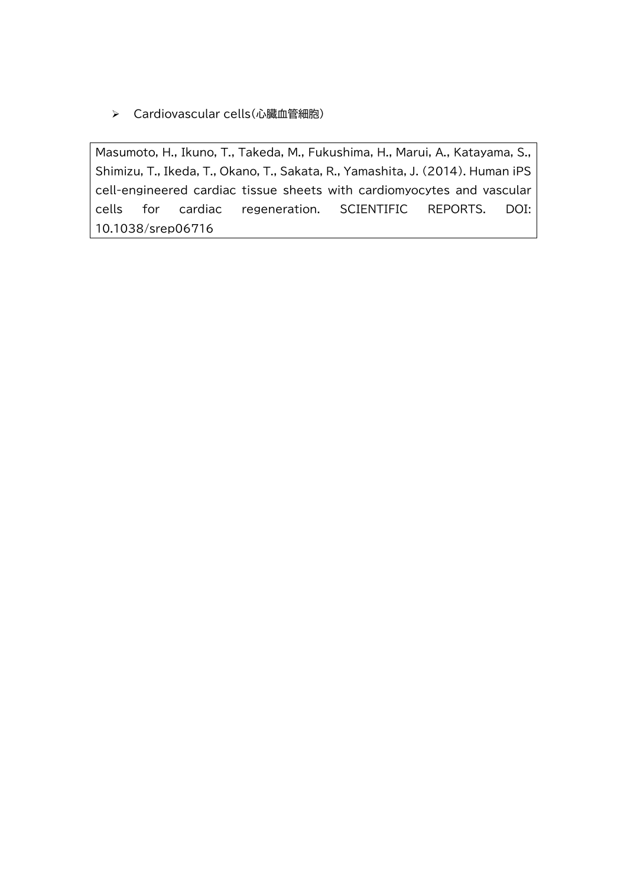- Cardiovascular cells（心臓血管細胞）

Masumoto, H., Ikuno, T., Takeda, M., Fukushima, H., Marui, A., Katayama, S., Shimizu, T., Ikeda, T., Okano, T., Sakata, R., Yamashita, J. (2014). Human iPS cell-engineered cardiac tissue sheets with cardiomyocytes and vascular cells for cardiac regeneration. SCIENTIFIC REPORTS. DOI: 10.1038/srep06716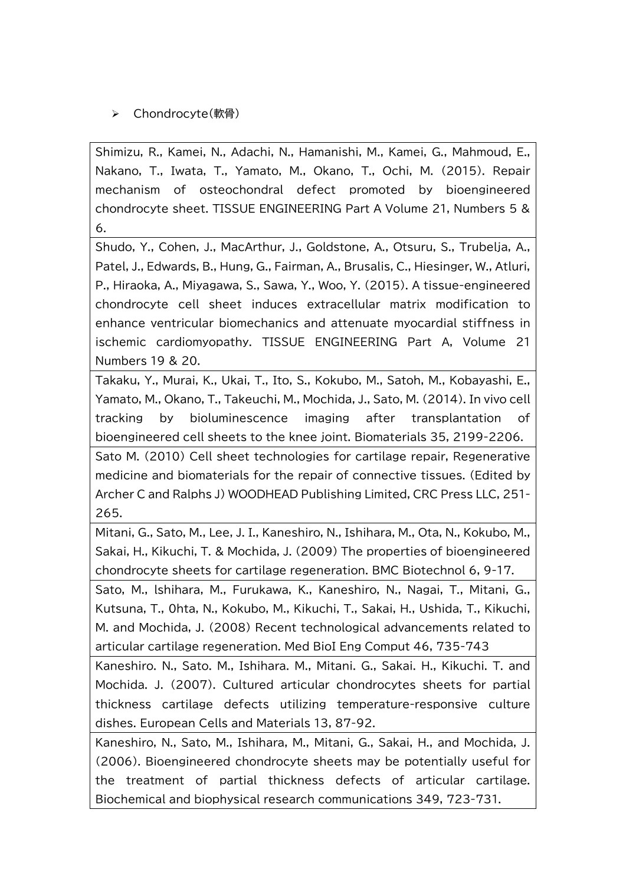- Chondrocyte(軟骨)

| Shimizu, R., Kamei, N., Adachi, N., Hamanishi, M., Kamei, G., Mahmoud, E., Nakano, T., Iwata, T., Yamato, M., Okano, T., Ochi, M. (2015). Repair mechanism of osteochondral defect promoted by bioengineered chondrocyte sheet. TISSUE ENGINEERING Part A Volume 21, Numbers 5 & 6. |
|---|
| Shudo, Y., Cohen, J., MacArthur, J., Goldstone, A., Otsuru, S., Trubelja, A., Patel, J., Edwards, B., Hung, G., Fairman, A., Brusalis, C., Hiesinger, W., Atluri, P., Hiraoka, A., Miyagawa, S., Sawa, Y., Woo, Y. (2015). A tissue-engineered chondrocyte cell sheet induces extracellular matrix modification to enhance ventricular biomechanics and attenuate myocardial stiffness in ischemic cardiomyopathy. TISSUE ENGINEERING Part A, Volume 21 Numbers 19 & 20. |
| Takaku, Y., Murai, K., Ukai, T., Ito, S., Kokubo, M., Satoh, M., Kobayashi, E., Yamato, M., Okano, T., Takeuchi, M., Mochida, J., Sato, M. (2014). In vivo cell tracking by bioluminescence imaging after transplantation of bioengineered cell sheets to the knee joint. Biomaterials 35, 2199-2206. |
| Sato M. (2010) Cell sheet technologies for cartilage repair, Regenerative medicine and biomaterials for the repair of connective tissues. (Edited by Archer C and Ralphs J) WOODHEAD Publishing Limited, CRC Press LLC, 251-265. |
| Mitani, G., Sato, M., Lee, J. I., Kaneshiro, N., Ishihara, M., Ota, N., Kokubo, M., Sakai, H., Kikuchi, T. & Mochida, J. (2009) The properties of bioengineered chondrocyte sheets for cartilage regeneration. BMC Biotechnol 6, 9-17. |
| Sato, M., lshihara, M., Furukawa, K., Kaneshiro, N., Nagai, T., Mitani, G., Kutsuna, T., 0hta, N., Kokubo, M., Kikuchi, T., Sakai, H., Ushida, T., Kikuchi, M. and Mochida, J. (2008) Recent technological advancements related to articular cartilage regeneration. Med BioI Eng Comput 46, 735-743 |
| Kaneshiro. N., Sato. M., Ishihara. M., Mitani. G., Sakai. H., Kikuchi. T. and Mochida. J. (2007). Cultured articular chondrocytes sheets for partial thickness cartilage defects utilizing temperature-responsive culture dishes. European Cells and Materials 13, 87-92. |
| Kaneshiro, N., Sato, M., Ishihara, M., Mitani, G., Sakai, H., and Mochida, J. (2006). Bioengineered chondrocyte sheets may be potentially useful for the treatment of partial thickness defects of articular cartilage. Biochemical and biophysical research communications 349, 723-731. |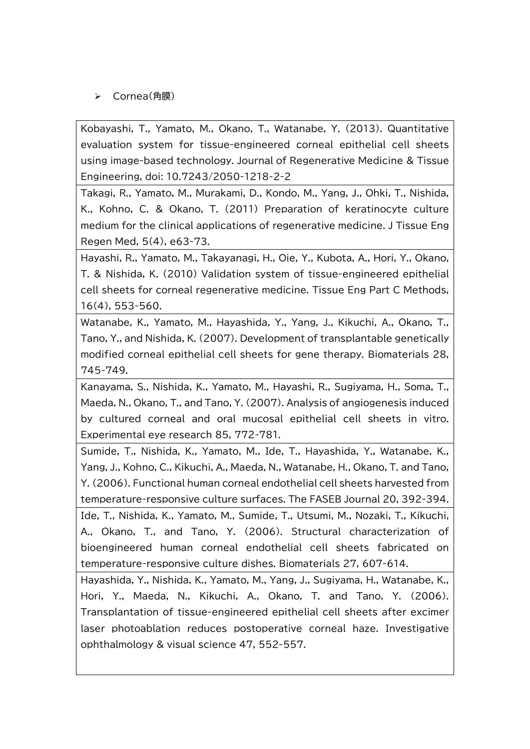- Cornea(角膜)

| Kobayashi, T., Yamato, M., Okano, T., Watanabe, Y. (2013). Quantitative evaluation system for tissue-engineered corneal epithelial cell sheets using image-based technology. Journal of Regenerative Medicine & Tissue Engineering, doi: 10.7243/2050-1218-2-2 |
|---|
| Takagi, R., Yamato, M., Murakami, D., Kondo, M., Yang, J., Ohki, T., Nishida, K., Kohno, C. & Okano, T. (2011) Preparation of keratinocyte culture medium for the clinical applications of regenerative medicine. J Tissue Eng Regen Med, 5(4), e63-73. |
| Hayashi, R., Yamato, M., Takayanagi, H., Oie, Y., Kubota, A., Hori, Y., Okano, T. & Nishida, K. (2010) Validation system of tissue-engineered epithelial cell sheets for corneal regenerative medicine. Tissue Eng Part C Methods, 16(4), 553-560. |
| Watanabe, K., Yamato, M., Hayashida, Y., Yang, J., Kikuchi, A., Okano, T., Tano, Y., and Nishida, K. (2007). Development of transplantable genetically modified corneal epithelial cell sheets for gene therapy. Biomaterials 28, 745-749. |
| Kanayama, S., Nishida, K., Yamato, M., Hayashi, R., Sugiyama, H., Soma, T., Maeda, N., Okano, T., and Tano, Y. (2007). Analysis of angiogenesis induced by cultured corneal and oral mucosal epithelial cell sheets in vitro. Experimental eye research 85, 772-781. |
| Sumide, T., Nishida, K., Yamato, M., Ide, T., Hayashida, Y., Watanabe, K., Yang, J., Kohno, C., Kikuchi, A., Maeda, N., Watanabe, H., Okano, T. and Tano, Y. (2006). Functional human corneal endothelial cell sheets harvested from temperature-responsive culture surfaces. The FASEB Journal 20, 392-394. |
| Ide, T., Nishida, K., Yamato, M., Sumide, T., Utsumi, M., Nozaki, T., Kikuchi, A., Okano, T., and Tano, Y. (2006). Structural characterization of bioengineered human corneal endothelial cell sheets fabricated on temperature-responsive culture dishes. Biomaterials 27, 607-614. |
| Hayashida, Y., Nishida, K., Yamato, M., Yang, J., Sugiyama, H., Watanabe, K., Hori, Y., Maeda, N., Kikuchi, A., Okano, T. and Tano, Y. (2006). Transplantation of tissue-engineered epithelial cell sheets after excimer laser photoablation reduces postoperative corneal haze. Investigative ophthalmology & visual science 47, 552-557. |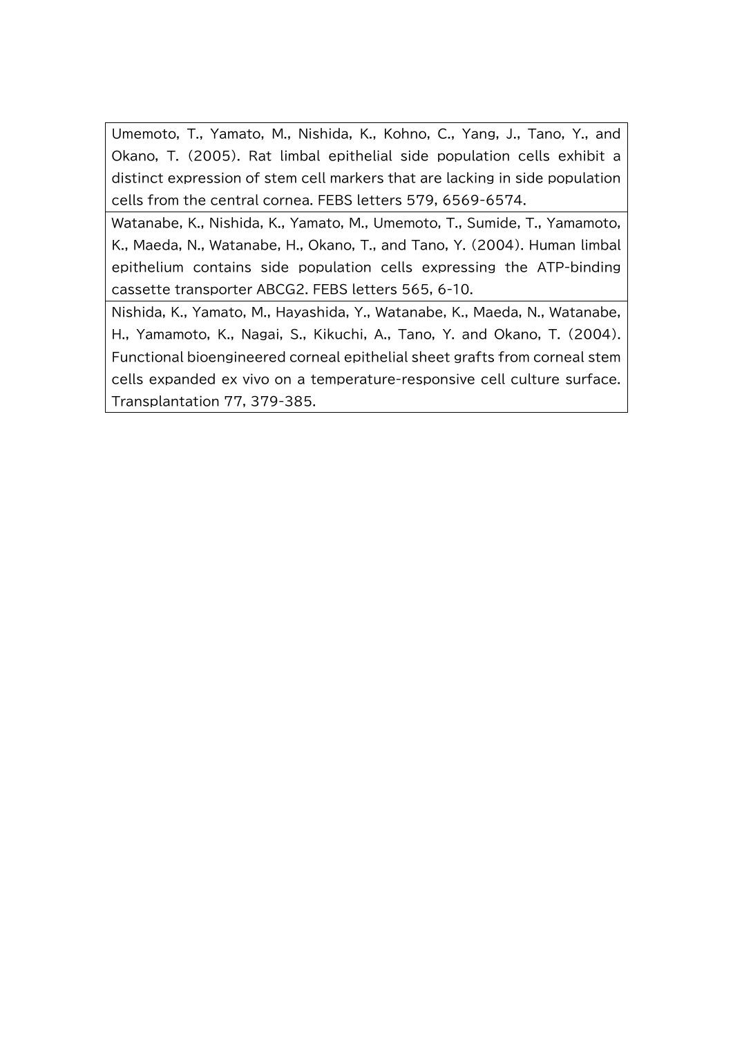| |
|---|
| Umemoto, T., Yamato, M., Nishida, K., Kohno, C., Yang, J., Tano, Y., and Okano, T. (2005). Rat limbal epithelial side population cells exhibit a distinct expression of stem cell markers that are lacking in side population cells from the central cornea. FEBS letters 579, 6569-6574. |
| Watanabe, K., Nishida, K., Yamato, M., Umemoto, T., Sumide, T., Yamamoto, K., Maeda, N., Watanabe, H., Okano, T., and Tano, Y. (2004). Human limbal epithelium contains side population cells expressing the ATP-binding cassette transporter ABCG2. FEBS letters 565, 6-10. |
| Nishida, K., Yamato, M., Hayashida, Y., Watanabe, K., Maeda, N., Watanabe, H., Yamamoto, K., Nagai, S., Kikuchi, A., Tano, Y. and Okano, T. (2004). Functional bioengineered corneal epithelial sheet grafts from corneal stem cells expanded ex vivo on a temperature-responsive cell culture surface. Transplantation 77, 379-385. |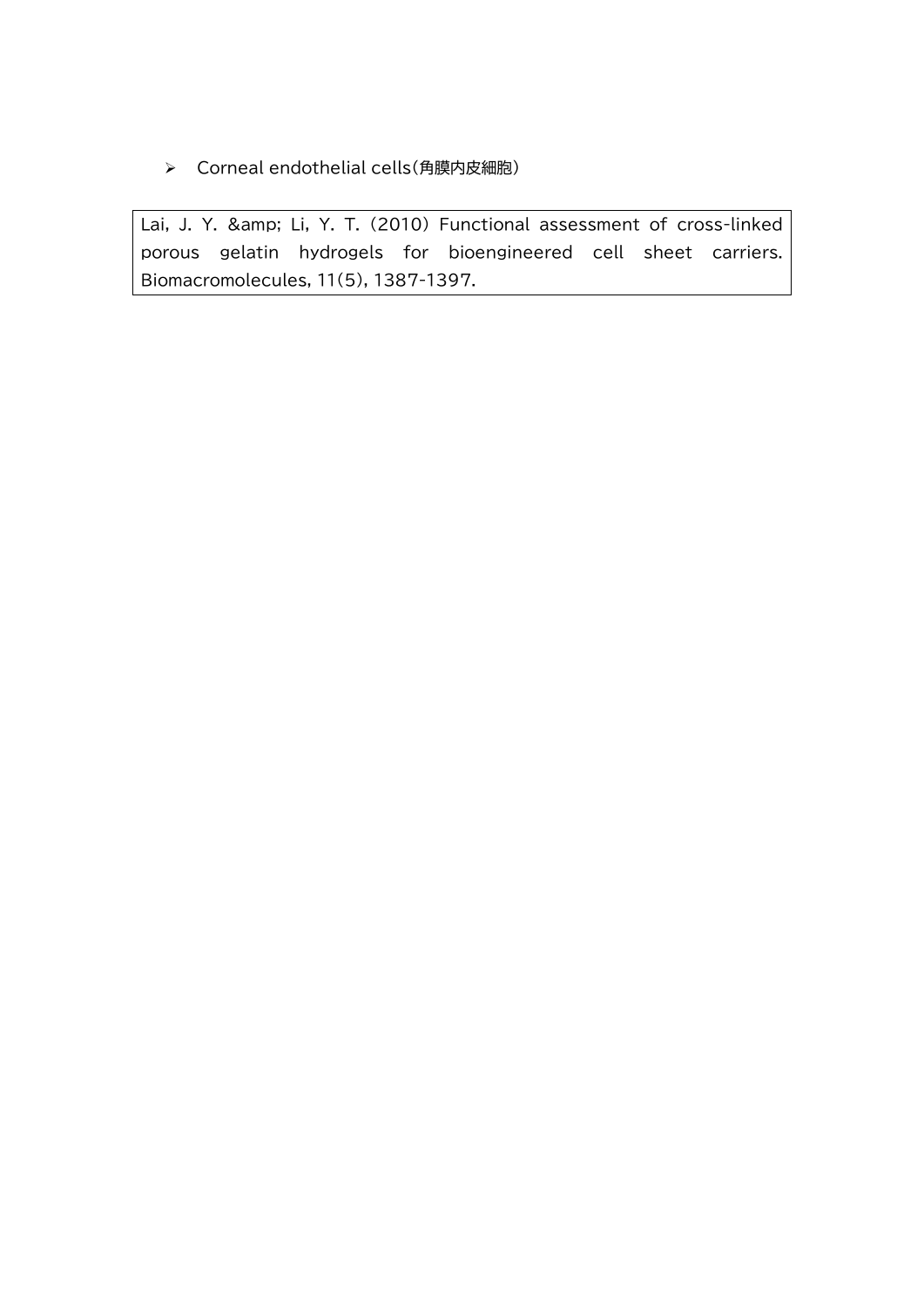- Corneal endothelial cells(角膜内皮細胞)

Lai, J. Y. &amp; Li, Y. T. (2010) Functional assessment of cross-linked porous gelatin hydrogels for bioengineered cell sheet carriers. Biomacromolecules, 11(5), 1387-1397.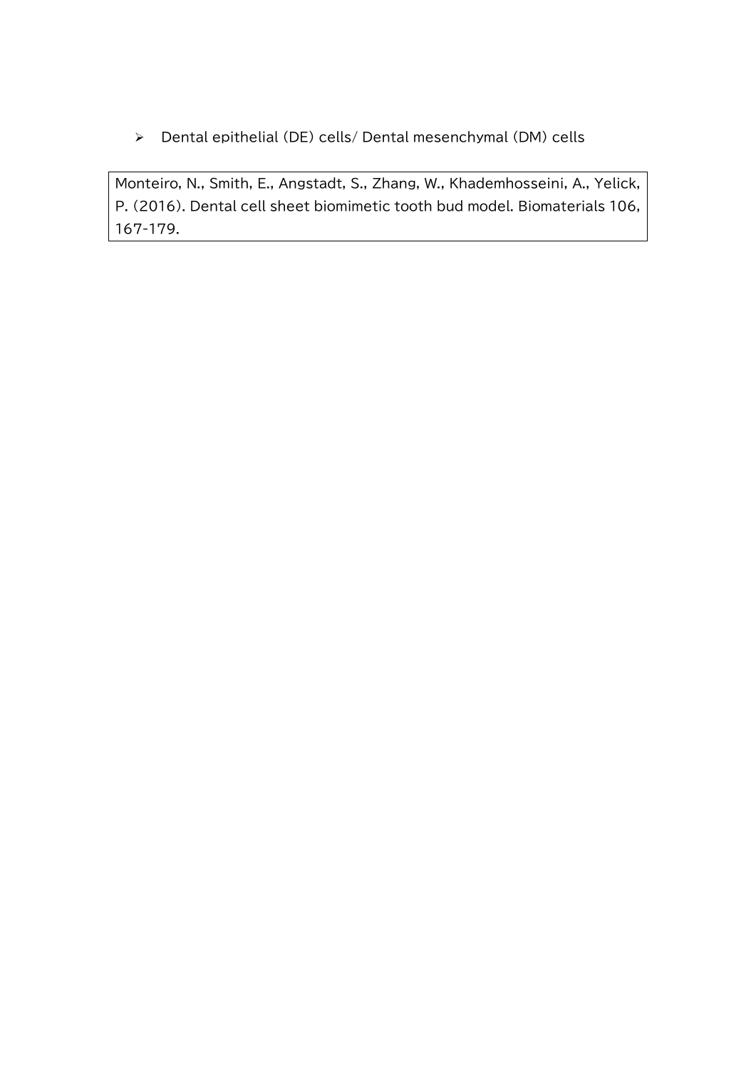- Dental epithelial (DE) cells/ Dental mesenchymal (DM) cells

Monteiro, N., Smith, E., Angstadt, S., Zhang, W., Khademhosseini, A., Yelick, P. (2016). Dental cell sheet biomimetic tooth bud model. Biomaterials 106, 167-179.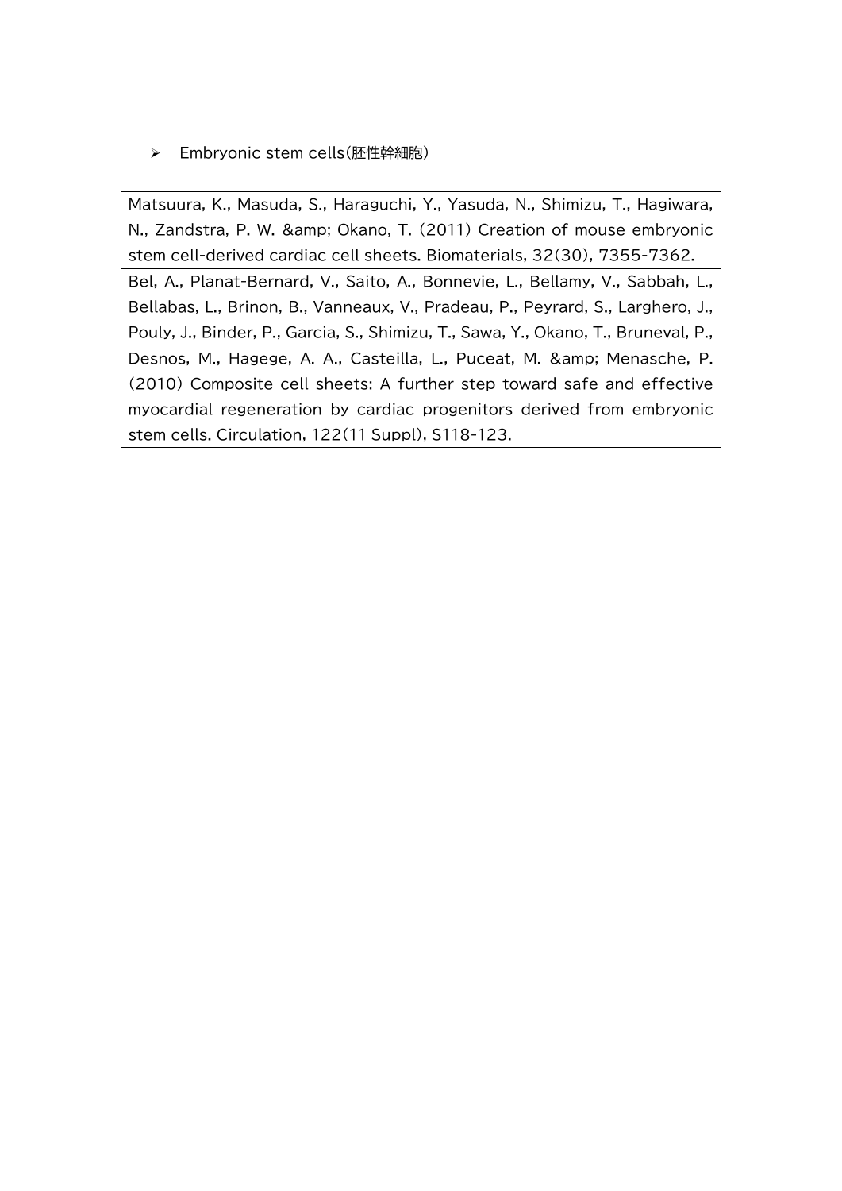- Embryonic stem cells(胚性幹細胞)

| Matsuura, K., Masuda, S., Haraguchi, Y., Yasuda, N., Shimizu, T., Hagiwara, N., Zandstra, P. W. &amp; Okano, T. (2011) Creation of mouse embryonic stem cell-derived cardiac cell sheets. Biomaterials, 32(30), 7355-7362. |
| --- |
| Bel, A., Planat-Bernard, V., Saito, A., Bonnevie, L., Bellamy, V., Sabbah, L., Bellabas, L., Brinon, B., Vanneaux, V., Pradeau, P., Peyrard, S., Larghero, J., Pouly, J., Binder, P., Garcia, S., Shimizu, T., Sawa, Y., Okano, T., Bruneval, P., Desnos, M., Hagege, A. A., Casteilla, L., Puceat, M. &amp; Menasche, P. (2010) Composite cell sheets: A further step toward safe and effective myocardial regeneration by cardiac progenitors derived from embryonic stem cells. Circulation, 122(11 Suppl), S118-123. |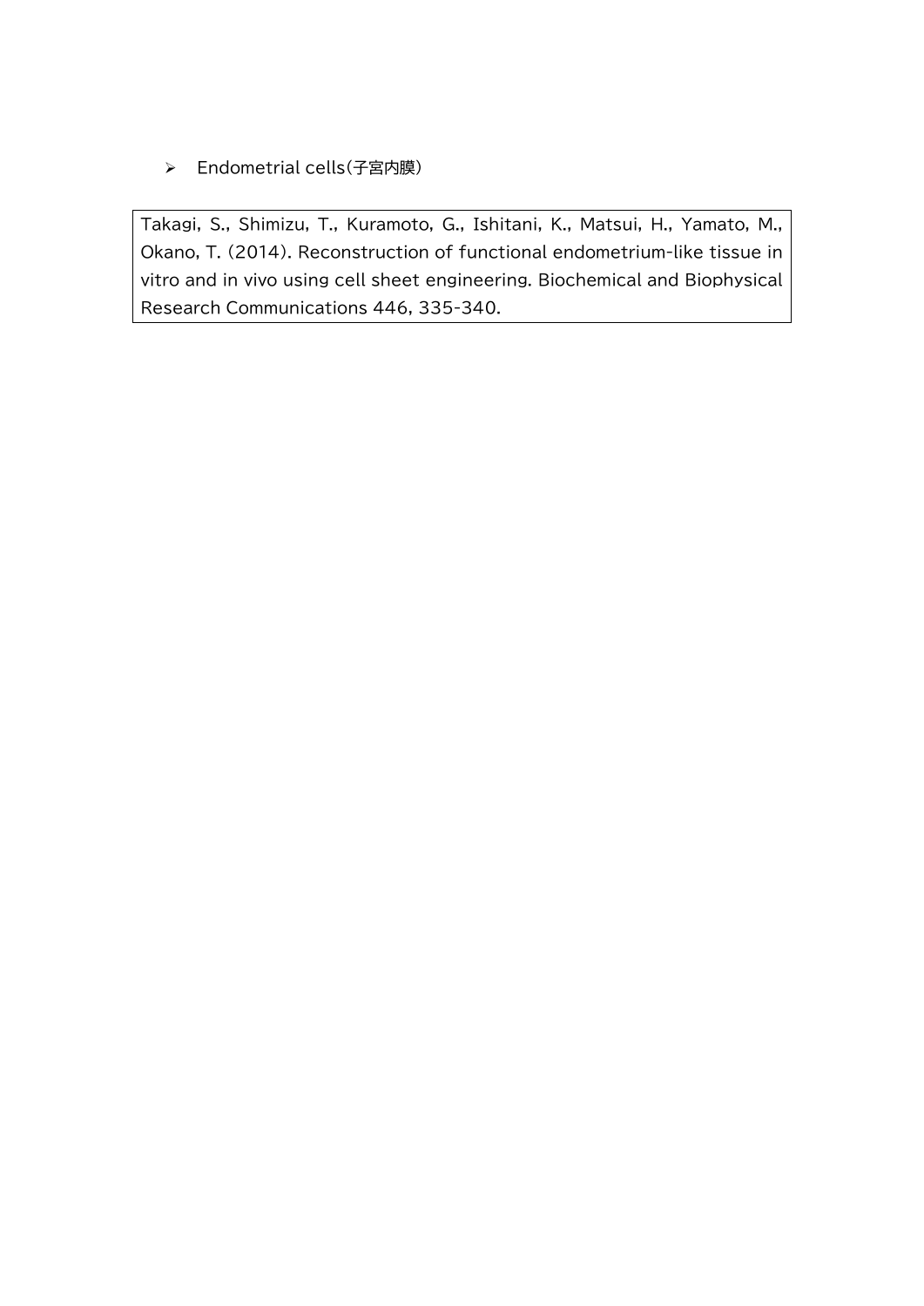- Endometrial cells（子宮内膜）

Takagi, S., Shimizu, T., Kuramoto, G., Ishitani, K., Matsui, H., Yamato, M., Okano, T. (2014). Reconstruction of functional endometrium-like tissue in vitro and in vivo using cell sheet engineering. Biochemical and Biophysical Research Communications 446, 335-340.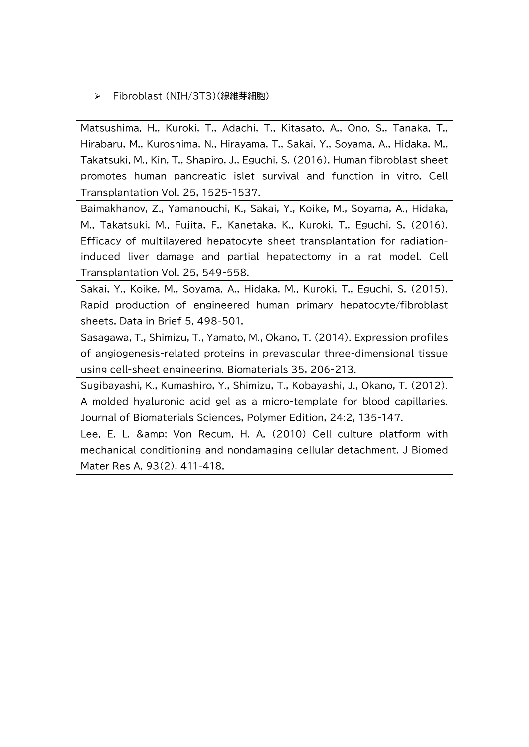- Fibroblast (NIH/3T3)(線維芽細胞)

| Matsushima, H., Kuroki, T., Adachi, T., Kitasato, A., Ono, S., Tanaka, T., Hirabaru, M., Kuroshima, N., Hirayama, T., Sakai, Y., Soyama, A., Hidaka, M., Takatsuki, M., Kin, T., Shapiro, J., Eguchi, S. (2016). Human fibroblast sheet promotes human pancreatic islet survival and function in vitro. Cell Transplantation Vol. 25, 1525-1537. |
|---|
| Baimakhanov, Z., Yamanouchi, K., Sakai, Y., Koike, M., Soyama, A., Hidaka, M., Takatsuki, M., Fujita, F., Kanetaka, K., Kuroki, T., Eguchi, S. (2016). Efficacy of multilayered hepatocyte sheet transplantation for radiation-induced liver damage and partial hepatectomy in a rat model. Cell Transplantation Vol. 25, 549-558. |
| Sakai, Y., Koike, M., Soyama, A., Hidaka, M., Kuroki, T., Eguchi, S. (2015). Rapid production of engineered human primary hepatocyte/fibroblast sheets. Data in Brief 5, 498-501. |
| Sasagawa, T., Shimizu, T., Yamato, M., Okano, T. (2014). Expression profiles of angiogenesis-related proteins in prevascular three-dimensional tissue using cell-sheet engineering. Biomaterials 35, 206-213. |
| Sugibayashi, K., Kumashiro, Y., Shimizu, T., Kobayashi, J., Okano, T. (2012). A molded hyaluronic acid gel as a micro-template for blood capillaries. Journal of Biomaterials Sciences, Polymer Edition, 24:2, 135-147. |
| Lee, E. L. &amp; Von Recum, H. A. (2010) Cell culture platform with mechanical conditioning and nondamaging cellular detachment. J Biomed Mater Res A, 93(2), 411-418. |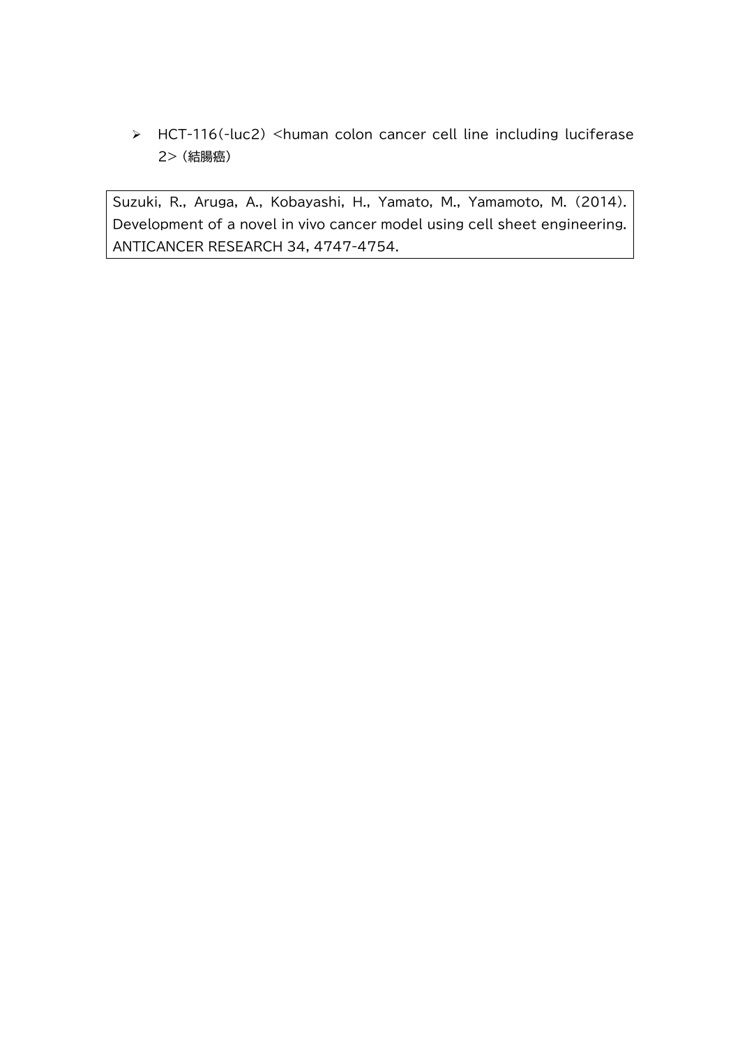- HCT-116(-luc2) <human colon cancer cell line including luciferase 2> (結腸癌)

Suzuki, R., Aruga, A., Kobayashi, H., Yamato, M., Yamamoto, M. (2014). Development of a novel in vivo cancer model using cell sheet engineering. ANTICANCER RESEARCH 34, 4747-4754.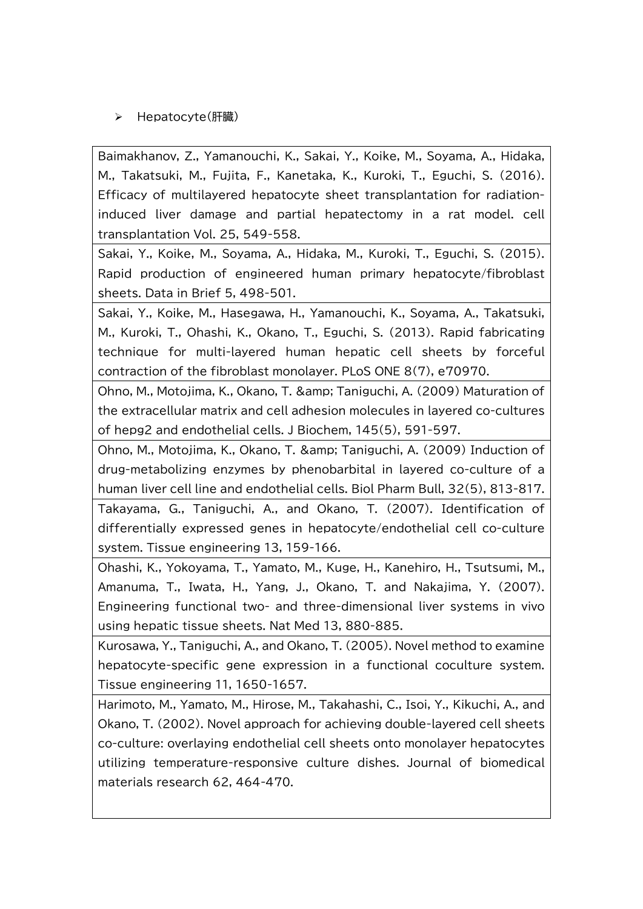- Hepatocyte(肝臓)

| |
|---|
| Baimakhanov, Z., Yamanouchi, K., Sakai, Y., Koike, M., Soyama, A., Hidaka, M., Takatsuki, M., Fujita, F., Kanetaka, K., Kuroki, T., Eguchi, S. (2016). Efficacy of multilayered hepatocyte sheet transplantation for radiation-induced liver damage and partial hepatectomy in a rat model. cell transplantation Vol. 25, 549-558. |
| Sakai, Y., Koike, M., Soyama, A., Hidaka, M., Kuroki, T., Eguchi, S. (2015). Rapid production of engineered human primary hepatocyte/fibroblast sheets. Data in Brief 5, 498-501. |
| Sakai, Y., Koike, M., Hasegawa, H., Yamanouchi, K., Soyama, A., Takatsuki, M., Kuroki, T., Ohashi, K., Okano, T., Eguchi, S. (2013). Rapid fabricating technique for multi-layered human hepatic cell sheets by forceful contraction of the fibroblast monolayer. PLoS ONE 8(7), e70970. |
| Ohno, M., Motojima, K., Okano, T. &amp; Taniguchi, A. (2009) Maturation of the extracellular matrix and cell adhesion molecules in layered co-cultures of hepg2 and endothelial cells. J Biochem, 145(5), 591-597. |
| Ohno, M., Motojima, K., Okano, T. &amp; Taniguchi, A. (2009) Induction of drug-metabolizing enzymes by phenobarbital in layered co-culture of a human liver cell line and endothelial cells. Biol Pharm Bull, 32(5), 813-817. |
| Takayama, G., Taniguchi, A., and Okano, T. (2007). Identification of differentially expressed genes in hepatocyte/endothelial cell co-culture system. Tissue engineering 13, 159-166. |
| Ohashi, K., Yokoyama, T., Yamato, M., Kuge, H., Kanehiro, H., Tsutsumi, M., Amanuma, T., Iwata, H., Yang, J., Okano, T. and Nakajima, Y. (2007). Engineering functional two- and three-dimensional liver systems in vivo using hepatic tissue sheets. Nat Med 13, 880-885. |
| Kurosawa, Y., Taniguchi, A., and Okano, T. (2005). Novel method to examine hepatocyte-specific gene expression in a functional coculture system. Tissue engineering 11, 1650-1657. |
| Harimoto, M., Yamato, M., Hirose, M., Takahashi, C., Isoi, Y., Kikuchi, A., and Okano, T. (2002). Novel approach for achieving double-layered cell sheets co-culture: overlaying endothelial cell sheets onto monolayer hepatocytes utilizing temperature-responsive culture dishes. Journal of biomedical materials research 62, 464-470. |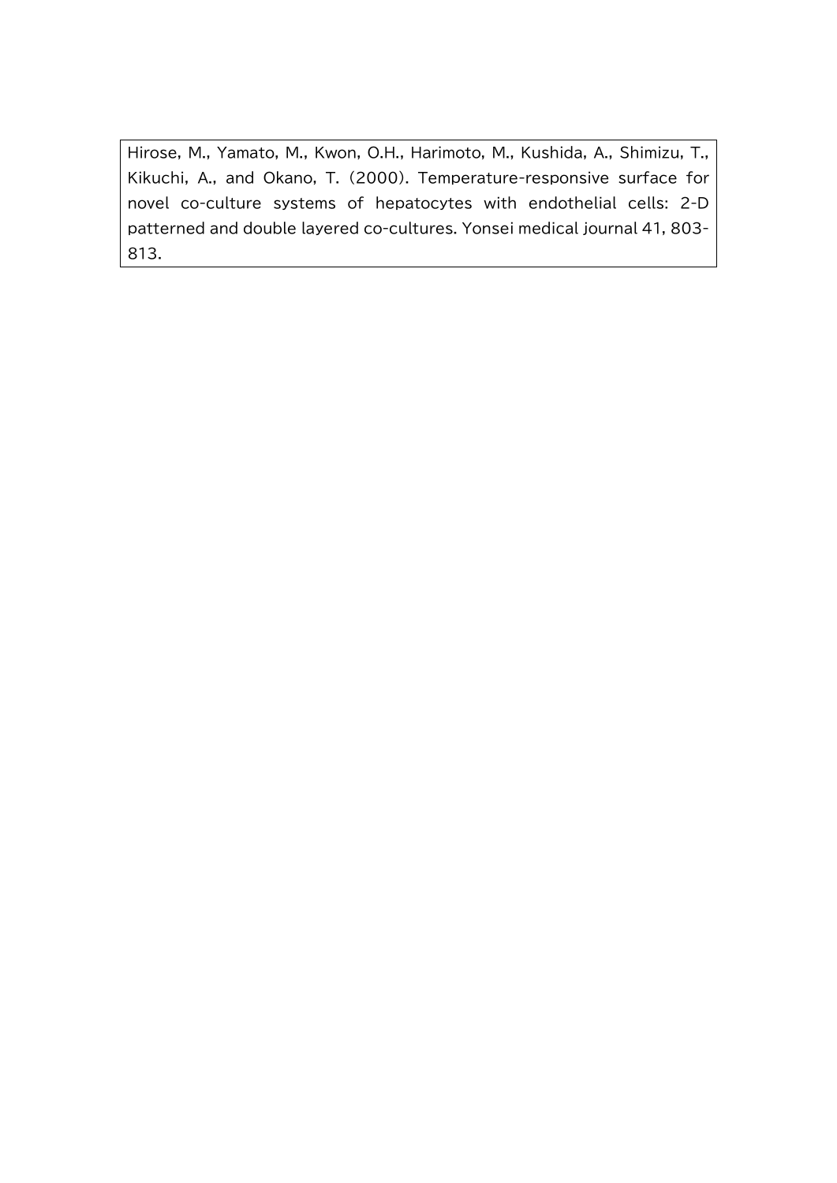Hirose, M., Yamato, M., Kwon, O.H., Harimoto, M., Kushida, A., Shimizu, T., Kikuchi, A., and Okano, T. (2000). Temperature-responsive surface for novel co-culture systems of hepatocytes with endothelial cells: 2-D patterned and double layered co-cultures. Yonsei medical journal 41, 803-813.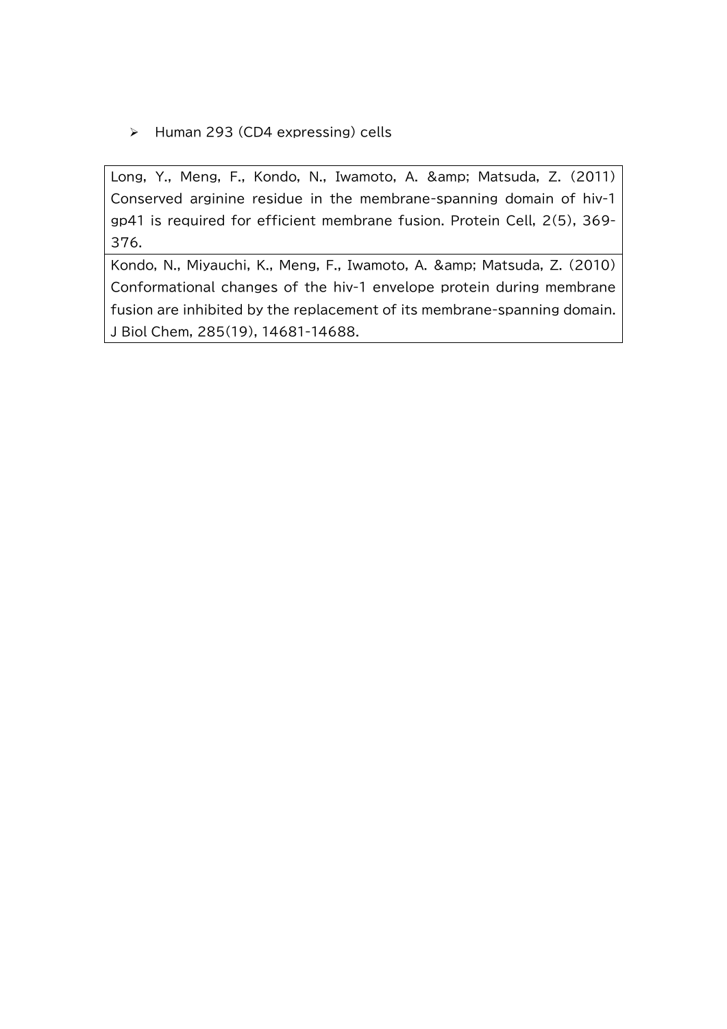- Human 293 (CD4 expressing) cells

| Long, Y., Meng, F., Kondo, N., Iwamoto, A. &amp; Matsuda, Z. (2011) Conserved arginine residue in the membrane-spanning domain of hiv-1 gp41 is required for efficient membrane fusion. Protein Cell, 2(5), 369-376. |
| --- |
| Kondo, N., Miyauchi, K., Meng, F., Iwamoto, A. &amp; Matsuda, Z. (2010) Conformational changes of the hiv-1 envelope protein during membrane fusion are inhibited by the replacement of its membrane-spanning domain. J Biol Chem, 285(19), 14681-14688. |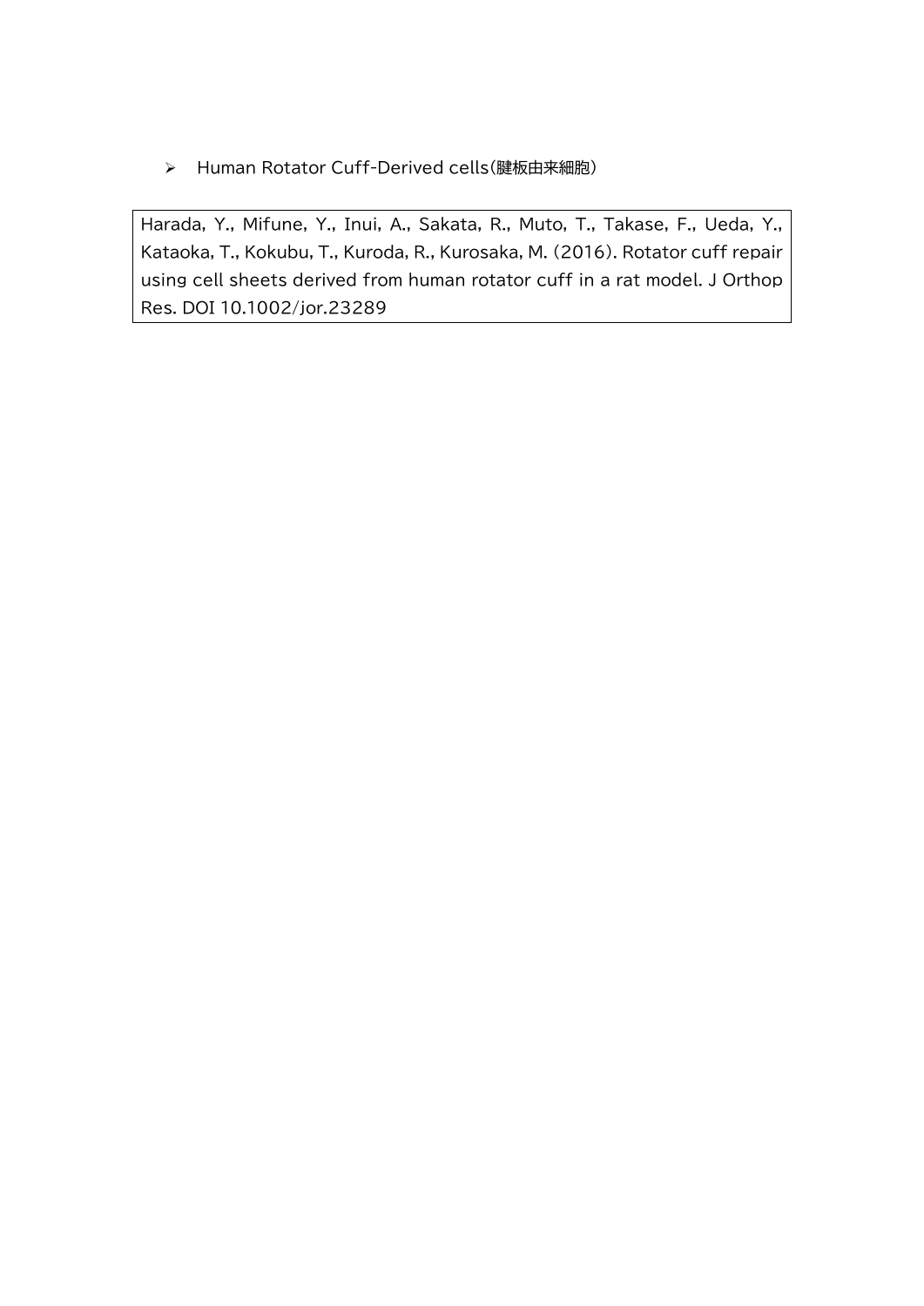- Human Rotator Cuff-Derived cells（腱板由来細胞）

Harada, Y., Mifune, Y., Inui, A., Sakata, R., Muto, T., Takase, F., Ueda, Y., Kataoka, T., Kokubu, T., Kuroda, R., Kurosaka, M. (2016). Rotator cuff repair using cell sheets derived from human rotator cuff in a rat model. J Orthop Res. DOI 10.1002/jor.23289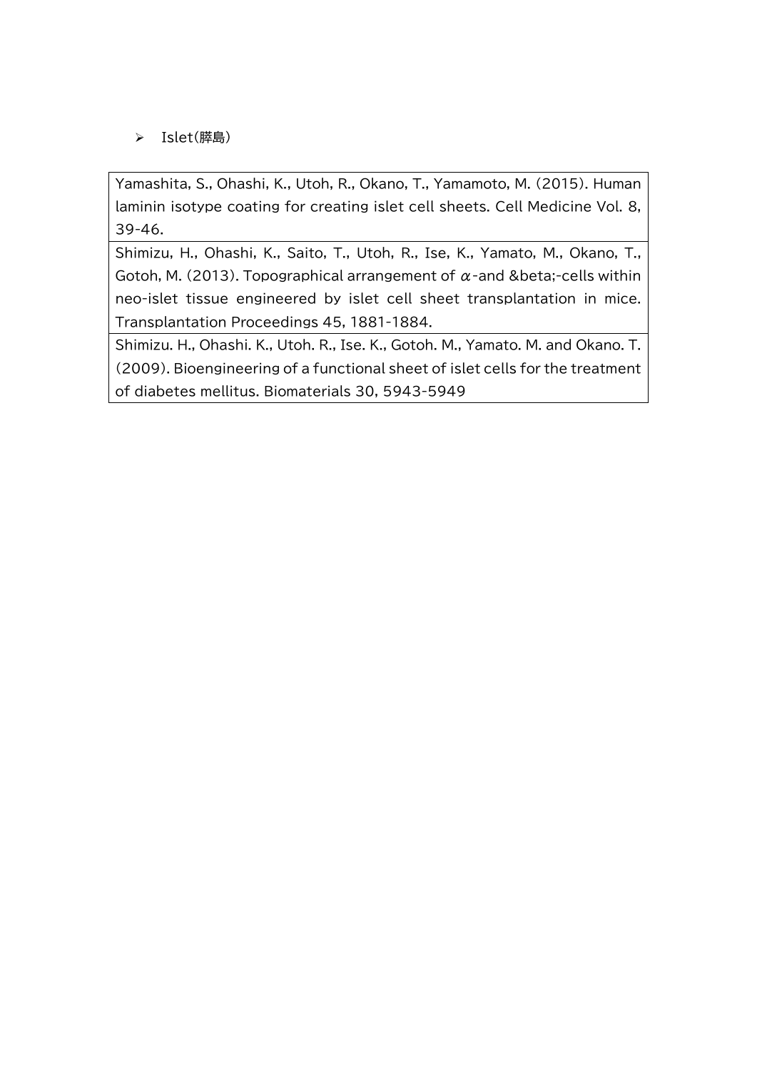- Islet(膵島)

| Yamashita, S., Ohashi, K., Utoh, R., Okano, T., Yamamoto, M. (2015). Human laminin isotype coating for creating islet cell sheets. Cell Medicine Vol. 8, 39-46. |
| --- |
| Shimizu, H., Ohashi, K., Saito, T., Utoh, R., Ise, K., Yamato, M., Okano, T., Gotoh, M. (2013). Topographical arrangement of α-and &beta;-cells within neo-islet tissue engineered by islet cell sheet transplantation in mice. Transplantation Proceedings 45, 1881-1884. |
| Shimizu. H., Ohashi. K., Utoh. R., Ise. K., Gotoh. M., Yamato. M. and Okano. T. (2009). Bioengineering of a functional sheet of islet cells for the treatment of diabetes mellitus. Biomaterials 30, 5943-5949 |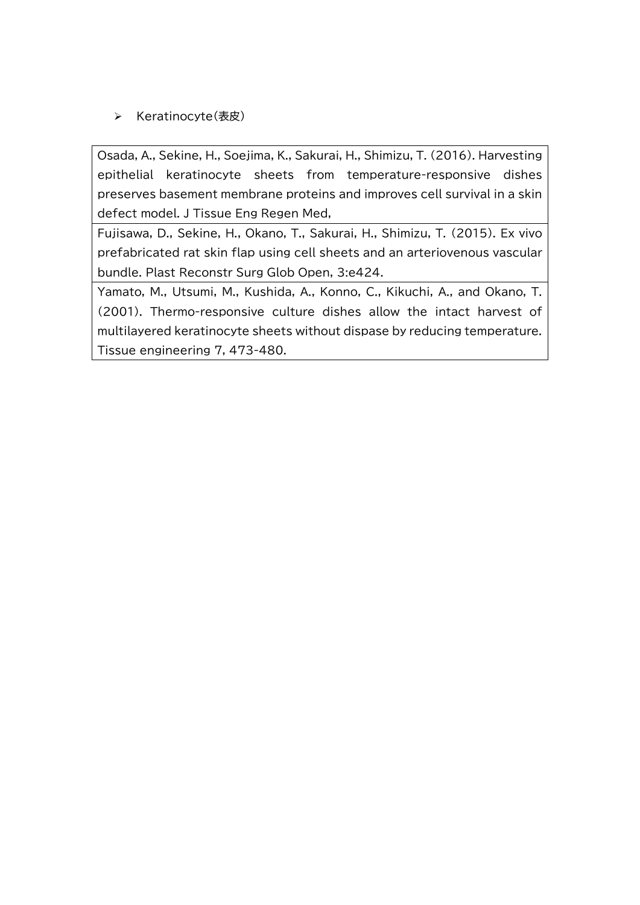- Keratinocyte(表皮)

| Osada, A., Sekine, H., Soejima, K., Sakurai, H., Shimizu, T. (2016). Harvesting epithelial keratinocyte sheets from temperature-responsive dishes preserves basement membrane proteins and improves cell survival in a skin defect model. J Tissue Eng Regen Med, |
|---|
| Fujisawa, D., Sekine, H., Okano, T., Sakurai, H., Shimizu, T. (2015). Ex vivo prefabricated rat skin flap using cell sheets and an arteriovenous vascular bundle. Plast Reconstr Surg Glob Open, 3:e424. |
| Yamato, M., Utsumi, M., Kushida, A., Konno, C., Kikuchi, A., and Okano, T. (2001). Thermo-responsive culture dishes allow the intact harvest of multilayered keratinocyte sheets without dispase by reducing temperature. Tissue engineering 7, 473-480. |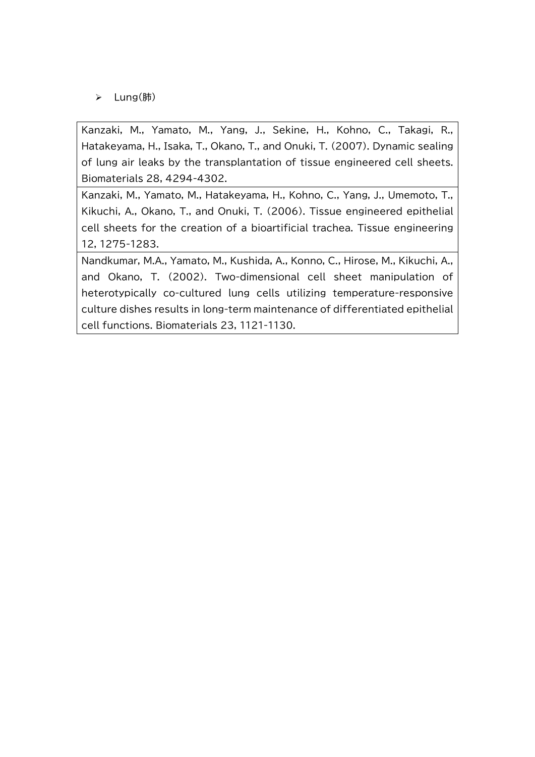- Lung(肺)

| Kanzaki, M., Yamato, M., Yang, J., Sekine, H., Kohno, C., Takagi, R., Hatakeyama, H., Isaka, T., Okano, T., and Onuki, T. (2007). Dynamic sealing of lung air leaks by the transplantation of tissue engineered cell sheets. Biomaterials 28, 4294-4302. |
| --- |
| Kanzaki, M., Yamato, M., Hatakeyama, H., Kohno, C., Yang, J., Umemoto, T., Kikuchi, A., Okano, T., and Onuki, T. (2006). Tissue engineered epithelial cell sheets for the creation of a bioartificial trachea. Tissue engineering 12, 1275-1283. |
| Nandkumar, M.A., Yamato, M., Kushida, A., Konno, C., Hirose, M., Kikuchi, A., and Okano, T. (2002). Two-dimensional cell sheet manipulation of heterotypically co-cultured lung cells utilizing temperature-responsive culture dishes results in long-term maintenance of differentiated epithelial cell functions. Biomaterials 23, 1121-1130. |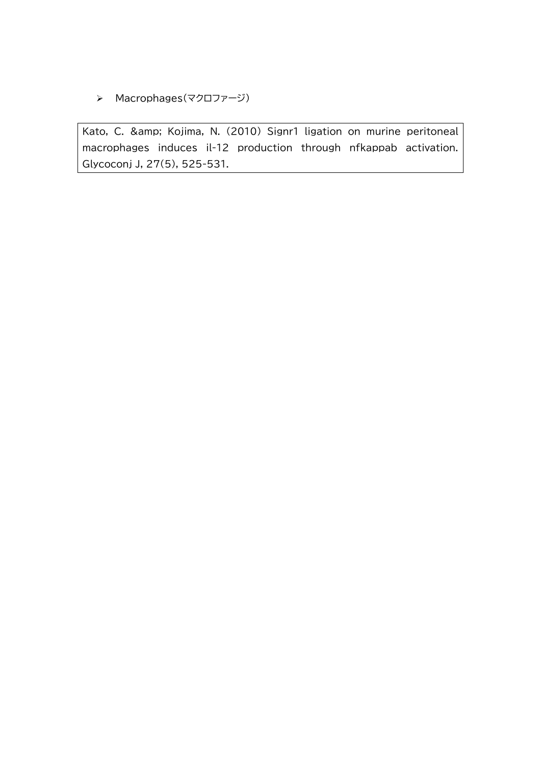- Macrophages（マクロファージ）

Kato, C. &amp; Kojima, N. (2010) Signr1 ligation on murine peritoneal macrophages induces il-12 production through nfkappab activation. Glycoconj J, 27(5), 525-531.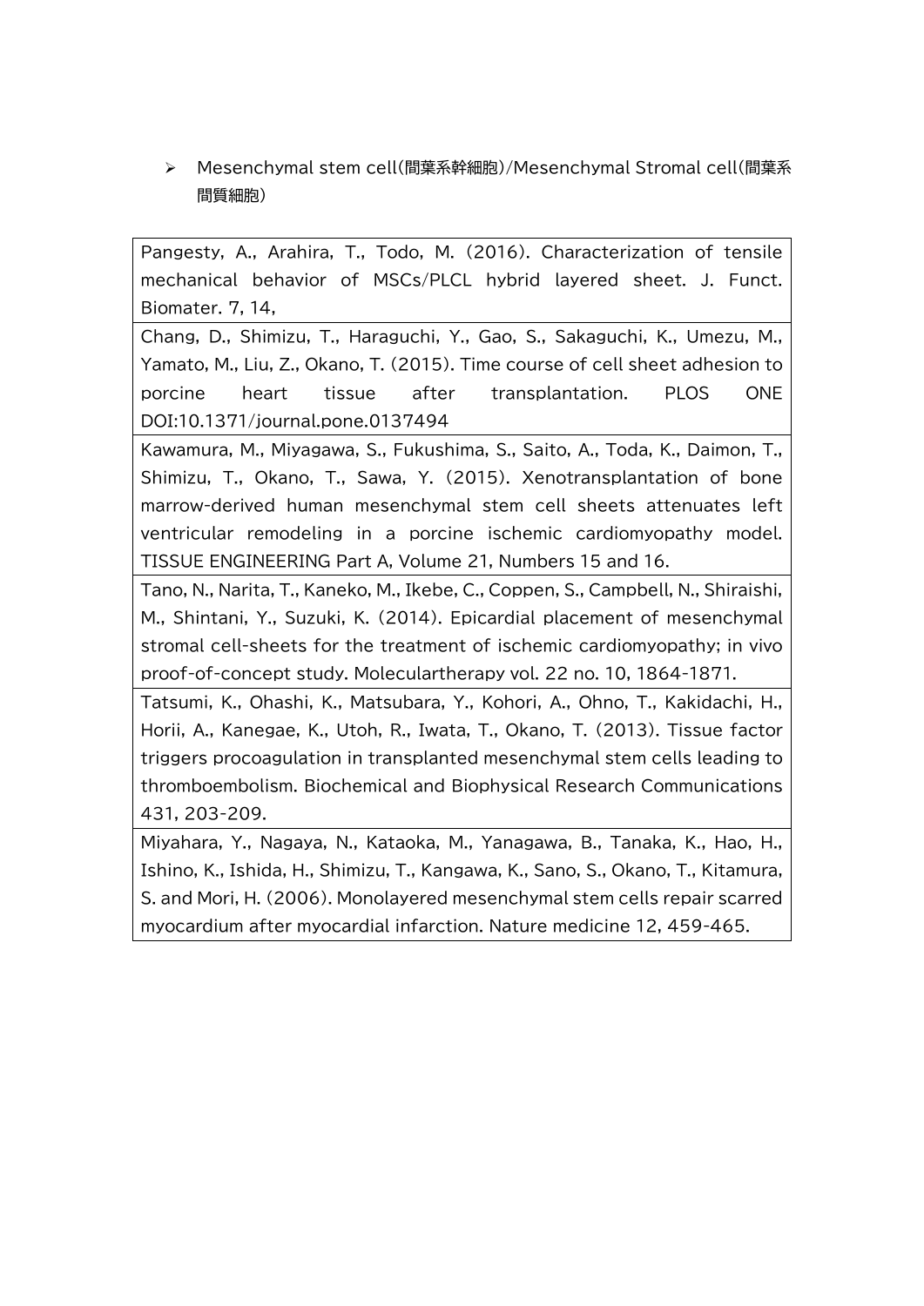- Mesenchymal stem cell(間葉系幹細胞)/Mesenchymal Stromal cell(間葉系間質細胞)

| |
|---|
| Pangesty, A., Arahira, T., Todo, M. (2016). Characterization of tensile mechanical behavior of MSCs/PLCL hybrid layered sheet. J. Funct. Biomater. 7, 14, |
| Chang, D., Shimizu, T., Haraguchi, Y., Gao, S., Sakaguchi, K., Umezu, M., Yamato, M., Liu, Z., Okano, T. (2015). Time course of cell sheet adhesion to porcine heart tissue after transplantation. PLOS ONE DOI:10.1371/journal.pone.0137494 |
| Kawamura, M., Miyagawa, S., Fukushima, S., Saito, A., Toda, K., Daimon, T., Shimizu, T., Okano, T., Sawa, Y. (2015). Xenotransplantation of bone marrow-derived human mesenchymal stem cell sheets attenuates left ventricular remodeling in a porcine ischemic cardiomyopathy model. TISSUE ENGINEERING Part A, Volume 21, Numbers 15 and 16. |
| Tano, N., Narita, T., Kaneko, M., Ikebe, C., Coppen, S., Campbell, N., Shiraishi, M., Shintani, Y., Suzuki, K. (2014). Epicardial placement of mesenchymal stromal cell-sheets for the treatment of ischemic cardiomyopathy; in vivo proof-of-concept study. Moleculartherapy vol. 22 no. 10, 1864-1871. |
| Tatsumi, K., Ohashi, K., Matsubara, Y., Kohori, A., Ohno, T., Kakidachi, H., Horii, A., Kanegae, K., Utoh, R., Iwata, T., Okano, T. (2013). Tissue factor triggers procoagulation in transplanted mesenchymal stem cells leading to thromboembolism. Biochemical and Biophysical Research Communications 431, 203-209. |
| Miyahara, Y., Nagaya, N., Kataoka, M., Yanagawa, B., Tanaka, K., Hao, H., Ishino, K., Ishida, H., Shimizu, T., Kangawa, K., Sano, S., Okano, T., Kitamura, S. and Mori, H. (2006). Monolayered mesenchymal stem cells repair scarred myocardium after myocardial infarction. Nature medicine 12, 459-465. |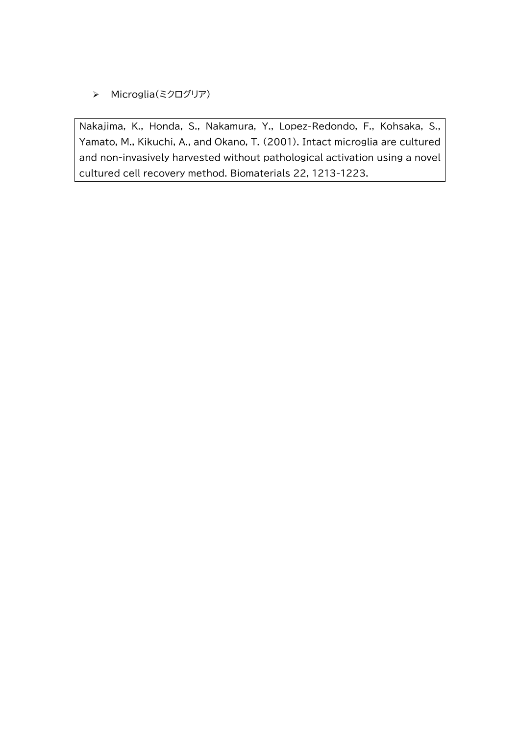- Microglia（ミクログリア）

Nakajima, K., Honda, S., Nakamura, Y., Lopez-Redondo, F., Kohsaka, S., Yamato, M., Kikuchi, A., and Okano, T. (2001). Intact microglia are cultured and non-invasively harvested without pathological activation using a novel cultured cell recovery method. Biomaterials 22, 1213-1223.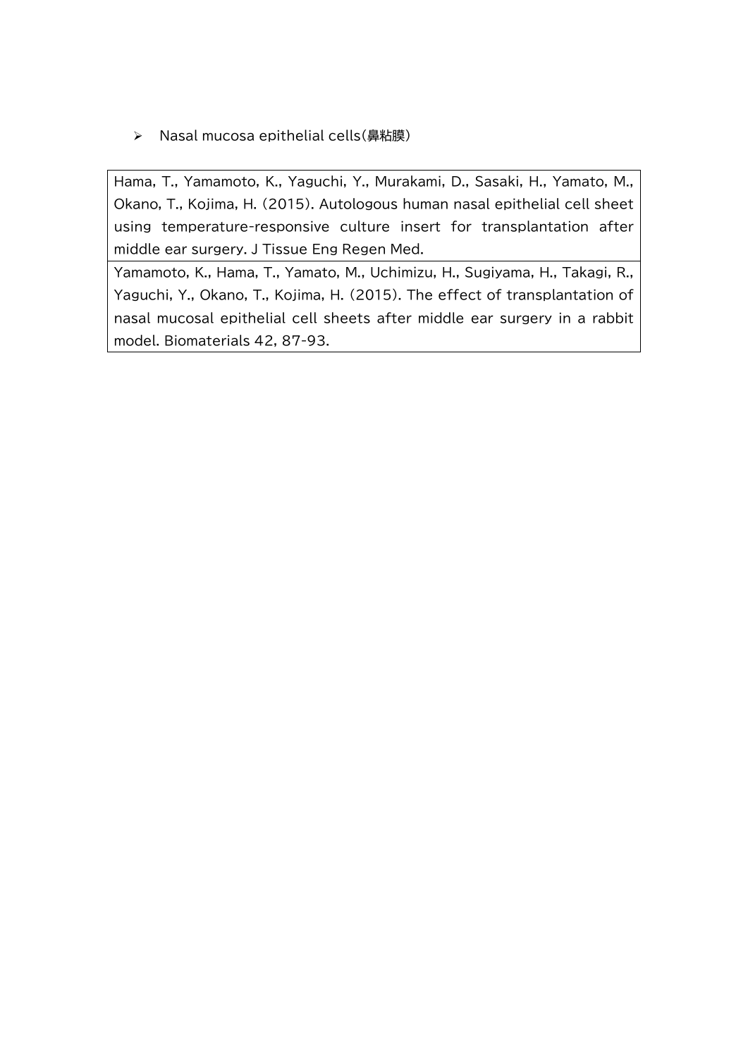- Nasal mucosa epithelial cells（鼻粘膜）

| Hama, T., Yamamoto, K., Yaguchi, Y., Murakami, D., Sasaki, H., Yamato, M., Okano, T., Kojima, H. (2015). Autologous human nasal epithelial cell sheet using temperature-responsive culture insert for transplantation after middle ear surgery. J Tissue Eng Regen Med. |
|---|
| Yamamoto, K., Hama, T., Yamato, M., Uchimizu, H., Sugiyama, H., Takagi, R., Yaguchi, Y., Okano, T., Kojima, H. (2015). The effect of transplantation of nasal mucosal epithelial cell sheets after middle ear surgery in a rabbit model. Biomaterials 42, 87-93. |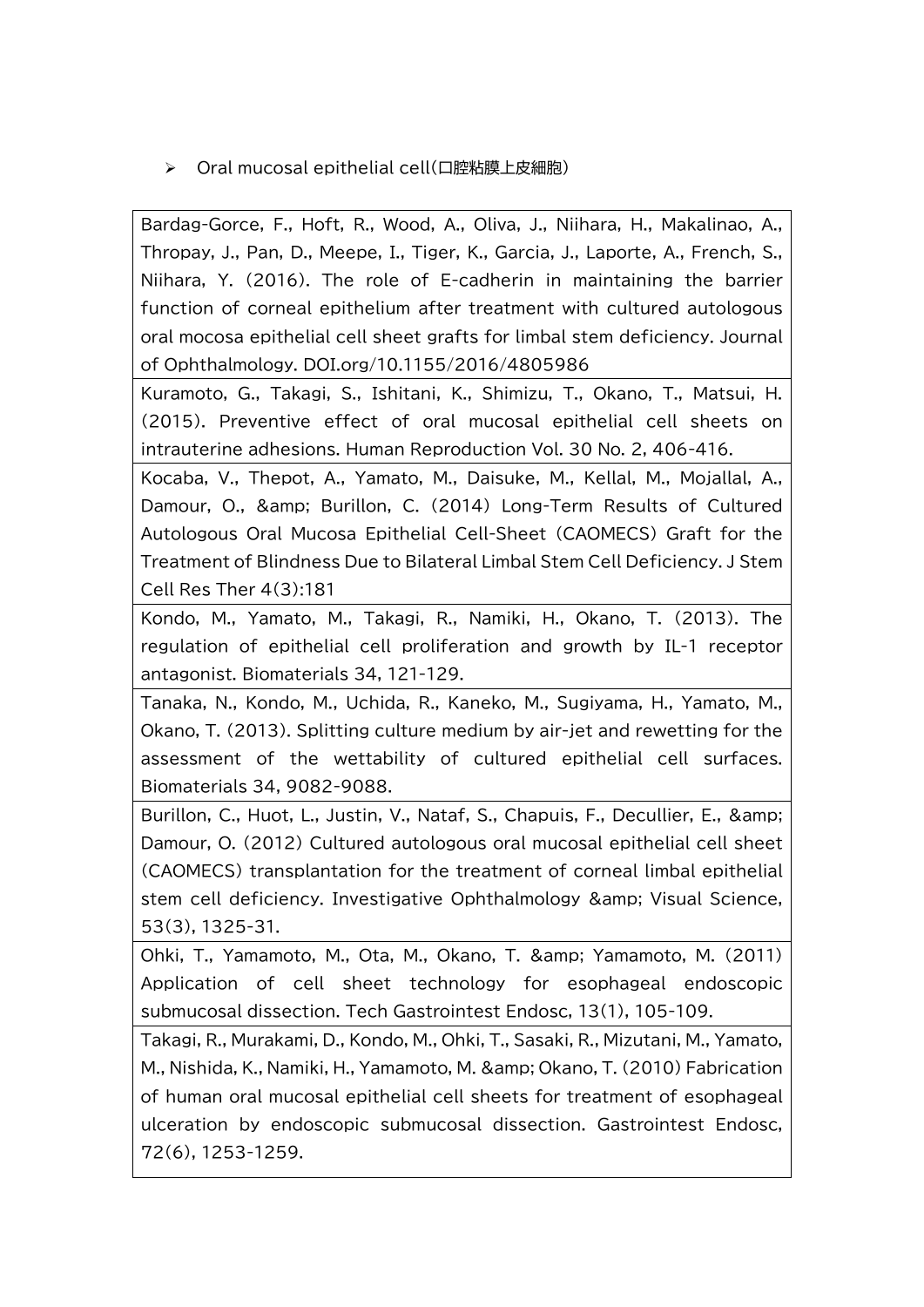- Oral mucosal epithelial cell(口腔粘膜上皮細胞)

| |
|---|
| Bardag-Gorce, F., Hoft, R., Wood, A., Oliva, J., Niihara, H., Makalinao, A., Thropay, J., Pan, D., Meepe, I., Tiger, K., Garcia, J., Laporte, A., French, S., Niihara, Y. (2016). The role of E-cadherin in maintaining the barrier function of corneal epithelium after treatment with cultured autologous oral mocosa epithelial cell sheet grafts for limbal stem deficiency. Journal of Ophthalmology. DOI.org/10.1155/2016/4805986 |
| Kuramoto, G., Takagi, S., Ishitani, K., Shimizu, T., Okano, T., Matsui, H. (2015). Preventive effect of oral mucosal epithelial cell sheets on intrauterine adhesions. Human Reproduction Vol. 30 No. 2, 406-416. |
| Kocaba, V., Thepot, A., Yamato, M., Daisuke, M., Kellal, M., Mojallal, A., Damour, O., &amp; Burillon, C. (2014) Long-Term Results of Cultured Autologous Oral Mucosa Epithelial Cell-Sheet (CAOMECS) Graft for the Treatment of Blindness Due to Bilateral Limbal Stem Cell Deficiency. J Stem Cell Res Ther 4(3):181 |
| Kondo, M., Yamato, M., Takagi, R., Namiki, H., Okano, T. (2013). The regulation of epithelial cell proliferation and growth by IL-1 receptor antagonist. Biomaterials 34, 121-129. |
| Tanaka, N., Kondo, M., Uchida, R., Kaneko, M., Sugiyama, H., Yamato, M., Okano, T. (2013). Splitting culture medium by air-jet and rewetting for the assessment of the wettability of cultured epithelial cell surfaces. Biomaterials 34, 9082-9088. |
| Burillon, C., Huot, L., Justin, V., Nataf, S., Chapuis, F., Decullier, E., &amp; Damour, O. (2012) Cultured autologous oral mucosal epithelial cell sheet (CAOMECS) transplantation for the treatment of corneal limbal epithelial stem cell deficiency. Investigative Ophthalmology &amp; Visual Science, 53(3), 1325-31. |
| Ohki, T., Yamamoto, M., Ota, M., Okano, T. &amp; Yamamoto, M. (2011) Application of cell sheet technology for esophageal endoscopic submucosal dissection. Tech Gastrointest Endosc, 13(1), 105-109. |
| Takagi, R., Murakami, D., Kondo, M., Ohki, T., Sasaki, R., Mizutani, M., Yamato, M., Nishida, K., Namiki, H., Yamamoto, M. &amp; Okano, T. (2010) Fabrication of human oral mucosal epithelial cell sheets for treatment of esophageal ulceration by endoscopic submucosal dissection. Gastrointest Endosc, 72(6), 1253-1259. |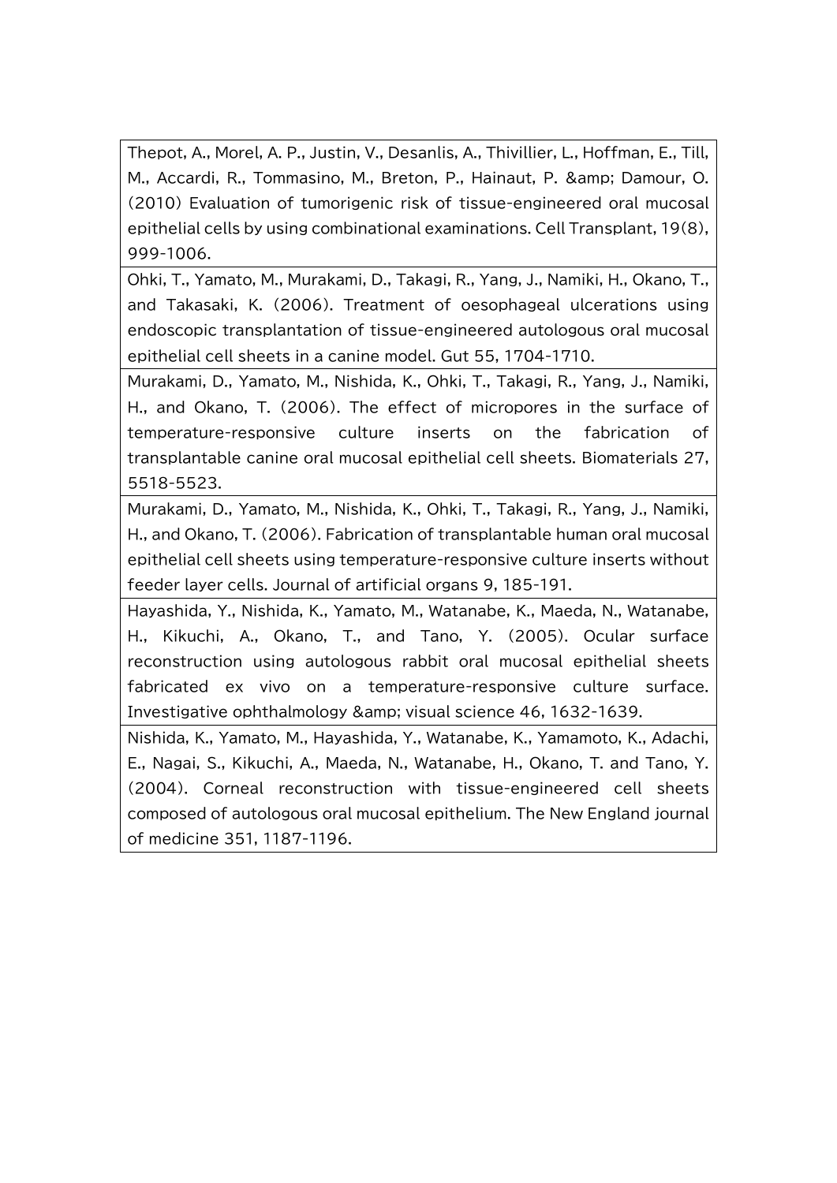| Thepot, A., Morel, A. P., Justin, V., Desanlis, A., Thivillier, L., Hoffman, E., Till, M., Accardi, R., Tommasino, M., Breton, P., Hainaut, P. &amp; Damour, O. (2010) Evaluation of tumorigenic risk of tissue-engineered oral mucosal epithelial cells by using combinational examinations. Cell Transplant, 19(8), 999-1006. |
|---|
| Ohki, T., Yamato, M., Murakami, D., Takagi, R., Yang, J., Namiki, H., Okano, T., and Takasaki, K. (2006). Treatment of oesophageal ulcerations using endoscopic transplantation of tissue-engineered autologous oral mucosal epithelial cell sheets in a canine model. Gut 55, 1704-1710. |
| Murakami, D., Yamato, M., Nishida, K., Ohki, T., Takagi, R., Yang, J., Namiki, H., and Okano, T. (2006). The effect of micropores in the surface of temperature-responsive culture inserts on the fabrication of transplantable canine oral mucosal epithelial cell sheets. Biomaterials 27, 5518-5523. |
| Murakami, D., Yamato, M., Nishida, K., Ohki, T., Takagi, R., Yang, J., Namiki, H., and Okano, T. (2006). Fabrication of transplantable human oral mucosal epithelial cell sheets using temperature-responsive culture inserts without feeder layer cells. Journal of artificial organs 9, 185-191. |
| Hayashida, Y., Nishida, K., Yamato, M., Watanabe, K., Maeda, N., Watanabe, H., Kikuchi, A., Okano, T., and Tano, Y. (2005). Ocular surface reconstruction using autologous rabbit oral mucosal epithelial sheets fabricated ex vivo on a temperature-responsive culture surface. Investigative ophthalmology &amp; visual science 46, 1632-1639. |
| Nishida, K., Yamato, M., Hayashida, Y., Watanabe, K., Yamamoto, K., Adachi, E., Nagai, S., Kikuchi, A., Maeda, N., Watanabe, H., Okano, T. and Tano, Y. (2004). Corneal reconstruction with tissue-engineered cell sheets composed of autologous oral mucosal epithelium. The New England journal of medicine 351, 1187-1196. |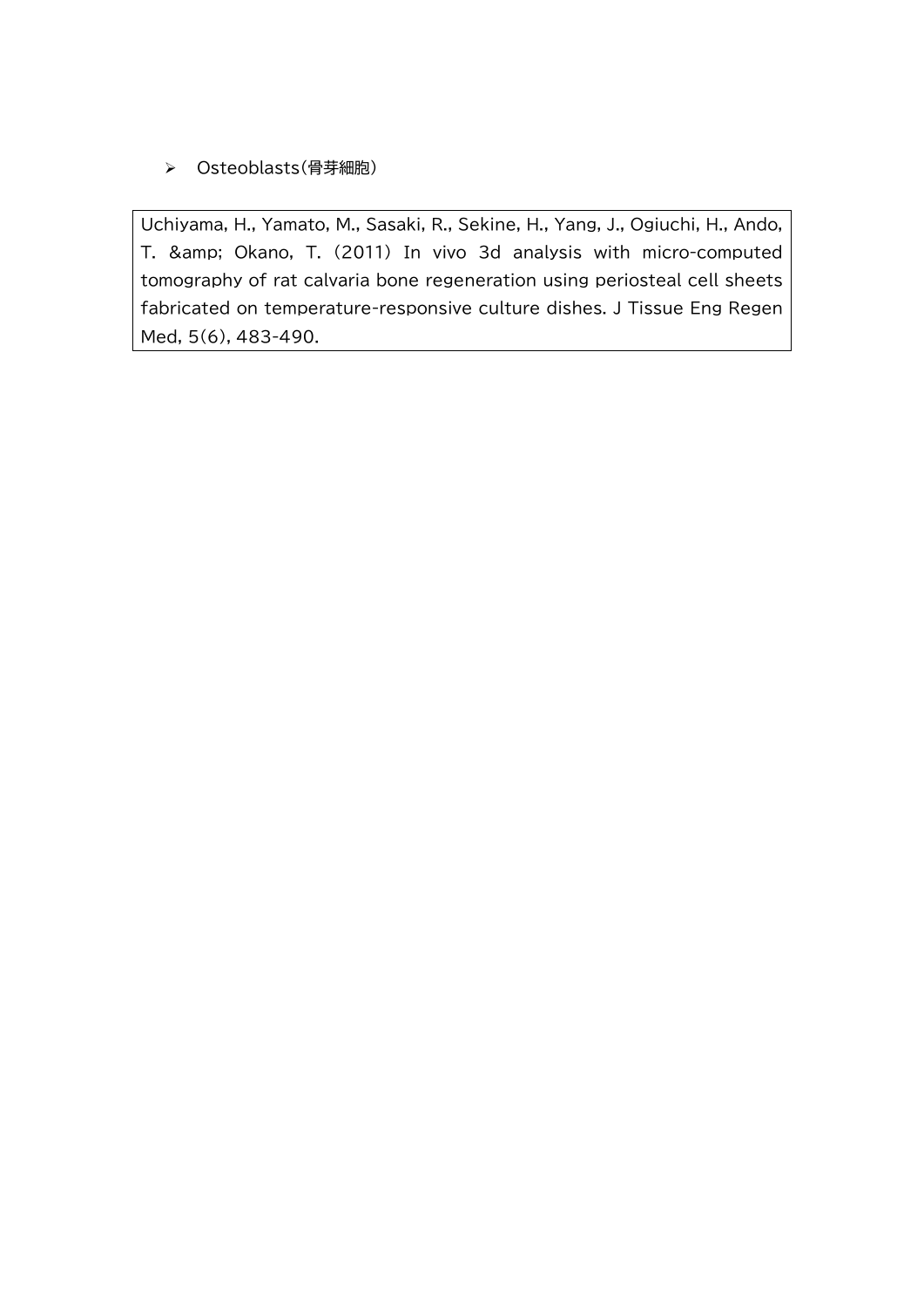- Osteoblasts(骨芽細胞)

Uchiyama, H., Yamato, M., Sasaki, R., Sekine, H., Yang, J., Ogiuchi, H., Ando, T. &amp; Okano, T. (2011) In vivo 3d analysis with micro-computed tomography of rat calvaria bone regeneration using periosteal cell sheets fabricated on temperature-responsive culture dishes. J Tissue Eng Regen Med, 5(6), 483-490.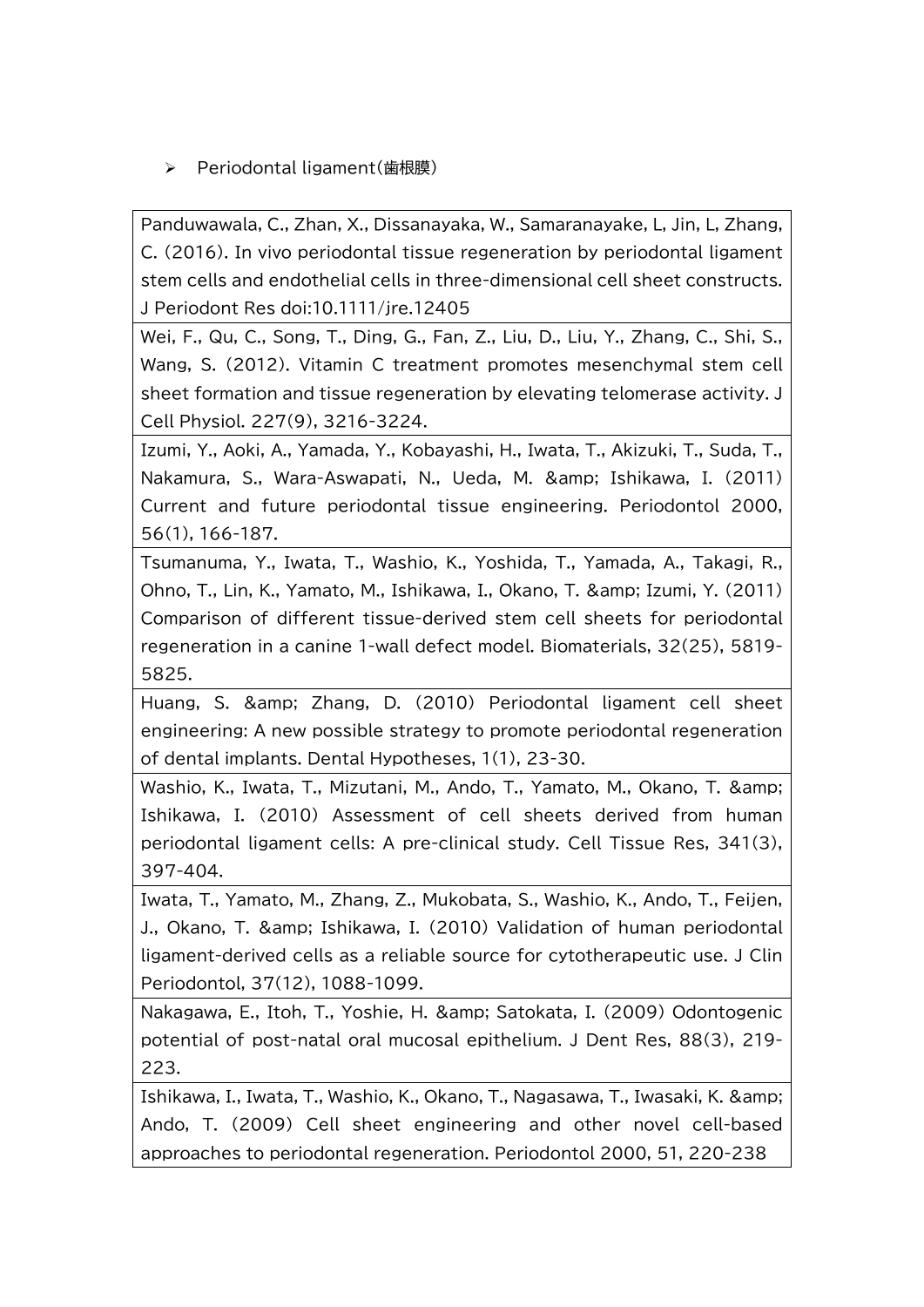- Periodontal ligament(歯根膜)

| |
|---|
| Panduwawala, C., Zhan, X., Dissanayaka, W., Samaranayake, L, Jin, L, Zhang, C. (2016). In vivo periodontal tissue regeneration by periodontal ligament stem cells and endothelial cells in three-dimensional cell sheet constructs. J Periodont Res doi:10.1111/jre.12405 |
| Wei, F., Qu, C., Song, T., Ding, G., Fan, Z., Liu, D., Liu, Y., Zhang, C., Shi, S., Wang, S. (2012). Vitamin C treatment promotes mesenchymal stem cell sheet formation and tissue regeneration by elevating telomerase activity. J Cell Physiol. 227(9), 3216-3224. |
| Izumi, Y., Aoki, A., Yamada, Y., Kobayashi, H., Iwata, T., Akizuki, T., Suda, T., Nakamura, S., Wara-Aswapati, N., Ueda, M. &amp; Ishikawa, I. (2011) Current and future periodontal tissue engineering. Periodontol 2000, 56(1), 166-187. |
| Tsumanuma, Y., Iwata, T., Washio, K., Yoshida, T., Yamada, A., Takagi, R., Ohno, T., Lin, K., Yamato, M., Ishikawa, I., Okano, T. &amp; Izumi, Y. (2011) Comparison of different tissue-derived stem cell sheets for periodontal regeneration in a canine 1-wall defect model. Biomaterials, 32(25), 5819-5825. |
| Huang, S. &amp; Zhang, D. (2010) Periodontal ligament cell sheet engineering: A new possible strategy to promote periodontal regeneration of dental implants. Dental Hypotheses, 1(1), 23-30. |
| Washio, K., Iwata, T., Mizutani, M., Ando, T., Yamato, M., Okano, T. &amp; Ishikawa, I. (2010) Assessment of cell sheets derived from human periodontal ligament cells: A pre-clinical study. Cell Tissue Res, 341(3), 397-404. |
| Iwata, T., Yamato, M., Zhang, Z., Mukobata, S., Washio, K., Ando, T., Feijen, J., Okano, T. &amp; Ishikawa, I. (2010) Validation of human periodontal ligament-derived cells as a reliable source for cytotherapeutic use. J Clin Periodontol, 37(12), 1088-1099. |
| Nakagawa, E., Itoh, T., Yoshie, H. &amp; Satokata, I. (2009) Odontogenic potential of post-natal oral mucosal epithelium. J Dent Res, 88(3), 219-223. |
| Ishikawa, I., Iwata, T., Washio, K., Okano, T., Nagasawa, T., Iwasaki, K. &amp; Ando, T. (2009) Cell sheet engineering and other novel cell-based approaches to periodontal regeneration. Periodontol 2000, 51, 220-238 |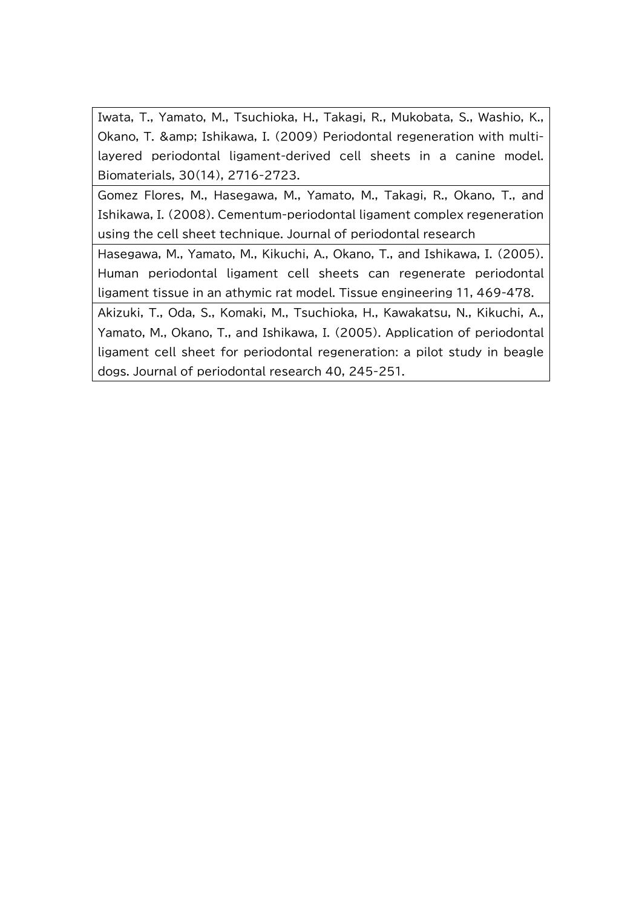| |
|---|
| Iwata, T., Yamato, M., Tsuchioka, H., Takagi, R., Mukobata, S., Washio, K., Okano, T. &amp; Ishikawa, I. (2009) Periodontal regeneration with multi-layered periodontal ligament-derived cell sheets in a canine model. Biomaterials, 30(14), 2716-2723. |
| Gomez Flores, M., Hasegawa, M., Yamato, M., Takagi, R., Okano, T., and Ishikawa, I. (2008). Cementum-periodontal ligament complex regeneration using the cell sheet technique. Journal of periodontal research |
| Hasegawa, M., Yamato, M., Kikuchi, A., Okano, T., and Ishikawa, I. (2005). Human periodontal ligament cell sheets can regenerate periodontal ligament tissue in an athymic rat model. Tissue engineering 11, 469-478. |
| Akizuki, T., Oda, S., Komaki, M., Tsuchioka, H., Kawakatsu, N., Kikuchi, A., Yamato, M., Okano, T., and Ishikawa, I. (2005). Application of periodontal ligament cell sheet for periodontal regeneration: a pilot study in beagle dogs. Journal of periodontal research 40, 245-251. |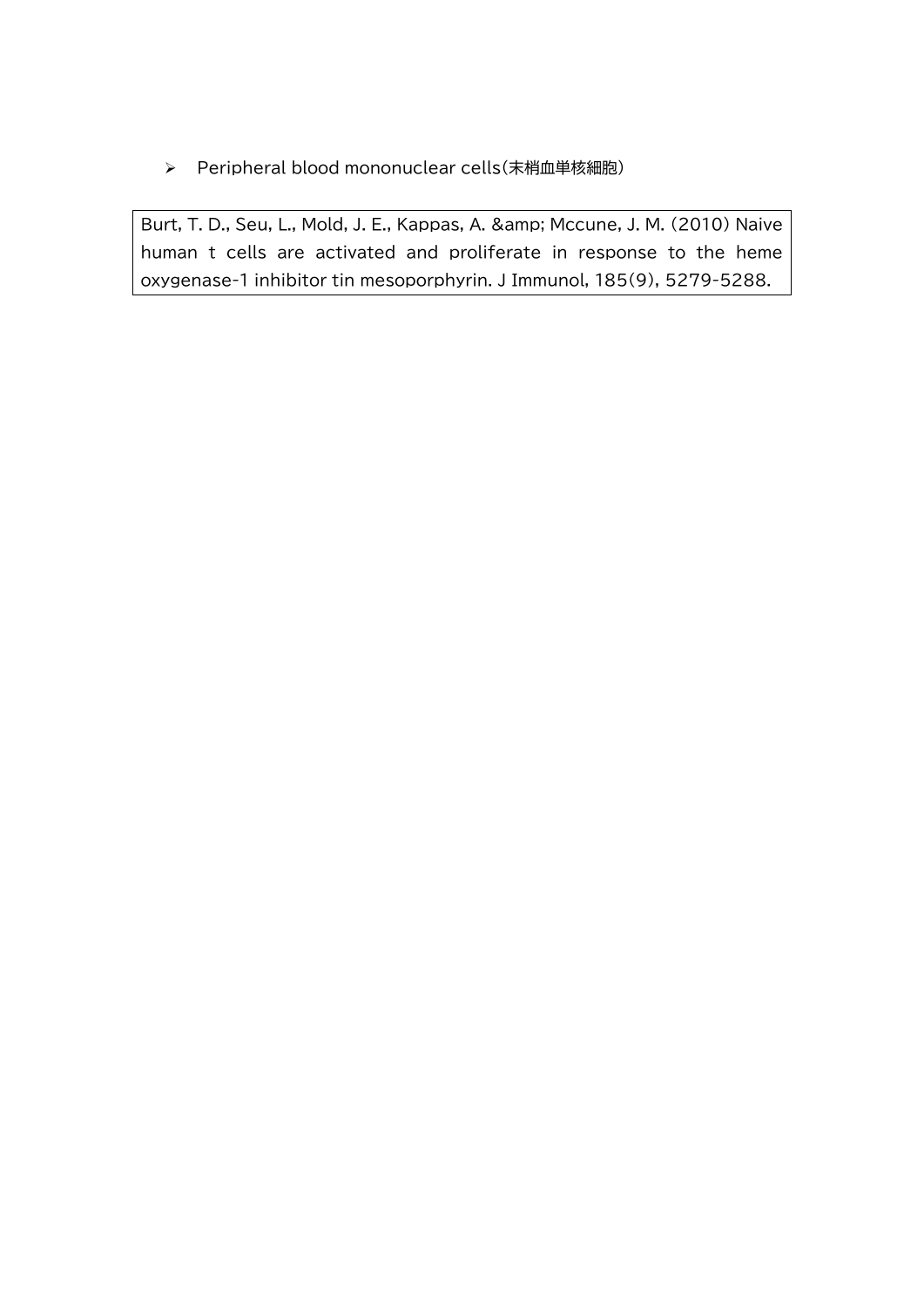- Peripheral blood mononuclear cells(末梢血単核細胞)

Burt, T. D., Seu, L., Mold, J. E., Kappas, A. &amp; Mccune, J. M. (2010) Naive human t cells are activated and proliferate in response to the heme oxygenase-1 inhibitor tin mesoporphyrin. J Immunol, 185(9), 5279-5288.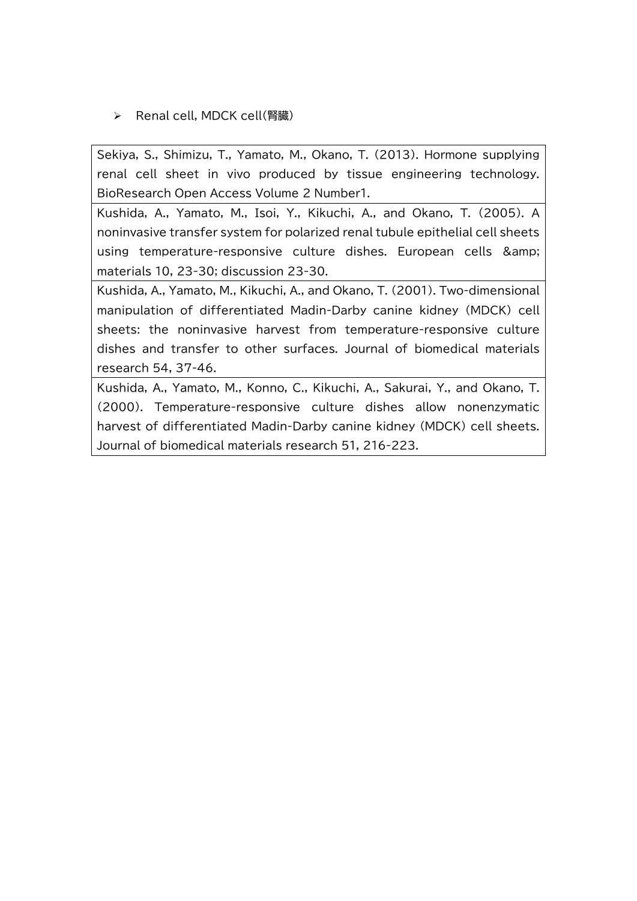- Renal cell, MDCK cell(腎臓)

| Sekiya, S., Shimizu, T., Yamato, M., Okano, T. (2013). Hormone supplying renal cell sheet in vivo produced by tissue engineering technology. BioResearch Open Access Volume 2 Number1. |
|---|
| Kushida, A., Yamato, M., Isoi, Y., Kikuchi, A., and Okano, T. (2005). A noninvasive transfer system for polarized renal tubule epithelial cell sheets using temperature-responsive culture dishes. European cells &amp; materials 10, 23-30; discussion 23-30. |
| Kushida, A., Yamato, M., Kikuchi, A., and Okano, T. (2001). Two-dimensional manipulation of differentiated Madin-Darby canine kidney (MDCK) cell sheets: the noninvasive harvest from temperature-responsive culture dishes and transfer to other surfaces. Journal of biomedical materials research 54, 37-46. |
| Kushida, A., Yamato, M., Konno, C., Kikuchi, A., Sakurai, Y., and Okano, T. (2000). Temperature-responsive culture dishes allow nonenzymatic harvest of differentiated Madin-Darby canine kidney (MDCK) cell sheets. Journal of biomedical materials research 51, 216-223. |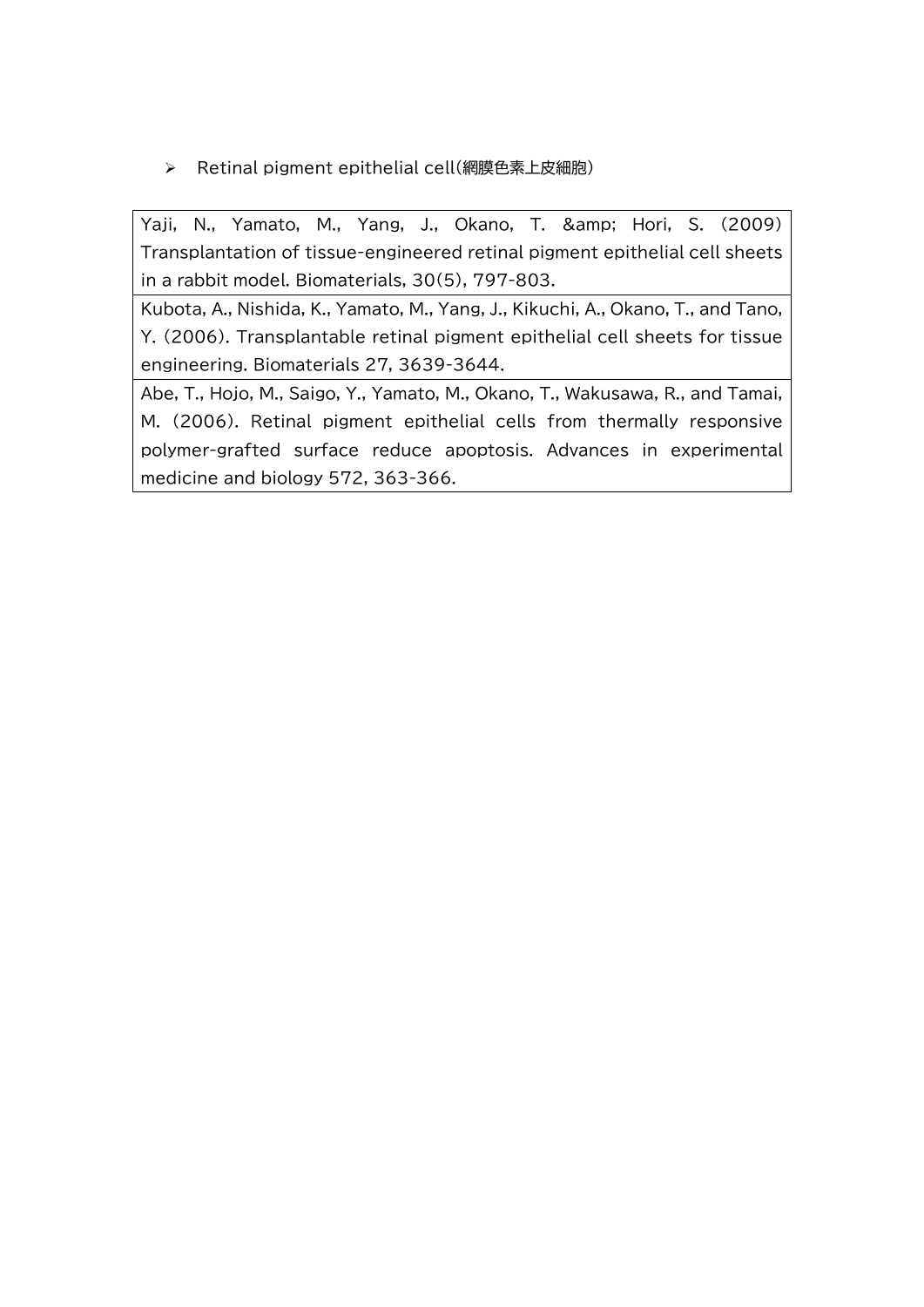- Retinal pigment epithelial cell(網膜色素上皮細胞)

| Yaji, N., Yamato, M., Yang, J., Okano, T. &amp; Hori, S. (2009) Transplantation of tissue-engineered retinal pigment epithelial cell sheets in a rabbit model. Biomaterials, 30(5), 797-803. |
|---|
| Kubota, A., Nishida, K., Yamato, M., Yang, J., Kikuchi, A., Okano, T., and Tano, Y. (2006). Transplantable retinal pigment epithelial cell sheets for tissue engineering. Biomaterials 27, 3639-3644. |
| Abe, T., Hojo, M., Saigo, Y., Yamato, M., Okano, T., Wakusawa, R., and Tamai, M. (2006). Retinal pigment epithelial cells from thermally responsive polymer-grafted surface reduce apoptosis. Advances in experimental medicine and biology 572, 363-366. |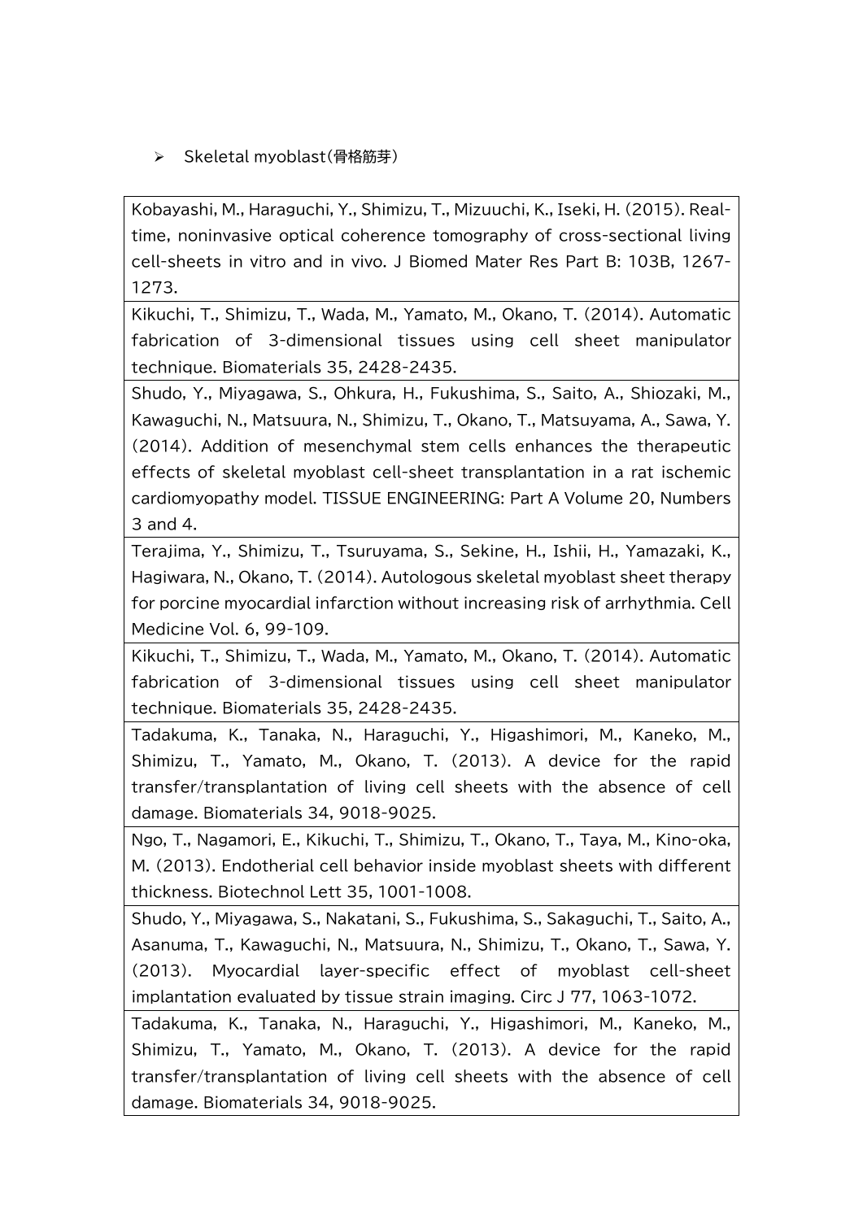- Skeletal myoblast(骨格筋芽)

| |
|---|
| Kobayashi, M., Haraguchi, Y., Shimizu, T., Mizuuchi, K., Iseki, H. (2015). Real-time, noninvasive optical coherence tomography of cross-sectional living cell-sheets in vitro and in vivo. J Biomed Mater Res Part B: 103B, 1267-1273. |
| Kikuchi, T., Shimizu, T., Wada, M., Yamato, M., Okano, T. (2014). Automatic fabrication of 3-dimensional tissues using cell sheet manipulator technique. Biomaterials 35, 2428-2435. |
| Shudo, Y., Miyagawa, S., Ohkura, H., Fukushima, S., Saito, A., Shiozaki, M., Kawaguchi, N., Matsuura, N., Shimizu, T., Okano, T., Matsuyama, A., Sawa, Y. (2014). Addition of mesenchymal stem cells enhances the therapeutic effects of skeletal myoblast cell-sheet transplantation in a rat ischemic cardiomyopathy model. TISSUE ENGINEERING: Part A Volume 20, Numbers 3 and 4. |
| Terajima, Y., Shimizu, T., Tsuruyama, S., Sekine, H., Ishii, H., Yamazaki, K., Hagiwara, N., Okano, T. (2014). Autologous skeletal myoblast sheet therapy for porcine myocardial infarction without increasing risk of arrhythmia. Cell Medicine Vol. 6, 99-109. |
| Kikuchi, T., Shimizu, T., Wada, M., Yamato, M., Okano, T. (2014). Automatic fabrication of 3-dimensional tissues using cell sheet manipulator technique. Biomaterials 35, 2428-2435. |
| Tadakuma, K., Tanaka, N., Haraguchi, Y., Higashimori, M., Kaneko, M., Shimizu, T., Yamato, M., Okano, T. (2013). A device for the rapid transfer/transplantation of living cell sheets with the absence of cell damage. Biomaterials 34, 9018-9025. |
| Ngo, T., Nagamori, E., Kikuchi, T., Shimizu, T., Okano, T., Taya, M., Kino-oka, M. (2013). Endotherial cell behavior inside myoblast sheets with different thickness. Biotechnol Lett 35, 1001-1008. |
| Shudo, Y., Miyagawa, S., Nakatani, S., Fukushima, S., Sakaguchi, T., Saito, A., Asanuma, T., Kawaguchi, N., Matsuura, N., Shimizu, T., Okano, T., Sawa, Y. (2013). Myocardial layer-specific effect of myoblast cell-sheet implantation evaluated by tissue strain imaging. Circ J 77, 1063-1072. |
| Tadakuma, K., Tanaka, N., Haraguchi, Y., Higashimori, M., Kaneko, M., Shimizu, T., Yamato, M., Okano, T. (2013). A device for the rapid transfer/transplantation of living cell sheets with the absence of cell damage. Biomaterials 34, 9018-9025. |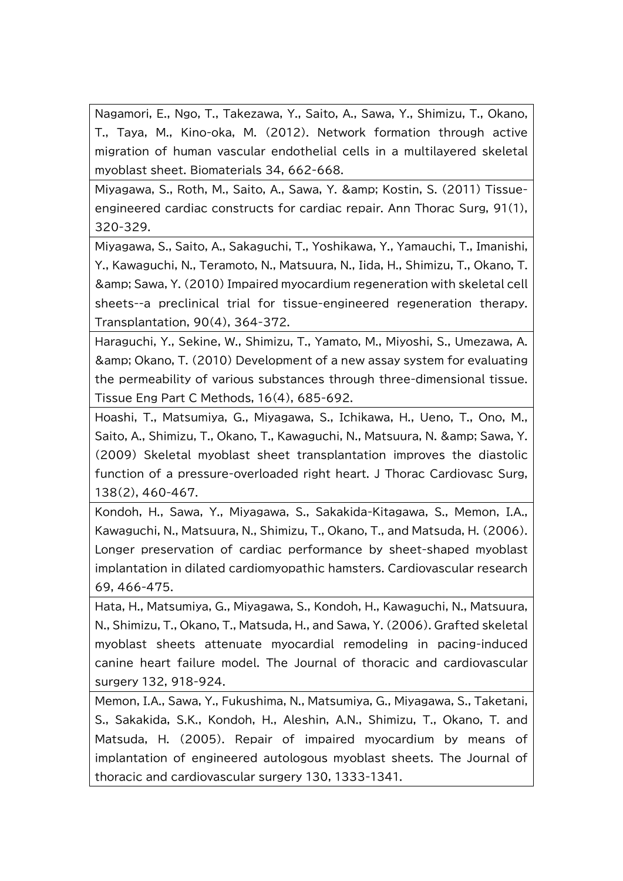| |
|---|
| Nagamori, E., Ngo, T., Takezawa, Y., Saito, A., Sawa, Y., Shimizu, T., Okano, T., Taya, M., Kino-oka, M. (2012). Network formation through active migration of human vascular endothelial cells in a multilayered skeletal myoblast sheet. Biomaterials 34, 662-668. |
| Miyagawa, S., Roth, M., Saito, A., Sawa, Y. &amp; Kostin, S. (2011) Tissue-engineered cardiac constructs for cardiac repair. Ann Thorac Surg, 91(1), 320-329. |
| Miyagawa, S., Saito, A., Sakaguchi, T., Yoshikawa, Y., Yamauchi, T., Imanishi, Y., Kawaguchi, N., Teramoto, N., Matsuura, N., Iida, H., Shimizu, T., Okano, T. &amp; Sawa, Y. (2010) Impaired myocardium regeneration with skeletal cell sheets--a preclinical trial for tissue-engineered regeneration therapy. Transplantation, 90(4), 364-372. |
| Haraguchi, Y., Sekine, W., Shimizu, T., Yamato, M., Miyoshi, S., Umezawa, A. &amp; Okano, T. (2010) Development of a new assay system for evaluating the permeability of various substances through three-dimensional tissue. Tissue Eng Part C Methods, 16(4), 685-692. |
| Hoashi, T., Matsumiya, G., Miyagawa, S., Ichikawa, H., Ueno, T., Ono, M., Saito, A., Shimizu, T., Okano, T., Kawaguchi, N., Matsuura, N. &amp; Sawa, Y. (2009) Skeletal myoblast sheet transplantation improves the diastolic function of a pressure-overloaded right heart. J Thorac Cardiovasc Surg, 138(2), 460-467. |
| Kondoh, H., Sawa, Y., Miyagawa, S., Sakakida-Kitagawa, S., Memon, I.A., Kawaguchi, N., Matsuura, N., Shimizu, T., Okano, T., and Matsuda, H. (2006). Longer preservation of cardiac performance by sheet-shaped myoblast implantation in dilated cardiomyopathic hamsters. Cardiovascular research 69, 466-475. |
| Hata, H., Matsumiya, G., Miyagawa, S., Kondoh, H., Kawaguchi, N., Matsuura, N., Shimizu, T., Okano, T., Matsuda, H., and Sawa, Y. (2006). Grafted skeletal myoblast sheets attenuate myocardial remodeling in pacing-induced canine heart failure model. The Journal of thoracic and cardiovascular surgery 132, 918-924. |
| Memon, I.A., Sawa, Y., Fukushima, N., Matsumiya, G., Miyagawa, S., Taketani, S., Sakakida, S.K., Kondoh, H., Aleshin, A.N., Shimizu, T., Okano, T. and Matsuda, H. (2005). Repair of impaired myocardium by means of implantation of engineered autologous myoblast sheets. The Journal of thoracic and cardiovascular surgery 130, 1333-1341. |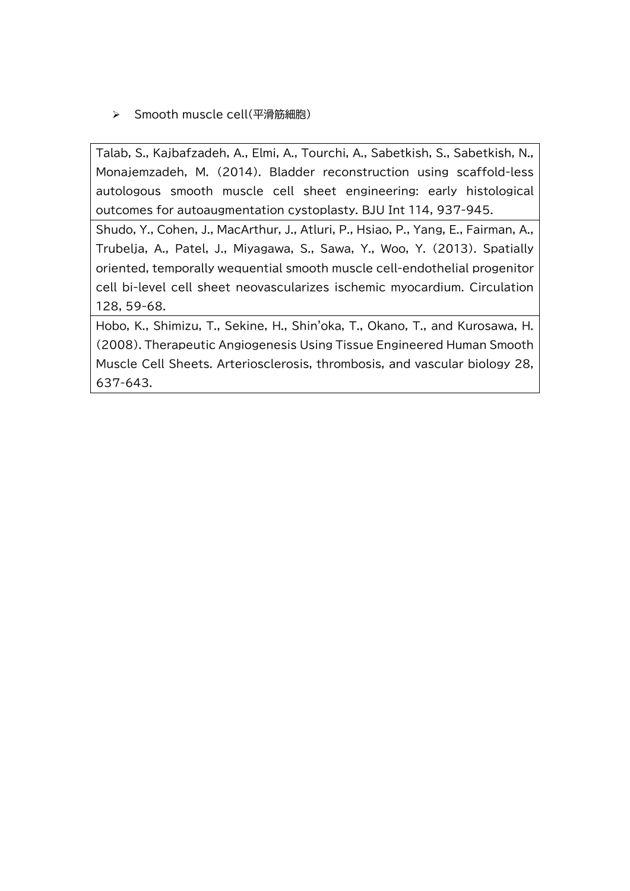- Smooth muscle cell(平滑筋細胞)

| Talab, S., Kajbafzadeh, A., Elmi, A., Tourchi, A., Sabetkish, S., Sabetkish, N., Monajemzadeh, M. (2014). Bladder reconstruction using scaffold-less autologous smooth muscle cell sheet engineering: early histological outcomes for autoaugmentation cystoplasty. BJU Int 114, 937-945. |
|---|
| Shudo, Y., Cohen, J., MacArthur, J., Atluri, P., Hsiao, P., Yang, E., Fairman, A., Trubelja, A., Patel, J., Miyagawa, S., Sawa, Y., Woo, Y. (2013). Spatially oriented, temporally wequential smooth muscle cell-endothelial progenitor cell bi-level cell sheet neovascularizes ischemic myocardium. Circulation 128, 59-68. |
| Hobo, K., Shimizu, T., Sekine, H., Shin'oka, T., Okano, T., and Kurosawa, H. (2008). Therapeutic Angiogenesis Using Tissue Engineered Human Smooth Muscle Cell Sheets. Arteriosclerosis, thrombosis, and vascular biology 28, 637-643. |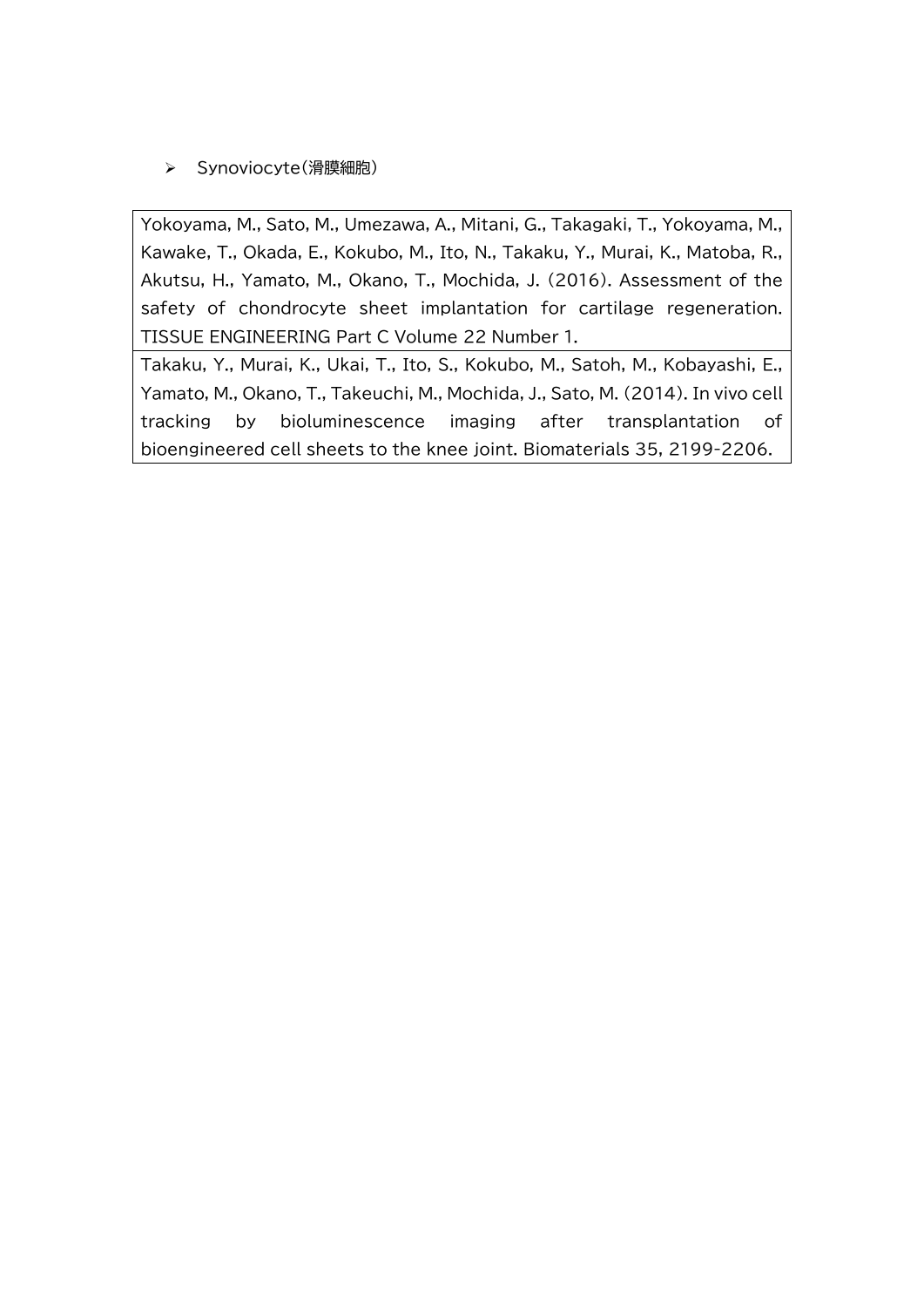- Synoviocyte（滑膜細胞）

| Yokoyama, M., Sato, M., Umezawa, A., Mitani, G., Takagaki, T., Yokoyama, M., Kawake, T., Okada, E., Kokubo, M., Ito, N., Takaku, Y., Murai, K., Matoba, R., Akutsu, H., Yamato, M., Okano, T., Mochida, J. (2016). Assessment of the safety of chondrocyte sheet implantation for cartilage regeneration. TISSUE ENGINEERING Part C Volume 22 Number 1. |
|---|
| Takaku, Y., Murai, K., Ukai, T., Ito, S., Kokubo, M., Satoh, M., Kobayashi, E., Yamato, M., Okano, T., Takeuchi, M., Mochida, J., Sato, M. (2014). In vivo cell tracking by bioluminescence imaging after transplantation of bioengineered cell sheets to the knee joint. Biomaterials 35, 2199-2206. |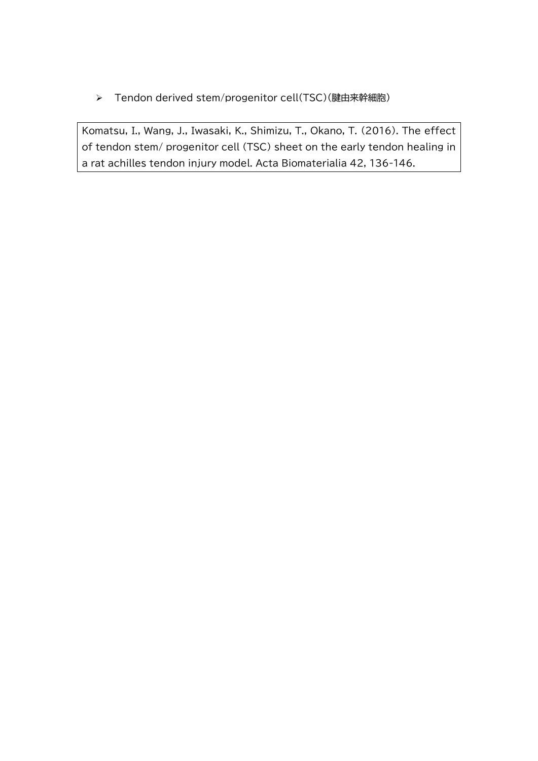- Tendon derived stem/progenitor cell(TSC)(腱由来幹細胞)

Komatsu, I., Wang, J., Iwasaki, K., Shimizu, T., Okano, T. (2016). The effect of tendon stem/ progenitor cell (TSC) sheet on the early tendon healing in a rat achilles tendon injury model. Acta Biomaterialia 42, 136-146.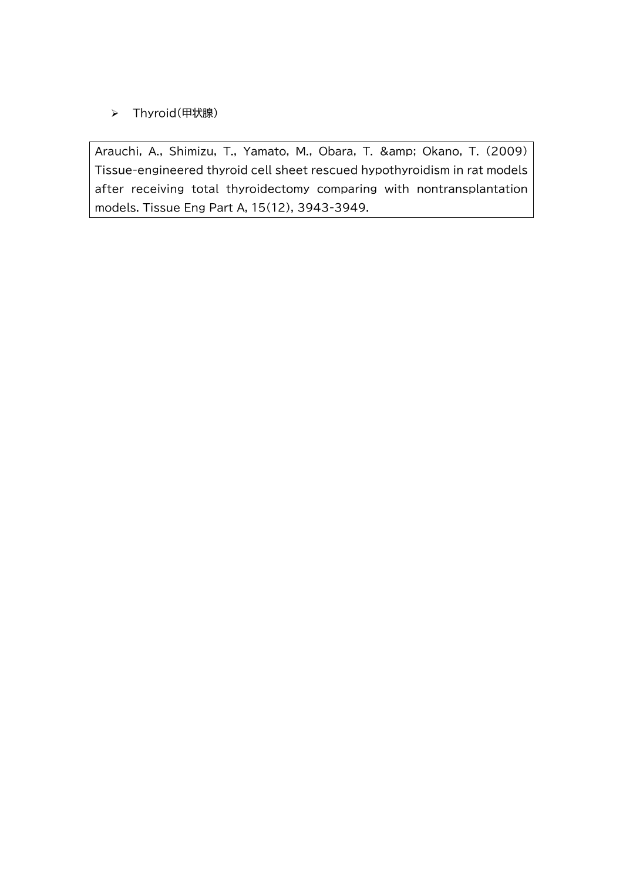- Thyroid(甲状腺)

Arauchi, A., Shimizu, T., Yamato, M., Obara, T. &amp; Okano, T. (2009) Tissue-engineered thyroid cell sheet rescued hypothyroidism in rat models after receiving total thyroidectomy comparing with nontransplantation models. Tissue Eng Part A, 15(12), 3943-3949.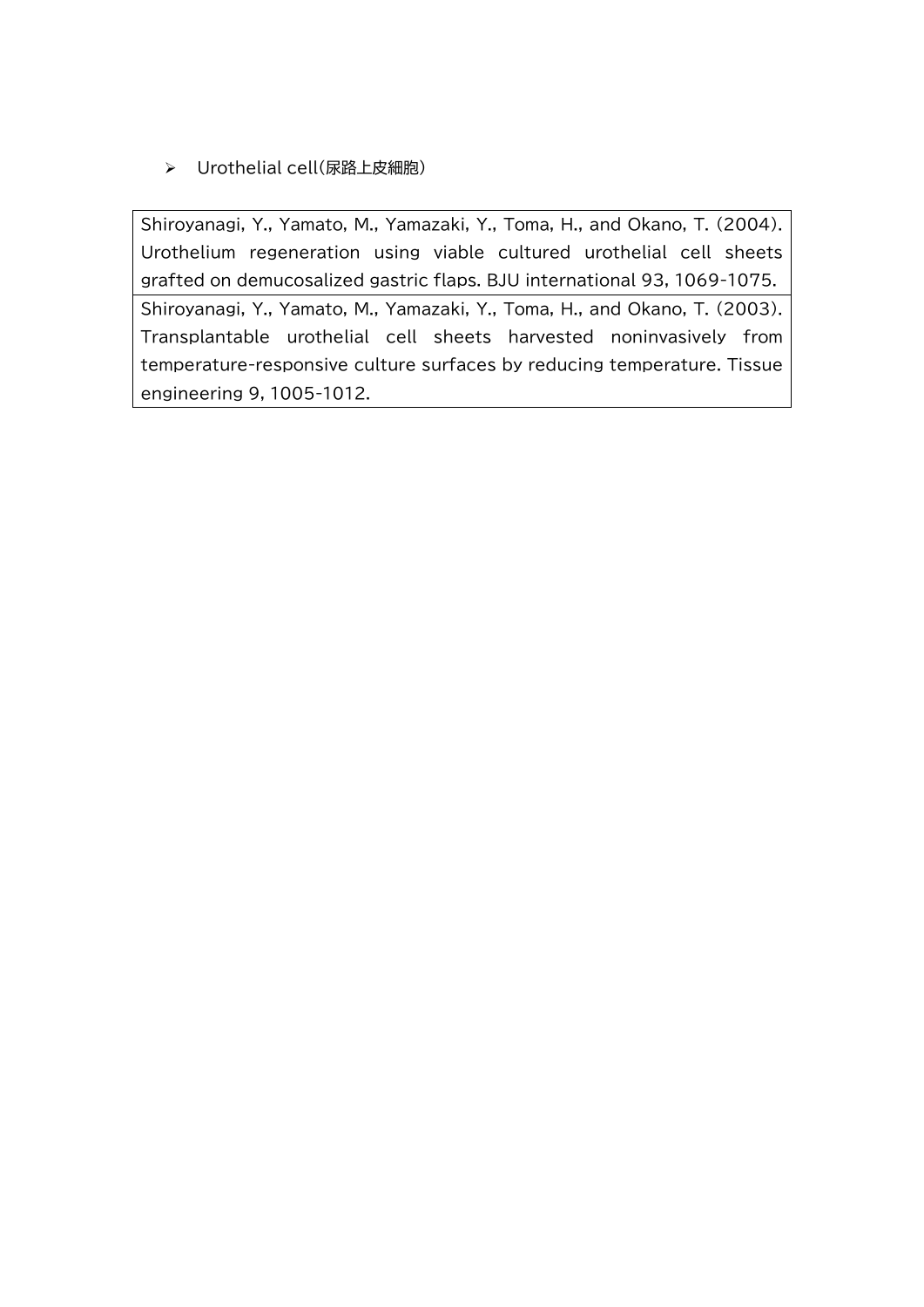- Urothelial cell(尿路上皮細胞)

| Shiroyanagi, Y., Yamato, M., Yamazaki, Y., Toma, H., and Okano, T. (2004). Urothelium regeneration using viable cultured urothelial cell sheets grafted on demucosalized gastric flaps. BJU international 93, 1069-1075. |
|---|
| Shiroyanagi, Y., Yamato, M., Yamazaki, Y., Toma, H., and Okano, T. (2003). Transplantable urothelial cell sheets harvested noninvasively from temperature-responsive culture surfaces by reducing temperature. Tissue engineering 9, 1005-1012. |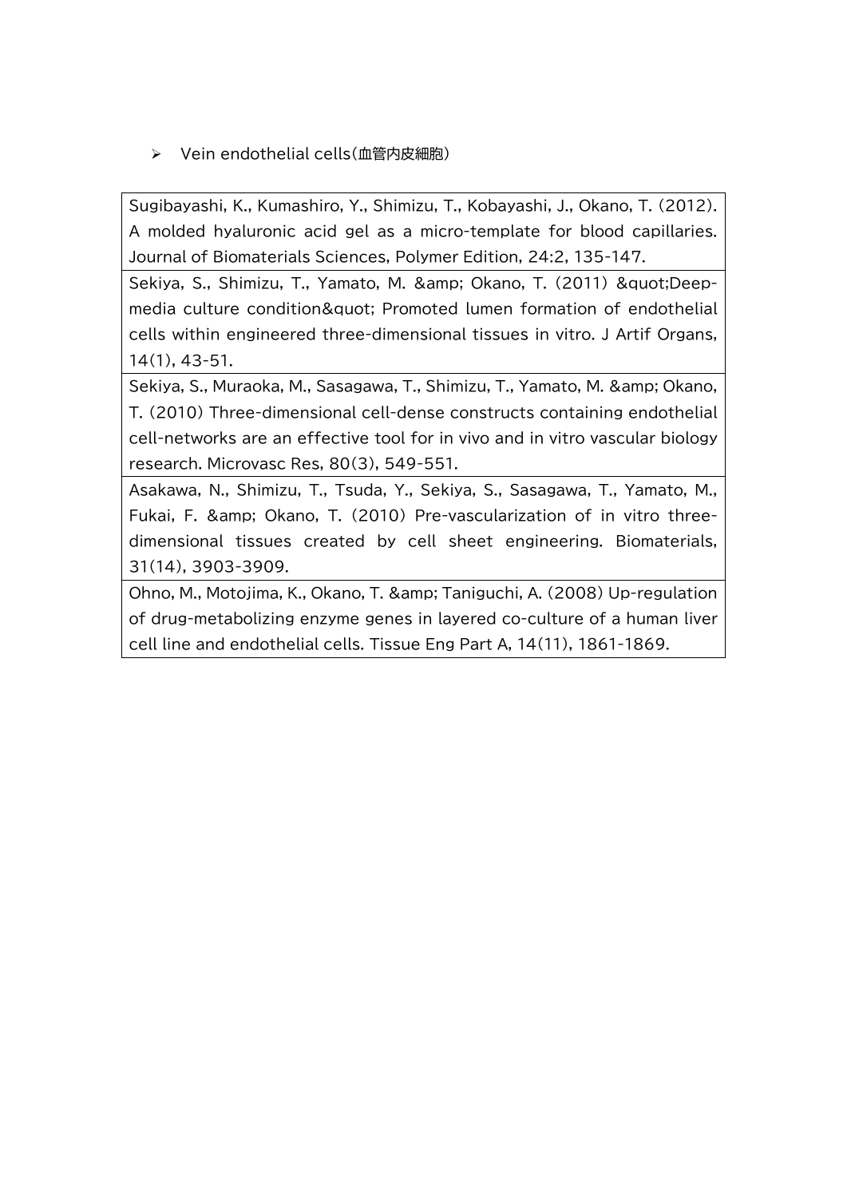- Vein endothelial cells(血管内皮細胞)

| Sugibayashi, K., Kumashiro, Y., Shimizu, T., Kobayashi, J., Okano, T. (2012). A molded hyaluronic acid gel as a micro-template for blood capillaries. Journal of Biomaterials Sciences, Polymer Edition, 24:2, 135-147. |
|---|
| Sekiya, S., Shimizu, T., Yamato, M. &amp; Okano, T. (2011) &quot;Deep-media culture condition&quot; Promoted lumen formation of endothelial cells within engineered three-dimensional tissues in vitro. J Artif Organs, 14(1), 43-51. |
| Sekiya, S., Muraoka, M., Sasagawa, T., Shimizu, T., Yamato, M. &amp; Okano, T. (2010) Three-dimensional cell-dense constructs containing endothelial cell-networks are an effective tool for in vivo and in vitro vascular biology research. Microvasc Res, 80(3), 549-551. |
| Asakawa, N., Shimizu, T., Tsuda, Y., Sekiya, S., Sasagawa, T., Yamato, M., Fukai, F. &amp; Okano, T. (2010) Pre-vascularization of in vitro three-dimensional tissues created by cell sheet engineering. Biomaterials, 31(14), 3903-3909. |
| Ohno, M., Motojima, K., Okano, T. &amp; Taniguchi, A. (2008) Up-regulation of drug-metabolizing enzyme genes in layered co-culture of a human liver cell line and endothelial cells. Tissue Eng Part A, 14(11), 1861-1869. |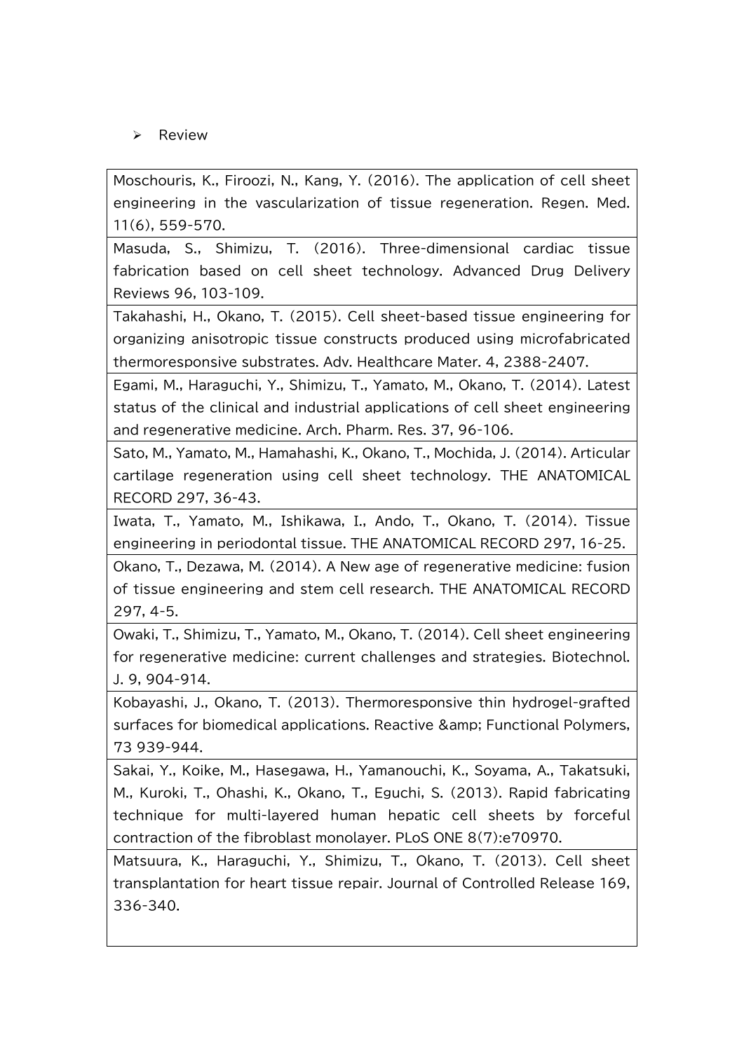- Review

| Moschouris, K., Firoozi, N., Kang, Y. (2016). The application of cell sheet engineering in the vascularization of tissue regeneration. Regen. Med. 11(6), 559-570. |
|---|
| Masuda, S., Shimizu, T. (2016). Three-dimensional cardiac tissue fabrication based on cell sheet technology. Advanced Drug Delivery Reviews 96, 103-109. |
| Takahashi, H., Okano, T. (2015). Cell sheet-based tissue engineering for organizing anisotropic tissue constructs produced using microfabricated thermoresponsive substrates. Adv. Healthcare Mater. 4, 2388-2407. |
| Egami, M., Haraguchi, Y., Shimizu, T., Yamato, M., Okano, T. (2014). Latest status of the clinical and industrial applications of cell sheet engineering and regenerative medicine. Arch. Pharm. Res. 37, 96-106. |
| Sato, M., Yamato, M., Hamahashi, K., Okano, T., Mochida, J. (2014). Articular cartilage regeneration using cell sheet technology. THE ANATOMICAL RECORD 297, 36-43. |
| Iwata, T., Yamato, M., Ishikawa, I., Ando, T., Okano, T. (2014). Tissue engineering in periodontal tissue. THE ANATOMICAL RECORD 297, 16-25. |
| Okano, T., Dezawa, M. (2014). A New age of regenerative medicine: fusion of tissue engineering and stem cell research. THE ANATOMICAL RECORD 297, 4-5. |
| Owaki, T., Shimizu, T., Yamato, M., Okano, T. (2014). Cell sheet engineering for regenerative medicine: current challenges and strategies. Biotechnol. J. 9, 904-914. |
| Kobayashi, J., Okano, T. (2013). Thermoresponsive thin hydrogel-grafted surfaces for biomedical applications. Reactive &amp; Functional Polymers, 73 939-944. |
| Sakai, Y., Koike, M., Hasegawa, H., Yamanouchi, K., Soyama, A., Takatsuki, M., Kuroki, T., Ohashi, K., Okano, T., Eguchi, S. (2013). Rapid fabricating technique for multi-layered human hepatic cell sheets by forceful contraction of the fibroblast monolayer. PLoS ONE 8(7):e70970. |
| Matsuura, K., Haraguchi, Y., Shimizu, T., Okano, T. (2013). Cell sheet transplantation for heart tissue repair. Journal of Controlled Release 169, 336-340. |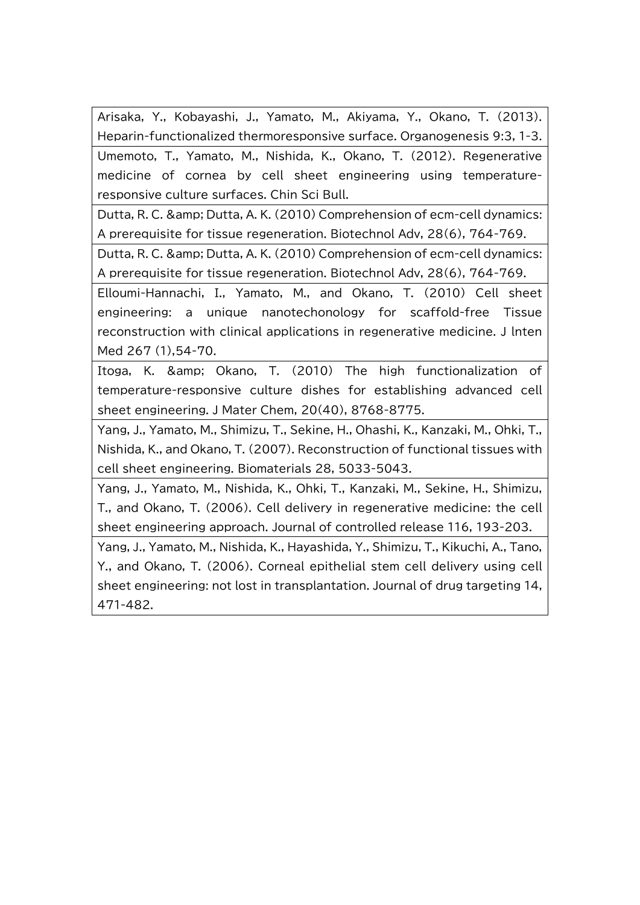| |
|---|
| Arisaka, Y., Kobayashi, J., Yamato, M., Akiyama, Y., Okano, T. (2013). Heparin-functionalized thermoresponsive surface. Organogenesis 9:3, 1-3. |
| Umemoto, T., Yamato, M., Nishida, K., Okano, T. (2012). Regenerative medicine of cornea by cell sheet engineering using temperature-responsive culture surfaces. Chin Sci Bull. |
| Dutta, R. C. &amp; Dutta, A. K. (2010) Comprehension of ecm-cell dynamics: A prerequisite for tissue regeneration. Biotechnol Adv, 28(6), 764-769. |
| Dutta, R. C. &amp; Dutta, A. K. (2010) Comprehension of ecm-cell dynamics: A prerequisite for tissue regeneration. Biotechnol Adv, 28(6), 764-769. |
| Elloumi-Hannachi, I., Yamato, M., and Okano, T. (2010) Cell sheet engineering: a unique nanotechonology for scaffold-free Tissue reconstruction with clinical applications in regenerative medicine. J lnten Med 267 (1),54-70. |
| Itoga, K. &amp; Okano, T. (2010) The high functionalization of temperature-responsive culture dishes for establishing advanced cell sheet engineering. J Mater Chem, 20(40), 8768-8775. |
| Yang, J., Yamato, M., Shimizu, T., Sekine, H., Ohashi, K., Kanzaki, M., Ohki, T., Nishida, K., and Okano, T. (2007). Reconstruction of functional tissues with cell sheet engineering. Biomaterials 28, 5033-5043. |
| Yang, J., Yamato, M., Nishida, K., Ohki, T., Kanzaki, M., Sekine, H., Shimizu, T., and Okano, T. (2006). Cell delivery in regenerative medicine: the cell sheet engineering approach. Journal of controlled release 116, 193-203. |
| Yang, J., Yamato, M., Nishida, K., Hayashida, Y., Shimizu, T., Kikuchi, A., Tano, Y., and Okano, T. (2006). Corneal epithelial stem cell delivery using cell sheet engineering: not lost in transplantation. Journal of drug targeting 14, 471-482. |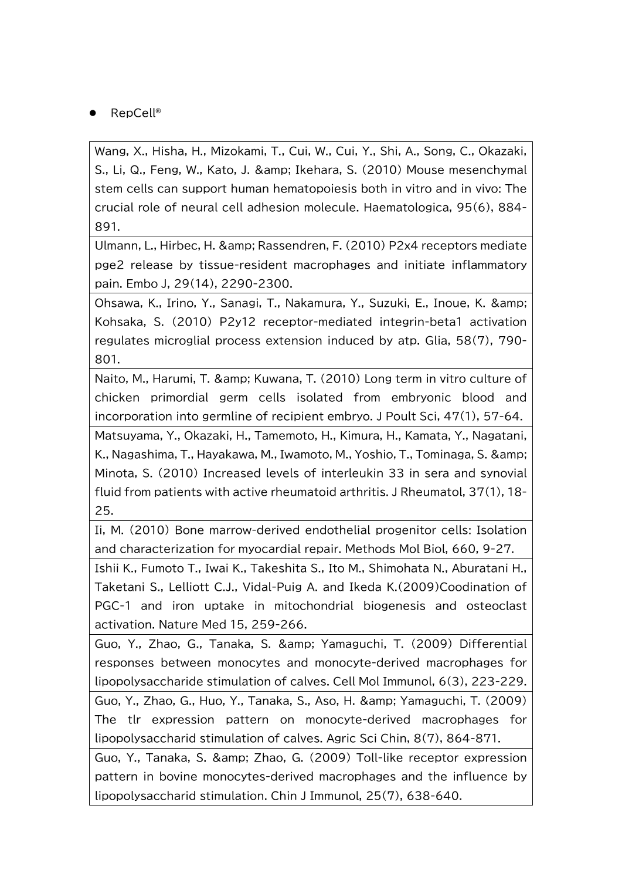- RepCell®

| Wang, X., Hisha, H., Mizokami, T., Cui, W., Cui, Y., Shi, A., Song, C., Okazaki, S., Li, Q., Feng, W., Kato, J. &amp; Ikehara, S. (2010) Mouse mesenchymal stem cells can support human hematopoiesis both in vitro and in vivo: The crucial role of neural cell adhesion molecule. Haematologica, 95(6), 884-891. |
|---|
| Ulmann, L., Hirbec, H. &amp; Rassendren, F. (2010) P2x4 receptors mediate pge2 release by tissue-resident macrophages and initiate inflammatory pain. Embo J, 29(14), 2290-2300. |
| Ohsawa, K., Irino, Y., Sanagi, T., Nakamura, Y., Suzuki, E., Inoue, K. &amp; Kohsaka, S. (2010) P2y12 receptor-mediated integrin-beta1 activation regulates microglial process extension induced by atp. Glia, 58(7), 790-801. |
| Naito, M., Harumi, T. &amp; Kuwana, T. (2010) Long term in vitro culture of chicken primordial germ cells isolated from embryonic blood and incorporation into germline of recipient embryo. J Poult Sci, 47(1), 57-64. |
| Matsuyama, Y., Okazaki, H., Tamemoto, H., Kimura, H., Kamata, Y., Nagatani, K., Nagashima, T., Hayakawa, M., Iwamoto, M., Yoshio, T., Tominaga, S. &amp; Minota, S. (2010) Increased levels of interleukin 33 in sera and synovial fluid from patients with active rheumatoid arthritis. J Rheumatol, 37(1), 18-25. |
| Ii, M. (2010) Bone marrow-derived endothelial progenitor cells: Isolation and characterization for myocardial repair. Methods Mol Biol, 660, 9-27. |
| Ishii K., Fumoto T., Iwai K., Takeshita S., Ito M., Shimohata N., Aburatani H., Taketani S., Lelliott C.J., Vidal-Puig A. and Ikeda K.(2009)Coodination of PGC-1 and iron uptake in mitochondrial biogenesis and osteoclast activation. Nature Med 15, 259-266. |
| Guo, Y., Zhao, G., Tanaka, S. &amp; Yamaguchi, T. (2009) Differential responses between monocytes and monocyte-derived macrophages for lipopolysaccharide stimulation of calves. Cell Mol Immunol, 6(3), 223-229. |
| Guo, Y., Zhao, G., Huo, Y., Tanaka, S., Aso, H. &amp; Yamaguchi, T. (2009) The tlr expression pattern on monocyte-derived macrophages for lipopolysaccharid stimulation of calves. Agric Sci Chin, 8(7), 864-871. |
| Guo, Y., Tanaka, S. &amp; Zhao, G. (2009) Toll-like receptor expression pattern in bovine monocytes-derived macrophages and the influence by lipopolysaccharid stimulation. Chin J Immunol, 25(7), 638-640. |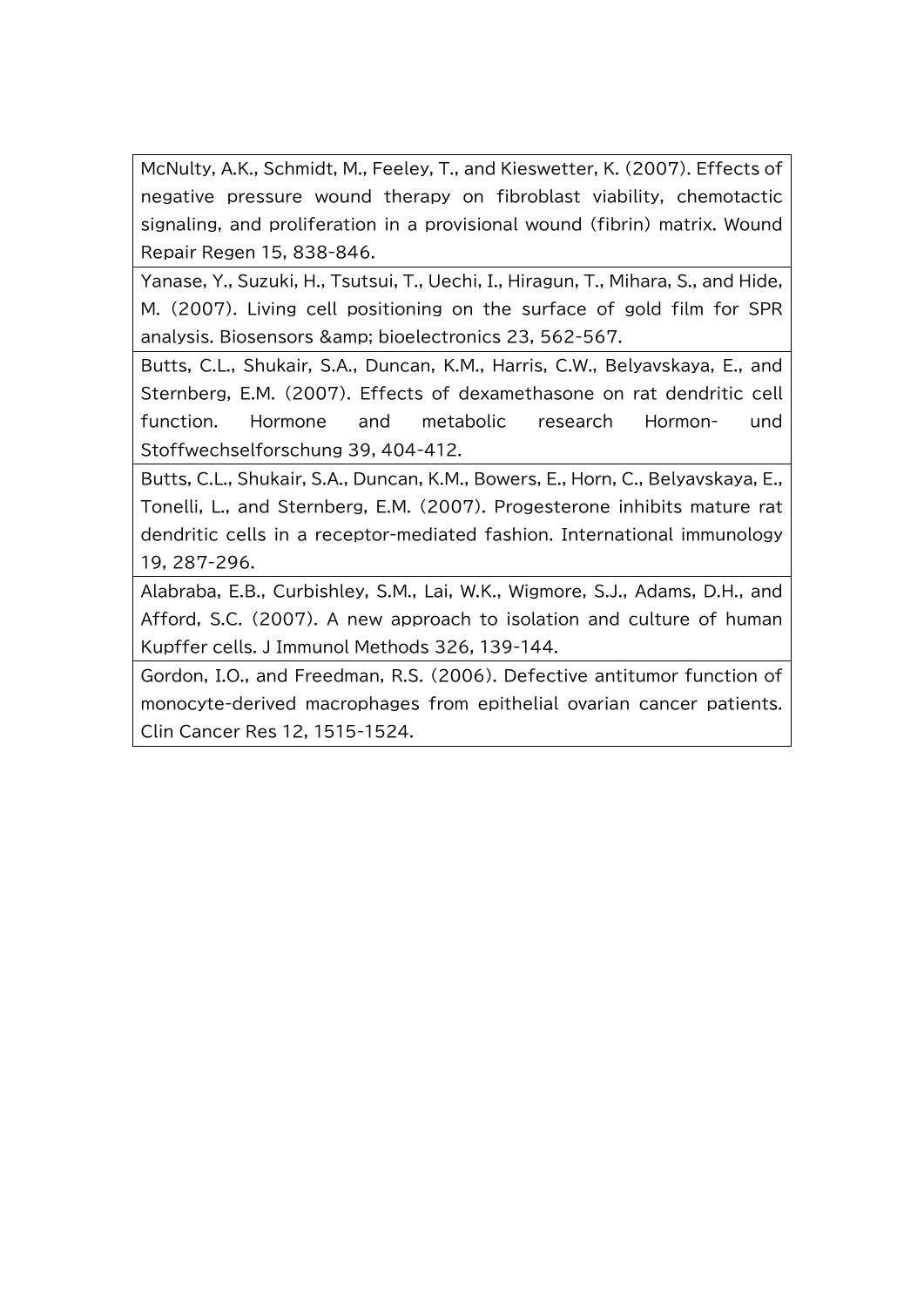| |
|---|
| McNulty, A.K., Schmidt, M., Feeley, T., and Kieswetter, K. (2007). Effects of negative pressure wound therapy on fibroblast viability, chemotactic signaling, and proliferation in a provisional wound (fibrin) matrix. Wound Repair Regen 15, 838-846. |
| Yanase, Y., Suzuki, H., Tsutsui, T., Uechi, I., Hiragun, T., Mihara, S., and Hide, M. (2007). Living cell positioning on the surface of gold film for SPR analysis. Biosensors &amp; bioelectronics 23, 562-567. |
| Butts, C.L., Shukair, S.A., Duncan, K.M., Harris, C.W., Belyavskaya, E., and Sternberg, E.M. (2007). Effects of dexamethasone on rat dendritic cell function. Hormone and metabolic research Hormon- und Stoffwechselforschung 39, 404-412. |
| Butts, C.L., Shukair, S.A., Duncan, K.M., Bowers, E., Horn, C., Belyavskaya, E., Tonelli, L., and Sternberg, E.M. (2007). Progesterone inhibits mature rat dendritic cells in a receptor-mediated fashion. International immunology 19, 287-296. |
| Alabraba, E.B., Curbishley, S.M., Lai, W.K., Wigmore, S.J., Adams, D.H., and Afford, S.C. (2007). A new approach to isolation and culture of human Kupffer cells. J Immunol Methods 326, 139-144. |
| Gordon, I.O., and Freedman, R.S. (2006). Defective antitumor function of monocyte-derived macrophages from epithelial ovarian cancer patients. Clin Cancer Res 12, 1515-1524. |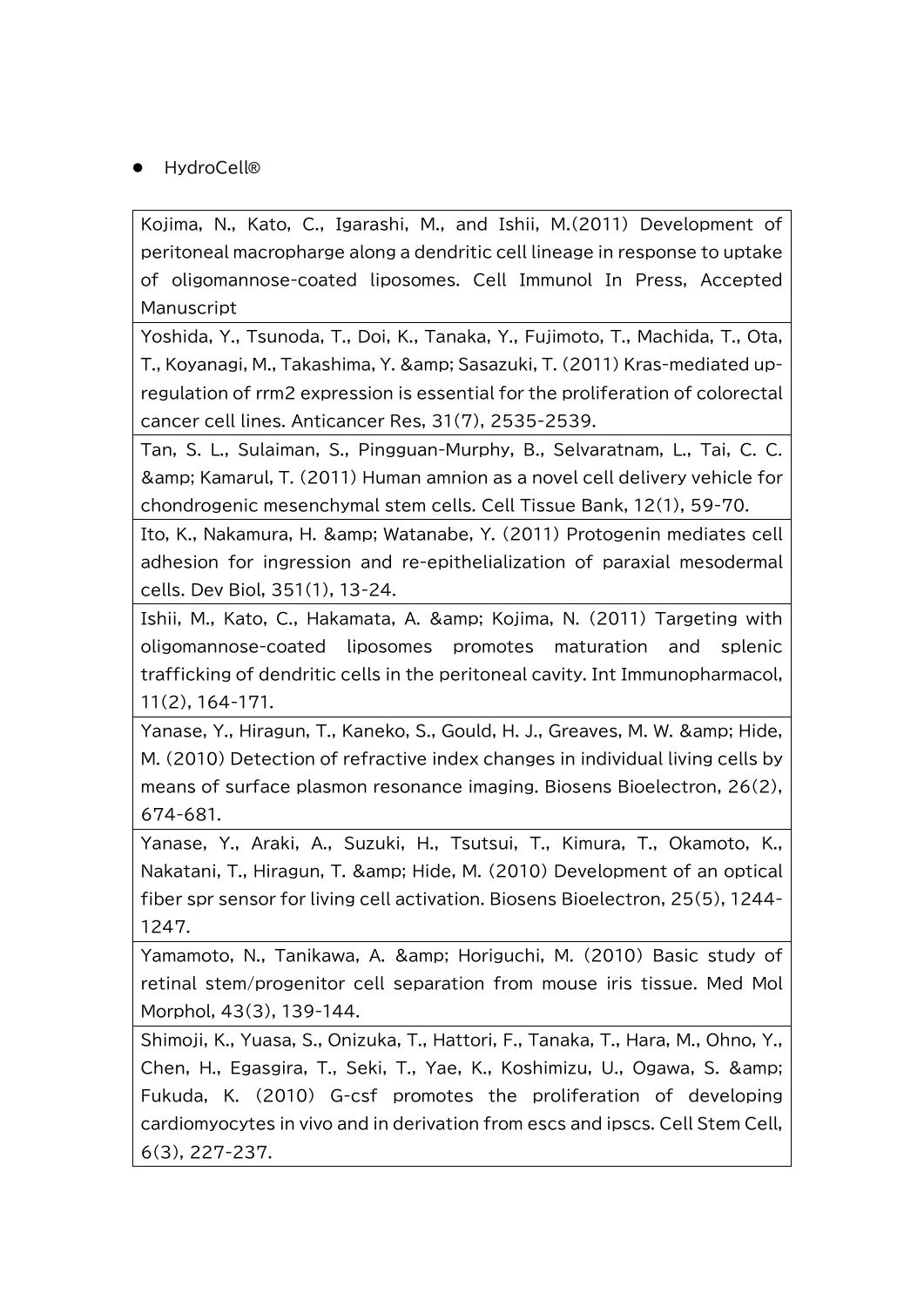- HydroCell®

| |
|---|
| Kojima, N., Kato, C., Igarashi, M., and Ishii, M.(2011) Development of peritoneal macropharge along a dendritic cell lineage in response to uptake of oligomannose-coated liposomes. Cell Immunol In Press, Accepted Manuscript |
| Yoshida, Y., Tsunoda, T., Doi, K., Tanaka, Y., Fujimoto, T., Machida, T., Ota, T., Koyanagi, M., Takashima, Y. &amp; Sasazuki, T. (2011) Kras-mediated up-regulation of rrm2 expression is essential for the proliferation of colorectal cancer cell lines. Anticancer Res, 31(7), 2535-2539. |
| Tan, S. L., Sulaiman, S., Pingguan-Murphy, B., Selvaratnam, L., Tai, C. C. &amp; Kamarul, T. (2011) Human amnion as a novel cell delivery vehicle for chondrogenic mesenchymal stem cells. Cell Tissue Bank, 12(1), 59-70. |
| Ito, K., Nakamura, H. &amp; Watanabe, Y. (2011) Protogenin mediates cell adhesion for ingression and re-epithelialization of paraxial mesodermal cells. Dev Biol, 351(1), 13-24. |
| Ishii, M., Kato, C., Hakamata, A. &amp; Kojima, N. (2011) Targeting with oligomannose-coated liposomes promotes maturation and splenic trafficking of dendritic cells in the peritoneal cavity. Int Immunopharmacol, 11(2), 164-171. |
| Yanase, Y., Hiragun, T., Kaneko, S., Gould, H. J., Greaves, M. W. &amp; Hide, M. (2010) Detection of refractive index changes in individual living cells by means of surface plasmon resonance imaging. Biosens Bioelectron, 26(2), 674-681. |
| Yanase, Y., Araki, A., Suzuki, H., Tsutsui, T., Kimura, T., Okamoto, K., Nakatani, T., Hiragun, T. &amp; Hide, M. (2010) Development of an optical fiber spr sensor for living cell activation. Biosens Bioelectron, 25(5), 1244-1247. |
| Yamamoto, N., Tanikawa, A. &amp; Horiguchi, M. (2010) Basic study of retinal stem/progenitor cell separation from mouse iris tissue. Med Mol Morphol, 43(3), 139-144. |
| Shimoji, K., Yuasa, S., Onizuka, T., Hattori, F., Tanaka, T., Hara, M., Ohno, Y., Chen, H., Egasgira, T., Seki, T., Yae, K., Koshimizu, U., Ogawa, S. &amp; Fukuda, K. (2010) G-csf promotes the proliferation of developing cardiomyocytes in vivo and in derivation from escs and ipscs. Cell Stem Cell, 6(3), 227-237. |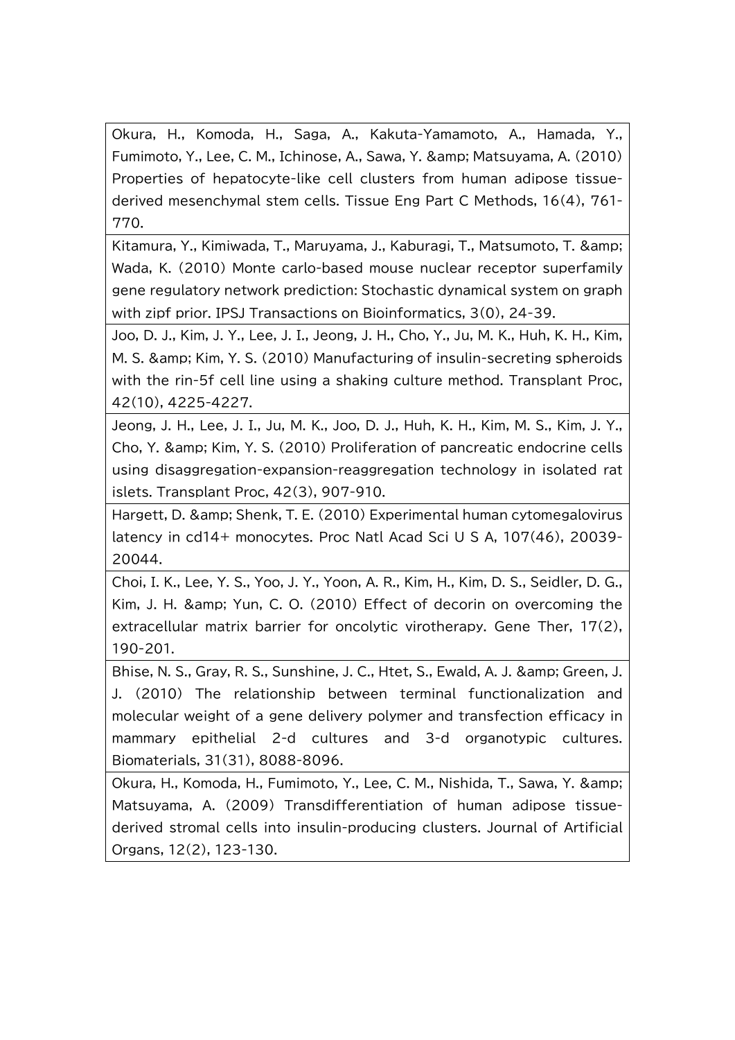| |
|---|
| Okura, H., Komoda, H., Saga, A., Kakuta-Yamamoto, A., Hamada, Y., Fumimoto, Y., Lee, C. M., Ichinose, A., Sawa, Y. &amp; Matsuyama, A. (2010) Properties of hepatocyte-like cell clusters from human adipose tissue-derived mesenchymal stem cells. Tissue Eng Part C Methods, 16(4), 761-770. |
| Kitamura, Y., Kimiwada, T., Maruyama, J., Kaburagi, T., Matsumoto, T. &amp; Wada, K. (2010) Monte carlo-based mouse nuclear receptor superfamily gene regulatory network prediction: Stochastic dynamical system on graph with zipf prior. IPSJ Transactions on Bioinformatics, 3(0), 24-39. |
| Joo, D. J., Kim, J. Y., Lee, J. I., Jeong, J. H., Cho, Y., Ju, M. K., Huh, K. H., Kim, M. S. &amp; Kim, Y. S. (2010) Manufacturing of insulin-secreting spheroids with the rin-5f cell line using a shaking culture method. Transplant Proc, 42(10), 4225-4227. |
| Jeong, J. H., Lee, J. I., Ju, M. K., Joo, D. J., Huh, K. H., Kim, M. S., Kim, J. Y., Cho, Y. &amp; Kim, Y. S. (2010) Proliferation of pancreatic endocrine cells using disaggregation-expansion-reaggregation technology in isolated rat islets. Transplant Proc, 42(3), 907-910. |
| Hargett, D. &amp; Shenk, T. E. (2010) Experimental human cytomegalovirus latency in cd14+ monocytes. Proc Natl Acad Sci U S A, 107(46), 20039-20044. |
| Choi, I. K., Lee, Y. S., Yoo, J. Y., Yoon, A. R., Kim, H., Kim, D. S., Seidler, D. G., Kim, J. H. &amp; Yun, C. O. (2010) Effect of decorin on overcoming the extracellular matrix barrier for oncolytic virotherapy. Gene Ther, 17(2), 190-201. |
| Bhise, N. S., Gray, R. S., Sunshine, J. C., Htet, S., Ewald, A. J. &amp; Green, J. J. (2010) The relationship between terminal functionalization and molecular weight of a gene delivery polymer and transfection efficacy in mammary epithelial 2-d cultures and 3-d organotypic cultures. Biomaterials, 31(31), 8088-8096. |
| Okura, H., Komoda, H., Fumimoto, Y., Lee, C. M., Nishida, T., Sawa, Y. &amp; Matsuyama, A. (2009) Transdifferentiation of human adipose tissue-derived stromal cells into insulin-producing clusters. Journal of Artificial Organs, 12(2), 123-130. |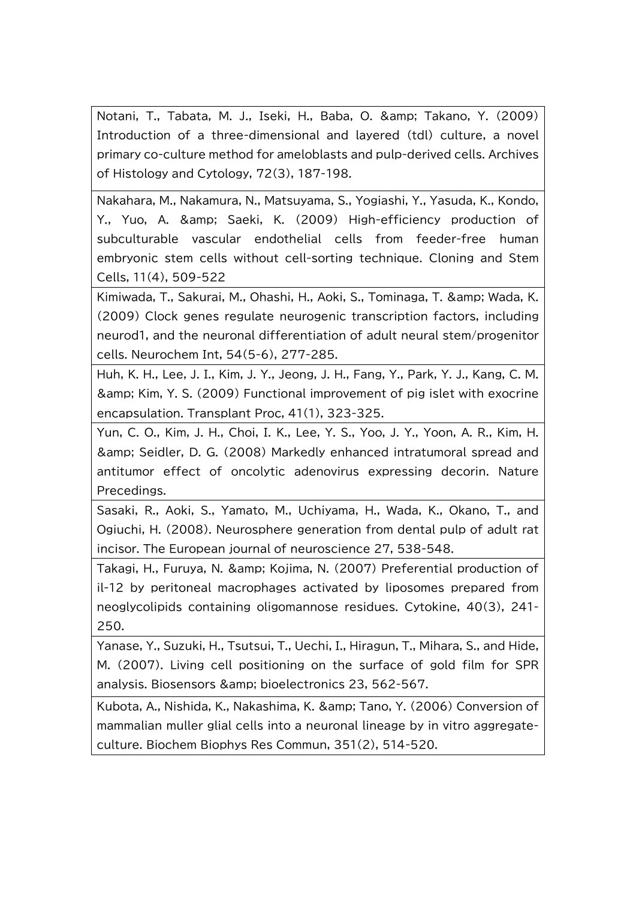| |
|---|
| Notani, T., Tabata, M. J., Iseki, H., Baba, O. &amp; Takano, Y. (2009) Introduction of a three-dimensional and layered (tdl) culture, a novel primary co-culture method for ameloblasts and pulp-derived cells. Archives of Histology and Cytology, 72(3), 187-198. |
| Nakahara, M., Nakamura, N., Matsuyama, S., Yogiashi, Y., Yasuda, K., Kondo, Y., Yuo, A. &amp; Saeki, K. (2009) High-efficiency production of subculturable vascular endothelial cells from feeder-free human embryonic stem cells without cell-sorting technique. Cloning and Stem Cells, 11(4), 509-522 |
| Kimiwada, T., Sakurai, M., Ohashi, H., Aoki, S., Tominaga, T. &amp; Wada, K. (2009) Clock genes regulate neurogenic transcription factors, including neurod1, and the neuronal differentiation of adult neural stem/progenitor cells. Neurochem Int, 54(5-6), 277-285. |
| Huh, K. H., Lee, J. I., Kim, J. Y., Jeong, J. H., Fang, Y., Park, Y. J., Kang, C. M. &amp; Kim, Y. S. (2009) Functional improvement of pig islet with exocrine encapsulation. Transplant Proc, 41(1), 323-325. |
| Yun, C. O., Kim, J. H., Choi, I. K., Lee, Y. S., Yoo, J. Y., Yoon, A. R., Kim, H. &amp; Seidler, D. G. (2008) Markedly enhanced intratumoral spread and antitumor effect of oncolytic adenovirus expressing decorin. Nature Precedings. |
| Sasaki, R., Aoki, S., Yamato, M., Uchiyama, H., Wada, K., Okano, T., and Ogiuchi, H. (2008). Neurosphere generation from dental pulp of adult rat incisor. The European journal of neuroscience 27, 538-548. |
| Takagi, H., Furuya, N. &amp; Kojima, N. (2007) Preferential production of il-12 by peritoneal macrophages activated by liposomes prepared from neoglycolipids containing oligomannose residues. Cytokine, 40(3), 241-250. |
| Yanase, Y., Suzuki, H., Tsutsui, T., Uechi, I., Hiragun, T., Mihara, S., and Hide, M. (2007). Living cell positioning on the surface of gold film for SPR analysis. Biosensors &amp; bioelectronics 23, 562-567. |
| Kubota, A., Nishida, K., Nakashima, K. &amp; Tano, Y. (2006) Conversion of mammalian muller glial cells into a neuronal lineage by in vitro aggregate-culture. Biochem Biophys Res Commun, 351(2), 514-520. |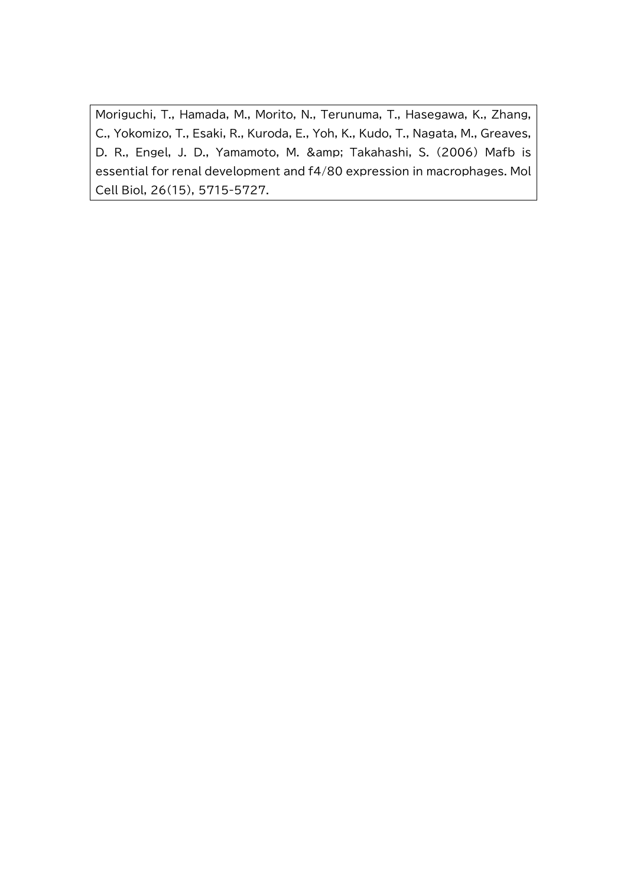Moriguchi, T., Hamada, M., Morito, N., Terunuma, T., Hasegawa, K., Zhang, C., Yokomizo, T., Esaki, R., Kuroda, E., Yoh, K., Kudo, T., Nagata, M., Greaves, D. R., Engel, J. D., Yamamoto, M. &amp; Takahashi, S. (2006) Mafb is essential for renal development and f4/80 expression in macrophages. Mol Cell Biol, 26(15), 5715-5727.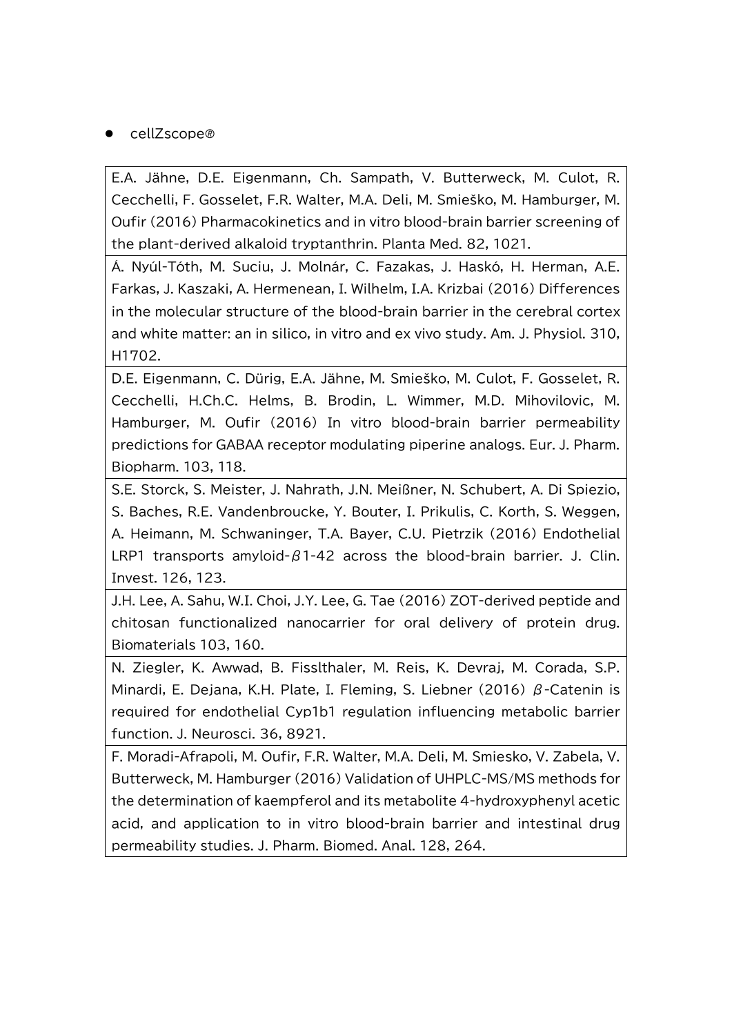- cellZscope®

| |
|---|
| E.A. Jähne, D.E. Eigenmann, Ch. Sampath, V. Butterweck, M. Culot, R. Cecchelli, F. Gosselet, F.R. Walter, M.A. Deli, M. Smieško, M. Hamburger, M. Oufir (2016) Pharmacokinetics and in vitro blood-brain barrier screening of the plant-derived alkaloid tryptanthrin. Planta Med. 82, 1021. |
| Á. Nyúl-Tóth, M. Suciu, J. Molnár, C. Fazakas, J. Haskó, H. Herman, A.E. Farkas, J. Kaszaki, A. Hermenean, I. Wilhelm, I.A. Krizbai (2016) Differences in the molecular structure of the blood-brain barrier in the cerebral cortex and white matter: an in silico, in vitro and ex vivo study. Am. J. Physiol. 310, H1702. |
| D.E. Eigenmann, C. Dürig, E.A. Jähne, M. Smieško, M. Culot, F. Gosselet, R. Cecchelli, H.Ch.C. Helms, B. Brodin, L. Wimmer, M.D. Mihovilovic, M. Hamburger, M. Oufir (2016) In vitro blood-brain barrier permeability predictions for GABAA receptor modulating piperine analogs. Eur. J. Pharm. Biopharm. 103, 118. |
| S.E. Storck, S. Meister, J. Nahrath, J.N. Meißner, N. Schubert, A. Di Spiezio, S. Baches, R.E. Vandenbroucke, Y. Bouter, I. Prikulis, C. Korth, S. Weggen, A. Heimann, M. Schwaninger, T.A. Bayer, C.U. Pietrzik (2016) Endothelial LRP1 transports amyloid-β1-42 across the blood-brain barrier. J. Clin. Invest. 126, 123. |
| J.H. Lee, A. Sahu, W.I. Choi, J.Y. Lee, G. Tae (2016) ZOT-derived peptide and chitosan functionalized nanocarrier for oral delivery of protein drug. Biomaterials 103, 160. |
| N. Ziegler, K. Awwad, B. Fisslthaler, M. Reis, K. Devraj, M. Corada, S.P. Minardi, E. Dejana, K.H. Plate, I. Fleming, S. Liebner (2016) β-Catenin is required for endothelial Cyp1b1 regulation influencing metabolic barrier function. J. Neurosci. 36, 8921. |
| F. Moradi-Afrapoli, M. Oufir, F.R. Walter, M.A. Deli, M. Smiesko, V. Zabela, V. Butterweck, M. Hamburger (2016) Validation of UHPLC-MS/MS methods for the determination of kaempferol and its metabolite 4-hydroxyphenyl acetic acid, and application to in vitro blood-brain barrier and intestinal drug permeability studies. J. Pharm. Biomed. Anal. 128, 264. |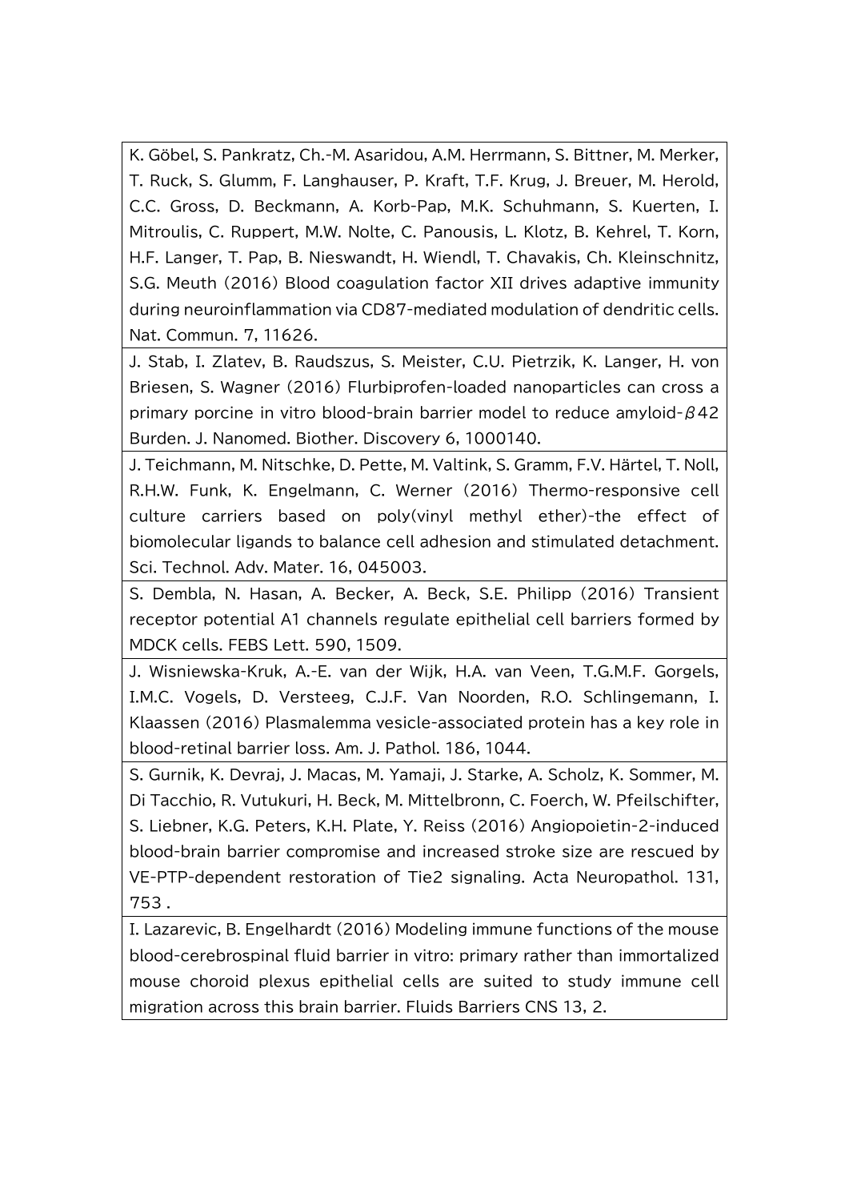| |
|---|
| K. Göbel, S. Pankratz, Ch.-M. Asaridou, A.M. Herrmann, S. Bittner, M. Merker, T. Ruck, S. Glumm, F. Langhauser, P. Kraft, T.F. Krug, J. Breuer, M. Herold, C.C. Gross, D. Beckmann, A. Korb-Pap, M.K. Schuhmann, S. Kuerten, I. Mitroulis, C. Ruppert, M.W. Nolte, C. Panousis, L. Klotz, B. Kehrel, T. Korn, H.F. Langer, T. Pap, B. Nieswandt, H. Wiendl, T. Chavakis, Ch. Kleinschnitz, S.G. Meuth (2016) Blood coagulation factor XII drives adaptive immunity during neuroinflammation via CD87-mediated modulation of dendritic cells. Nat. Commun. 7, 11626. |
| J. Stab, I. Zlatev, B. Raudszus, S. Meister, C.U. Pietrzik, K. Langer, H. von Briesen, S. Wagner (2016) Flurbiprofen-loaded nanoparticles can cross a primary porcine in vitro blood-brain barrier model to reduce amyloid-β42 Burden. J. Nanomed. Biother. Discovery 6, 1000140. |
| J. Teichmann, M. Nitschke, D. Pette, M. Valtink, S. Gramm, F.V. Härtel, T. Noll, R.H.W. Funk, K. Engelmann, C. Werner (2016) Thermo-responsive cell culture carriers based on poly(vinyl methyl ether)-the effect of biomolecular ligands to balance cell adhesion and stimulated detachment. Sci. Technol. Adv. Mater. 16, 045003. |
| S. Dembla, N. Hasan, A. Becker, A. Beck, S.E. Philipp (2016) Transient receptor potential A1 channels regulate epithelial cell barriers formed by MDCK cells. FEBS Lett. 590, 1509. |
| J. Wisniewska-Kruk, A.-E. van der Wijk, H.A. van Veen, T.G.M.F. Gorgels, I.M.C. Vogels, D. Versteeg, C.J.F. Van Noorden, R.O. Schlingemann, I. Klaassen (2016) Plasmalemma vesicle-associated protein has a key role in blood-retinal barrier loss. Am. J. Pathol. 186, 1044. |
| S. Gurnik, K. Devraj, J. Macas, M. Yamaji, J. Starke, A. Scholz, K. Sommer, M. Di Tacchio, R. Vutukuri, H. Beck, M. Mittelbronn, C. Foerch, W. Pfeilschifter, S. Liebner, K.G. Peters, K.H. Plate, Y. Reiss (2016) Angiopoietin-2-induced blood-brain barrier compromise and increased stroke size are rescued by VE-PTP-dependent restoration of Tie2 signaling. Acta Neuropathol. 131, 753 . |
| I. Lazarevic, B. Engelhardt (2016) Modeling immune functions of the mouse blood-cerebrospinal fluid barrier in vitro: primary rather than immortalized mouse choroid plexus epithelial cells are suited to study immune cell migration across this brain barrier. Fluids Barriers CNS 13, 2. |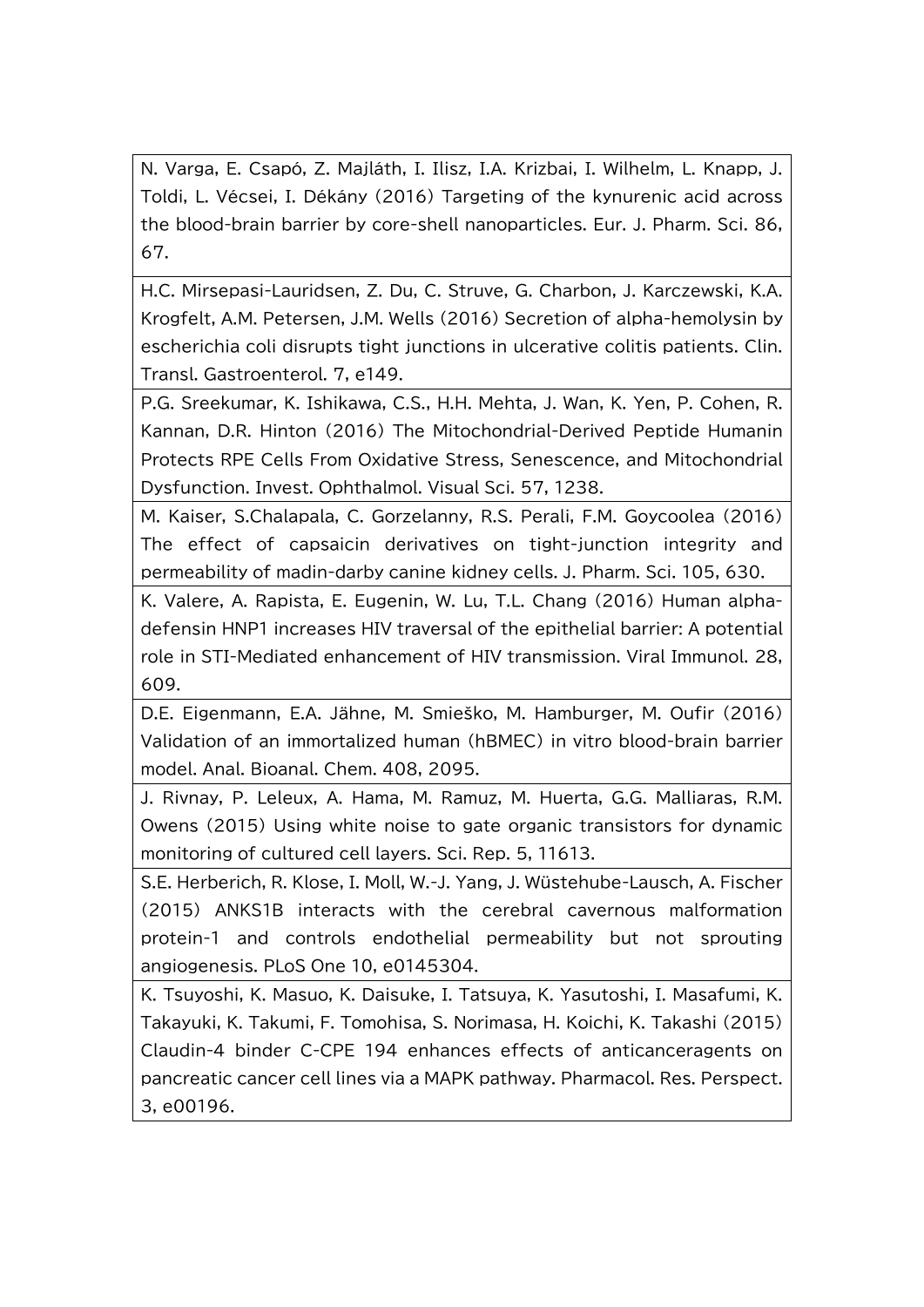| |
|---|
| N. Varga, E. Csapó, Z. Majláth, I. Ilisz, I.A. Krizbai, I. Wilhelm, L. Knapp, J. Toldi, L. Vécsei, I. Dékány (2016) Targeting of the kynurenic acid across the blood-brain barrier by core-shell nanoparticles. Eur. J. Pharm. Sci. 86, 67. |
| H.C. Mirsepasi-Lauridsen, Z. Du, C. Struve, G. Charbon, J. Karczewski, K.A. Krogfelt, A.M. Petersen, J.M. Wells (2016) Secretion of alpha-hemolysin by escherichia coli disrupts tight junctions in ulcerative colitis patients. Clin. Transl. Gastroenterol. 7, e149. |
| P.G. Sreekumar, K. Ishikawa, C.S., H.H. Mehta, J. Wan, K. Yen, P. Cohen, R. Kannan, D.R. Hinton (2016) The Mitochondrial-Derived Peptide Humanin Protects RPE Cells From Oxidative Stress, Senescence, and Mitochondrial Dysfunction. Invest. Ophthalmol. Visual Sci. 57, 1238. |
| M. Kaiser, S.Chalapala, C. Gorzelanny, R.S. Perali, F.M. Goycoolea (2016) The effect of capsaicin derivatives on tight-junction integrity and permeability of madin-darby canine kidney cells. J. Pharm. Sci. 105, 630. |
| K. Valere, A. Rapista, E. Eugenin, W. Lu, T.L. Chang (2016) Human alpha-defensin HNP1 increases HIV traversal of the epithelial barrier: A potential role in STI-Mediated enhancement of HIV transmission. Viral Immunol. 28, 609. |
| D.E. Eigenmann, E.A. Jähne, M. Smieško, M. Hamburger, M. Oufir (2016) Validation of an immortalized human (hBMEC) in vitro blood-brain barrier model. Anal. Bioanal. Chem. 408, 2095. |
| J. Rivnay, P. Leleux, A. Hama, M. Ramuz, M. Huerta, G.G. Malliaras, R.M. Owens (2015) Using white noise to gate organic transistors for dynamic monitoring of cultured cell layers. Sci. Rep. 5, 11613. |
| S.E. Herberich, R. Klose, I. Moll, W.-J. Yang, J. Wüstehube-Lausch, A. Fischer (2015) ANKS1B interacts with the cerebral cavernous malformation protein-1 and controls endothelial permeability but not sprouting angiogenesis. PLoS One 10, e0145304. |
| K. Tsuyoshi, K. Masuo, K. Daisuke, I. Tatsuya, K. Yasutoshi, I. Masafumi, K. Takayuki, K. Takumi, F. Tomohisa, S. Norimasa, H. Koichi, K. Takashi (2015) Claudin-4 binder C-CPE 194 enhances effects of anticanceragents on pancreatic cancer cell lines via a MAPK pathway. Pharmacol. Res. Perspect. 3, e00196. |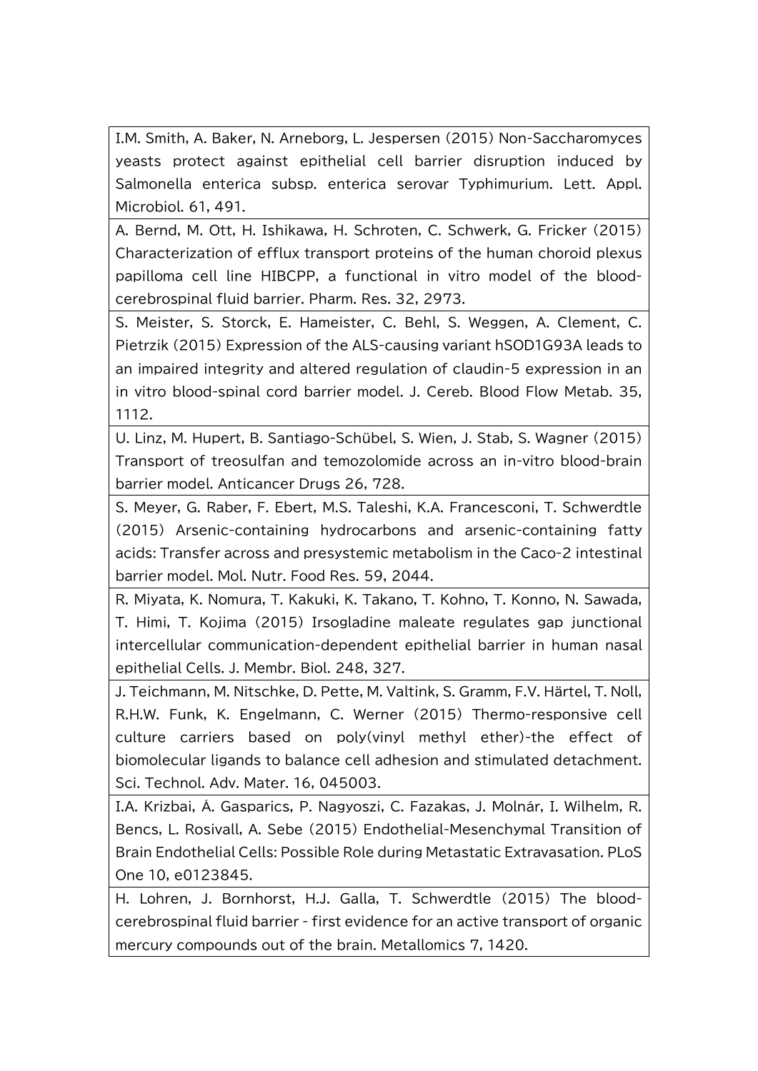| |
|---|
| I.M. Smith, A. Baker, N. Arneborg, L. Jespersen (2015) Non-Saccharomyces yeasts protect against epithelial cell barrier disruption induced by Salmonella enterica subsp. enterica serovar Typhimurium. Lett. Appl. Microbiol. 61, 491. |
| A. Bernd, M. Ott, H. Ishikawa, H. Schroten, C. Schwerk, G. Fricker (2015) Characterization of efflux transport proteins of the human choroid plexus papilloma cell line HIBCPP, a functional in vitro model of the blood-cerebrospinal fluid barrier. Pharm. Res. 32, 2973. |
| S. Meister, S. Storck, E. Hameister, C. Behl, S. Weggen, A. Clement, C. Pietrzik (2015) Expression of the ALS-causing variant hSOD1G93A leads to an impaired integrity and altered regulation of claudin-5 expression in an in vitro blood-spinal cord barrier model. J. Cereb. Blood Flow Metab. 35, 1112. |
| U. Linz, M. Hupert, B. Santiago-Schübel, S. Wien, J. Stab, S. Wagner (2015) Transport of treosulfan and temozolomide across an in-vitro blood-brain barrier model. Anticancer Drugs 26, 728. |
| S. Meyer, G. Raber, F. Ebert, M.S. Taleshi, K.A. Francesconi, T. Schwerdtle (2015) Arsenic-containing hydrocarbons and arsenic-containing fatty acids: Transfer across and presystemic metabolism in the Caco-2 intestinal barrier model. Mol. Nutr. Food Res. 59, 2044. |
| R. Miyata, K. Nomura, T. Kakuki, K. Takano, T. Kohno, T. Konno, N. Sawada, T. Himi, T. Kojima (2015) Irsogladine maleate regulates gap junctional intercellular communication-dependent epithelial barrier in human nasal epithelial Cells. J. Membr. Biol. 248, 327. |
| J. Teichmann, M. Nitschke, D. Pette, M. Valtink, S. Gramm, F.V. Härtel, T. Noll, R.H.W. Funk, K. Engelmann, C. Werner (2015) Thermo-responsive cell culture carriers based on poly(vinyl methyl ether)-the effect of biomolecular ligands to balance cell adhesion and stimulated detachment. Sci. Technol. Adv. Mater. 16, 045003. |
| I.A. Krizbai, Á. Gasparics, P. Nagyoszi, C. Fazakas, J. Molnár, I. Wilhelm, R. Bencs, L. Rosivall, A. Sebe (2015) Endothelial-Mesenchymal Transition of Brain Endothelial Cells: Possible Role during Metastatic Extravasation. PLoS One 10, e0123845. |
| H. Lohren, J. Bornhorst, H.J. Galla, T. Schwerdtle (2015) The blood-cerebrospinal fluid barrier - first evidence for an active transport of organic mercury compounds out of the brain. Metallomics 7, 1420. |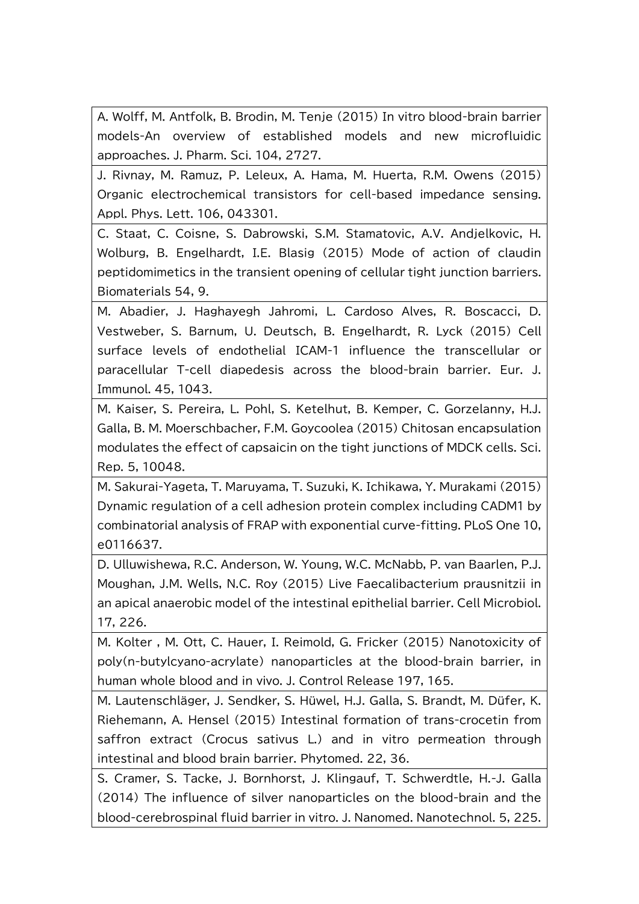| |
|---|
| A. Wolff, M. Antfolk, B. Brodin, M. Tenje (2015) In vitro blood-brain barrier models-An overview of established models and new microfluidic approaches. J. Pharm. Sci. 104, 2727. |
| J. Rivnay, M. Ramuz, P. Leleux, A. Hama, M. Huerta, R.M. Owens (2015) Organic electrochemical transistors for cell-based impedance sensing. Appl. Phys. Lett. 106, 043301. |
| C. Staat, C. Coisne, S. Dabrowski, S.M. Stamatovic, A.V. Andjelkovic, H. Wolburg, B. Engelhardt, I.E. Blasig (2015) Mode of action of claudin peptidomimetics in the transient opening of cellular tight junction barriers. Biomaterials 54, 9. |
| M. Abadier, J. Haghayegh Jahromi, L. Cardoso Alves, R. Boscacci, D. Vestweber, S. Barnum, U. Deutsch, B. Engelhardt, R. Lyck (2015) Cell surface levels of endothelial ICAM-1 influence the transcellular or paracellular T-cell diapedesis across the blood-brain barrier. Eur. J. Immunol. 45, 1043. |
| M. Kaiser, S. Pereira, L. Pohl, S. Ketelhut, B. Kemper, C. Gorzelanny, H.J. Galla, B. M. Moerschbacher, F.M. Goycoolea (2015) Chitosan encapsulation modulates the effect of capsaicin on the tight junctions of MDCK cells. Sci. Rep. 5, 10048. |
| M. Sakurai-Yageta, T. Maruyama, T. Suzuki, K. Ichikawa, Y. Murakami (2015) Dynamic regulation of a cell adhesion protein complex including CADM1 by combinatorial analysis of FRAP with exponential curve-fitting. PLoS One 10, e0116637. |
| D. Ulluwishewa, R.C. Anderson, W. Young, W.C. McNabb, P. van Baarlen, P.J. Moughan, J.M. Wells, N.C. Roy (2015) Live Faecalibacterium prausnitzii in an apical anaerobic model of the intestinal epithelial barrier. Cell Microbiol. 17, 226. |
| M. Kolter , M. Ott, C. Hauer, I. Reimold, G. Fricker (2015) Nanotoxicity of poly(n-butylcyano-acrylate) nanoparticles at the blood-brain barrier, in human whole blood and in vivo. J. Control Release 197, 165. |
| M. Lautenschläger, J. Sendker, S. Hüwel, H.J. Galla, S. Brandt, M. Düfer, K. Riehemann, A. Hensel (2015) Intestinal formation of trans-crocetin from saffron extract (Crocus sativus L.) and in vitro permeation through intestinal and blood brain barrier. Phytomed. 22, 36. |
| S. Cramer, S. Tacke, J. Bornhorst, J. Klingauf, T. Schwerdtle, H.-J. Galla (2014) The influence of silver nanoparticles on the blood-brain and the blood-cerebrospinal fluid barrier in vitro. J. Nanomed. Nanotechnol. 5, 225. |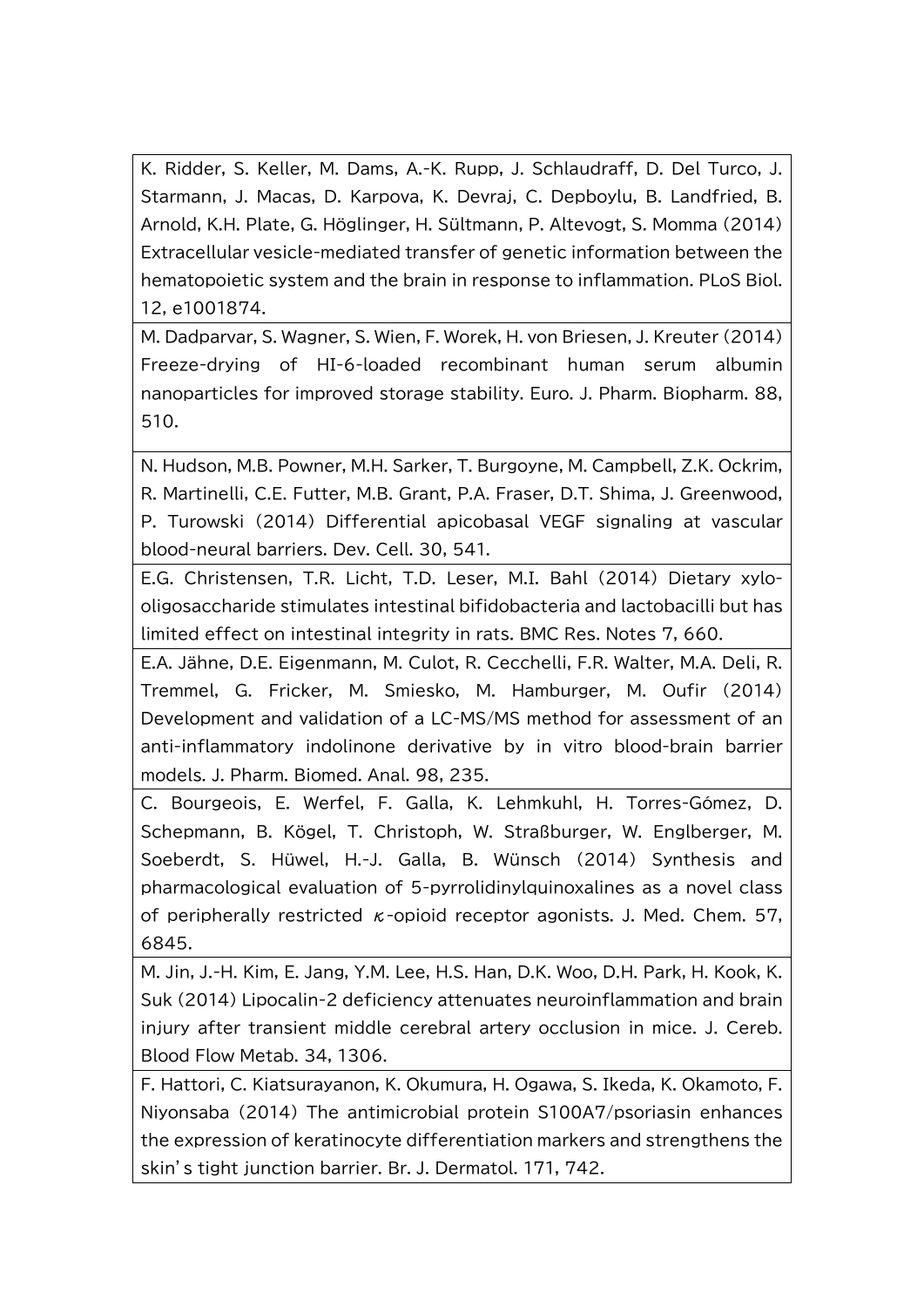| |
|---|
| K. Ridder, S. Keller, M. Dams, A.-K. Rupp, J. Schlaudraff, D. Del Turco, J. Starmann, J. Macas, D. Karpova, K. Devraj, C. Depboylu, B. Landfried, B. Arnold, K.H. Plate, G. Höglinger, H. Sültmann, P. Altevogt, S. Momma (2014) Extracellular vesicle-mediated transfer of genetic information between the hematopoietic system and the brain in response to inflammation. PLoS Biol. 12, e1001874. |
| M. Dadparvar, S. Wagner, S. Wien, F. Worek, H. von Briesen, J. Kreuter (2014) Freeze-drying of HI-6-loaded recombinant human serum albumin nanoparticles for improved storage stability. Euro. J. Pharm. Biopharm. 88, 510. |
| N. Hudson, M.B. Powner, M.H. Sarker, T. Burgoyne, M. Campbell, Z.K. Ockrim, R. Martinelli, C.E. Futter, M.B. Grant, P.A. Fraser, D.T. Shima, J. Greenwood, P. Turowski (2014) Differential apicobasal VEGF signaling at vascular blood-neural barriers. Dev. Cell. 30, 541. |
| E.G. Christensen, T.R. Licht, T.D. Leser, M.I. Bahl (2014) Dietary xylo-oligosaccharide stimulates intestinal bifidobacteria and lactobacilli but has limited effect on intestinal integrity in rats. BMC Res. Notes 7, 660. |
| E.A. Jähne, D.E. Eigenmann, M. Culot, R. Cecchelli, F.R. Walter, M.A. Deli, R. Tremmel, G. Fricker, M. Smiesko, M. Hamburger, M. Oufir (2014) Development and validation of a LC-MS/MS method for assessment of an anti-inflammatory indolinone derivative by in vitro blood-brain barrier models. J. Pharm. Biomed. Anal. 98, 235. |
| C. Bourgeois, E. Werfel, F. Galla, K. Lehmkuhl, H. Torres-Gómez, D. Schepmann, B. Kögel, T. Christoph, W. Straßburger, W. Englberger, M. Soeberdt, S. Hüwel, H.-J. Galla, B. Wünsch (2014) Synthesis and pharmacological evaluation of 5-pyrrolidinylquinoxalines as a novel class of peripherally restricted κ-opioid receptor agonists. J. Med. Chem. 57, 6845. |
| M. Jin, J.-H. Kim, E. Jang, Y.M. Lee, H.S. Han, D.K. Woo, D.H. Park, H. Kook, K. Suk (2014) Lipocalin-2 deficiency attenuates neuroinflammation and brain injury after transient middle cerebral artery occlusion in mice. J. Cereb. Blood Flow Metab. 34, 1306. |
| F. Hattori, C. Kiatsurayanon, K. Okumura, H. Ogawa, S. Ikeda, K. Okamoto, F. Niyonsaba (2014) The antimicrobial protein S100A7/psoriasin enhances the expression of keratinocyte differentiation markers and strengthens the skin's tight junction barrier. Br. J. Dermatol. 171, 742. |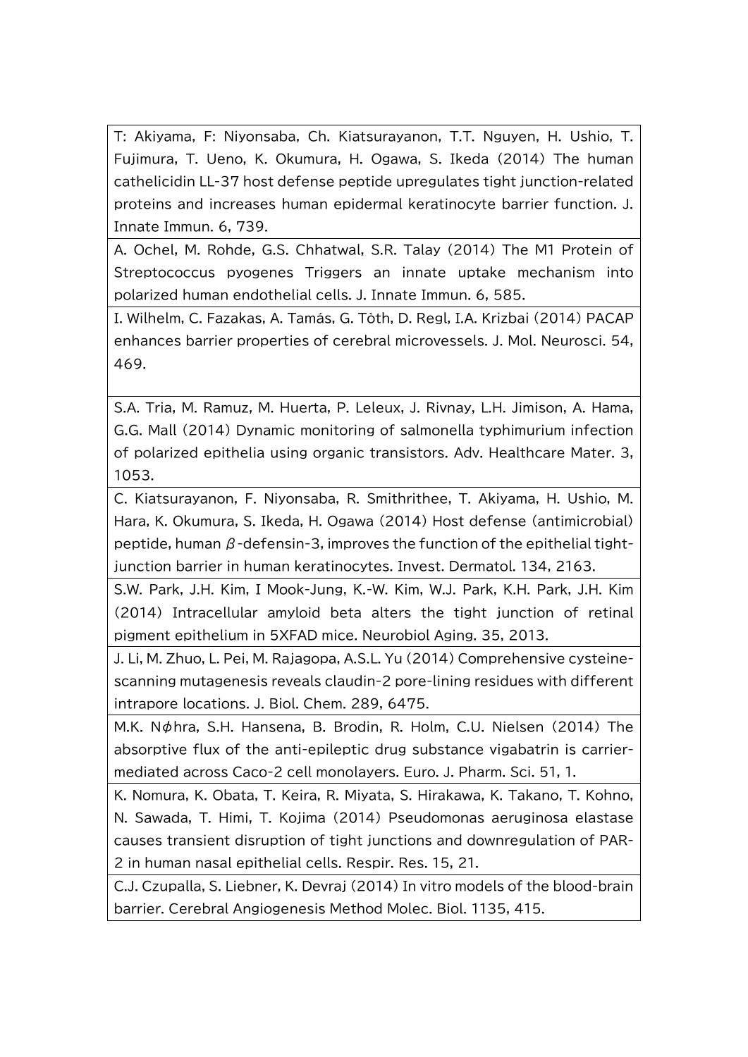| |
|---|
| T: Akiyama, F: Niyonsaba, Ch. Kiatsurayanon, T.T. Nguyen, H. Ushio, T. Fujimura, T. Ueno, K. Okumura, H. Ogawa, S. Ikeda (2014) The human cathelicidin LL-37 host defense peptide upregulates tight junction-related proteins and increases human epidermal keratinocyte barrier function. J. Innate Immun. 6, 739. |
| A. Ochel, M. Rohde, G.S. Chhatwal, S.R. Talay (2014) The M1 Protein of Streptococcus pyogenes Triggers an innate uptake mechanism into polarized human endothelial cells. J. Innate Immun. 6, 585. |
| I. Wilhelm, C. Fazakas, A. Tamás, G. Tòth, D. Regl, I.A. Krizbai (2014) PACAP enhances barrier properties of cerebral microvessels. J. Mol. Neurosci. 54, 469. |
| S.A. Tria, M. Ramuz, M. Huerta, P. Leleux, J. Rivnay, L.H. Jimison, A. Hama, G.G. Mall (2014) Dynamic monitoring of salmonella typhimurium infection of polarized epithelia using organic transistors. Adv. Healthcare Mater. 3, 1053. |
| C. Kiatsurayanon, F. Niyonsaba, R. Smithrithee, T. Akiyama, H. Ushio, M. Hara, K. Okumura, S. Ikeda, H. Ogawa (2014) Host defense (antimicrobial) peptide, human β-defensin-3, improves the function of the epithelial tight-junction barrier in human keratinocytes. Invest. Dermatol. 134, 2163. |
| S.W. Park, J.H. Kim, I Mook-Jung, K.-W. Kim, W.J. Park, K.H. Park, J.H. Kim (2014) Intracellular amyloid beta alters the tight junction of retinal pigment epithelium in 5XFAD mice. Neurobiol Aging. 35, 2013. |
| J. Li, M. Zhuo, L. Pei, M. Rajagopa, A.S.L. Yu (2014) Comprehensive cysteine-scanning mutagenesis reveals claudin-2 pore-lining residues with different intrapore locations. J. Biol. Chem. 289, 6475. |
| M.K. Nϕhra, S.H. Hansena, B. Brodin, R. Holm, C.U. Nielsen (2014) The absorptive flux of the anti-epileptic drug substance vigabatrin is carrier-mediated across Caco-2 cell monolayers. Euro. J. Pharm. Sci. 51, 1. |
| K. Nomura, K. Obata, T. Keira, R. Miyata, S. Hirakawa, K. Takano, T. Kohno, N. Sawada, T. Himi, T. Kojima (2014) Pseudomonas aeruginosa elastase causes transient disruption of tight junctions and downregulation of PAR-2 in human nasal epithelial cells. Respir. Res. 15, 21. |
| C.J. Czupalla, S. Liebner, K. Devraj (2014) In vitro models of the blood-brain barrier. Cerebral Angiogenesis Method Molec. Biol. 1135, 415. |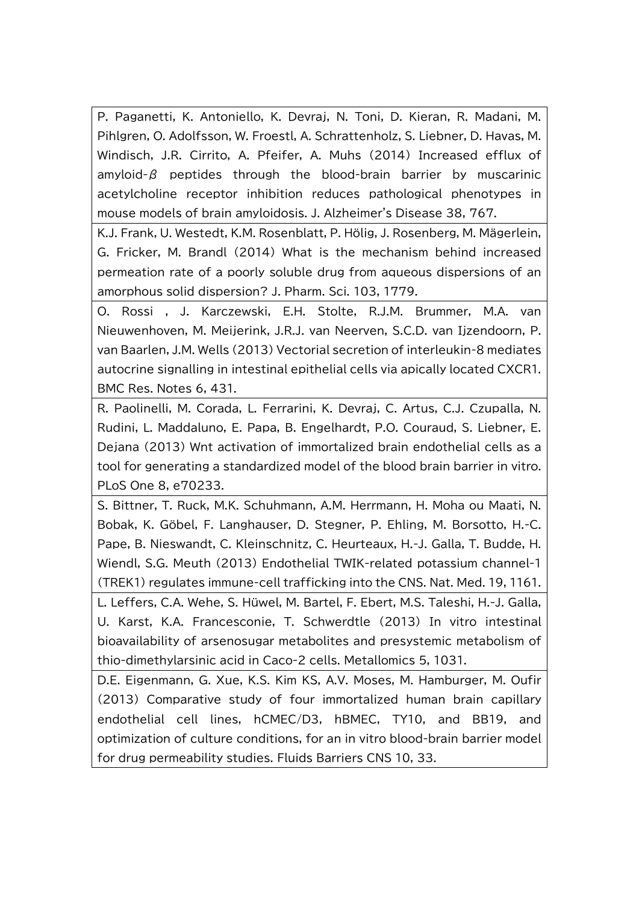| |
|---|
| P. Paganetti, K. Antoniello, K. Devraj, N. Toni, D. Kieran, R. Madani, M. Pihlgren, O. Adolfsson, W. Froestl, A. Schrattenholz, S. Liebner, D. Havas, M. Windisch, J.R. Cirrito, A. Pfeifer, A. Muhs (2014) Increased efflux of amyloid-$\beta$ peptides through the blood-brain barrier by muscarinic acetylcholine receptor inhibition reduces pathological phenotypes in mouse models of brain amyloidosis. J. Alzheimer's Disease 38, 767. |
| K.J. Frank, U. Westedt, K.M. Rosenblatt, P. Hölig, J. Rosenberg, M. Mägerlein, G. Fricker, M. Brandl (2014) What is the mechanism behind increased permeation rate of a poorly soluble drug from aqueous dispersions of an amorphous solid dispersion? J. Pharm. Sci. 103, 1779. |
| O. Rossi , J. Karczewski, E.H. Stolte, R.J.M. Brummer, M.A. van Nieuwenhoven, M. Meijerink, J.R.J. van Neerven, S.C.D. van Ijzendoorn, P. van Baarlen, J.M. Wells (2013) Vectorial secretion of interleukin-8 mediates autocrine signalling in intestinal epithelial cells via apically located CXCR1. BMC Res. Notes 6, 431. |
| R. Paolinelli, M. Corada, L. Ferrarini, K. Devraj, C. Artus, C.J. Czupalla, N. Rudini, L. Maddaluno, E. Papa, B. Engelhardt, P.O. Couraud, S. Liebner, E. Dejana (2013) Wnt activation of immortalized brain endothelial cells as a tool for generating a standardized model of the blood brain barrier in vitro. PLoS One 8, e70233. |
| S. Bittner, T. Ruck, M.K. Schuhmann, A.M. Herrmann, H. Moha ou Maati, N. Bobak, K. Göbel, F. Langhauser, D. Stegner, P. Ehling, M. Borsotto, H.-C. Pape, B. Nieswandt, C. Kleinschnitz, C. Heurteaux, H.-J. Galla, T. Budde, H. Wiendl, S.G. Meuth (2013) Endothelial TWIK-related potassium channel-1 (TREK1) regulates immune-cell trafficking into the CNS. Nat. Med. 19, 1161. |
| L. Leffers, C.A. Wehe, S. Hüwel, M. Bartel, F. Ebert, M.S. Taleshi, H.-J. Galla, U. Karst, K.A. Francesconie, T. Schwerdtle (2013) In vitro intestinal bioavailability of arsenosugar metabolites and presystemic metabolism of thio-dimethylarsinic acid in Caco-2 cells. Metallomics 5, 1031. |
| D.E. Eigenmann, G. Xue, K.S. Kim KS, A.V. Moses, M. Hamburger, M. Oufir (2013) Comparative study of four immortalized human brain capillary endothelial cell lines, hCMEC/D3, hBMEC, TY10, and BB19, and optimization of culture conditions, for an in vitro blood-brain barrier model for drug permeability studies. Fluids Barriers CNS 10, 33. |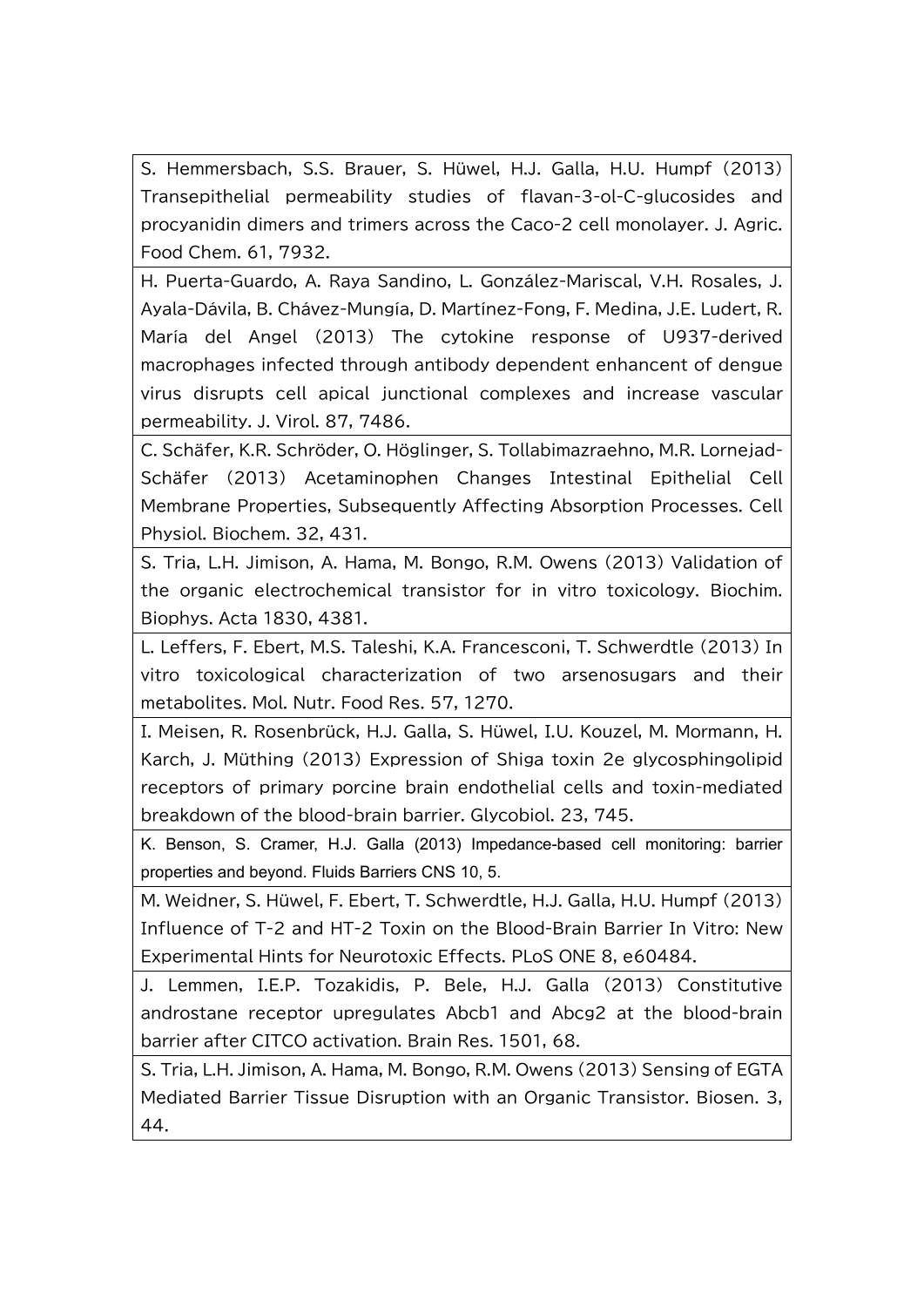| |
|---|
| S. Hemmersbach, S.S. Brauer, S. Hüwel, H.J. Galla, H.U. Humpf (2013) Transepithelial permeability studies of flavan-3-ol-C-glucosides and procyanidin dimers and trimers across the Caco-2 cell monolayer. J. Agric. Food Chem. 61, 7932. |
| H. Puerta-Guardo, A. Raya Sandino, L. González-Mariscal, V.H. Rosales, J. Ayala-Dávila, B. Chávez-Mungía, D. Martínez-Fong, F. Medina, J.E. Ludert, R. María del Angel (2013) The cytokine response of U937-derived macrophages infected through antibody dependent enhancent of dengue virus disrupts cell apical junctional complexes and increase vascular permeability. J. Virol. 87, 7486. |
| C. Schäfer, K.R. Schröder, O. Höglinger, S. Tollabimazraehno, M.R. Lornejad-Schäfer (2013) Acetaminophen Changes Intestinal Epithelial Cell Membrane Properties, Subsequently Affecting Absorption Processes. Cell Physiol. Biochem. 32, 431. |
| S. Tria, L.H. Jimison, A. Hama, M. Bongo, R.M. Owens (2013) Validation of the organic electrochemical transistor for in vitro toxicology. Biochim. Biophys. Acta 1830, 4381. |
| L. Leffers, F. Ebert, M.S. Taleshi, K.A. Francesconi, T. Schwerdtle (2013) In vitro toxicological characterization of two arsenosugars and their metabolites. Mol. Nutr. Food Res. 57, 1270. |
| I. Meisen, R. Rosenbrück, H.J. Galla, S. Hüwel, I.U. Kouzel, M. Mormann, H. Karch, J. Müthing (2013) Expression of Shiga toxin 2e glycosphingolipid receptors of primary porcine brain endothelial cells and toxin-mediated breakdown of the blood-brain barrier. Glycobiol. 23, 745. |
| K. Benson, S. Cramer, H.J. Galla (2013) Impedance-based cell monitoring: barrier properties and beyond. Fluids Barriers CNS 10, 5. |
| M. Weidner, S. Hüwel, F. Ebert, T. Schwerdtle, H.J. Galla, H.U. Humpf (2013) Influence of T-2 and HT-2 Toxin on the Blood-Brain Barrier In Vitro: New Experimental Hints for Neurotoxic Effects. PLoS ONE 8, e60484. |
| J. Lemmen, I.E.P. Tozakidis, P. Bele, H.J. Galla (2013) Constitutive androstane receptor upregulates Abcb1 and Abcg2 at the blood-brain barrier after CITCO activation. Brain Res. 1501, 68. |
| S. Tria, L.H. Jimison, A. Hama, M. Bongo, R.M. Owens (2013) Sensing of EGTA Mediated Barrier Tissue Disruption with an Organic Transistor. Biosen. 3, 44. |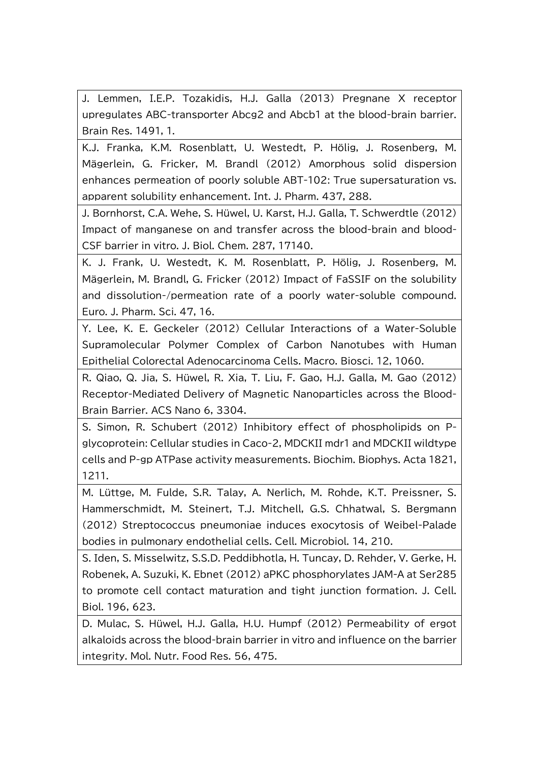| J. Lemmen, I.E.P. Tozakidis, H.J. Galla (2013) Pregnane X receptor upregulates ABC-transporter Abcg2 and Abcb1 at the blood-brain barrier. Brain Res. 1491, 1. |
|---|
| K.J. Franka, K.M. Rosenblatt, U. Westedt, P. Hölig, J. Rosenberg, M. Mägerlein, G. Fricker, M. Brandl (2012) Amorphous solid dispersion enhances permeation of poorly soluble ABT-102: True supersaturation vs. apparent solubility enhancement. Int. J. Pharm. 437, 288. |
| J. Bornhorst, C.A. Wehe, S. Hüwel, U. Karst, H.J. Galla, T. Schwerdtle (2012) Impact of manganese on and transfer across the blood-brain and blood-CSF barrier in vitro. J. Biol. Chem. 287, 17140. |
| K. J. Frank, U. Westedt, K. M. Rosenblatt, P. Hölig, J. Rosenberg, M. Mägerlein, M. Brandl, G. Fricker (2012) Impact of FaSSIF on the solubility and dissolution-/permeation rate of a poorly water-soluble compound. Euro. J. Pharm. Sci. 47, 16. |
| Y. Lee, K. E. Geckeler (2012) Cellular Interactions of a Water-Soluble Supramolecular Polymer Complex of Carbon Nanotubes with Human Epithelial Colorectal Adenocarcinoma Cells. Macro. Biosci. 12, 1060. |
| R. Qiao, Q. Jia, S. Hüwel, R. Xia, T. Liu, F. Gao, H.J. Galla, M. Gao (2012) Receptor-Mediated Delivery of Magnetic Nanoparticles across the Blood-Brain Barrier. ACS Nano 6, 3304. |
| S. Simon, R. Schubert (2012) Inhibitory effect of phospholipids on P-glycoprotein: Cellular studies in Caco-2, MDCKII mdr1 and MDCKII wildtype cells and P-gp ATPase activity measurements. Biochim. Biophys. Acta 1821, 1211. |
| M. Lüttge, M. Fulde, S.R. Talay, A. Nerlich, M. Rohde, K.T. Preissner, S. Hammerschmidt, M. Steinert, T.J. Mitchell, G.S. Chhatwal, S. Bergmann (2012) Streptococcus pneumoniae induces exocytosis of Weibel-Palade bodies in pulmonary endothelial cells. Cell. Microbiol. 14, 210. |
| S. Iden, S. Misselwitz, S.S.D. Peddibhotla, H. Tuncay, D. Rehder, V. Gerke, H. Robenek, A. Suzuki, K. Ebnet (2012) aPKC phosphorylates JAM-A at Ser285 to promote cell contact maturation and tight junction formation. J. Cell. Biol. 196, 623. |
| D. Mulac, S. Hüwel, H.J. Galla, H.U. Humpf (2012) Permeability of ergot alkaloids across the blood-brain barrier in vitro and influence on the barrier integrity. Mol. Nutr. Food Res. 56, 475. |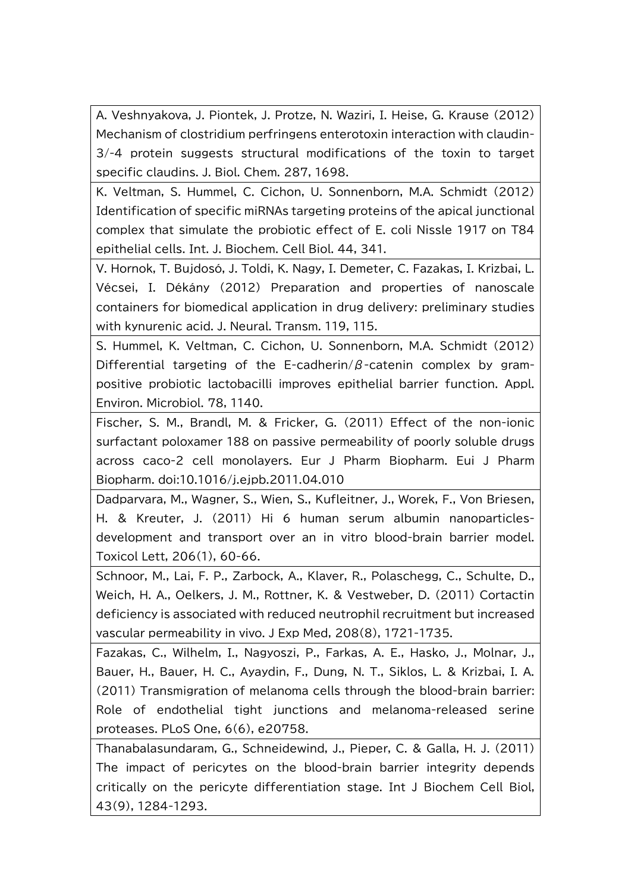| |
|---|
| A. Veshnyakova, J. Piontek, J. Protze, N. Waziri, I. Heise, G. Krause (2012) Mechanism of clostridium perfringens enterotoxin interaction with claudin-3/-4 protein suggests structural modifications of the toxin to target specific claudins. J. Biol. Chem. 287, 1698. |
| K. Veltman, S. Hummel, C. Cichon, U. Sonnenborn, M.A. Schmidt (2012) Identification of specific miRNAs targeting proteins of the apical junctional complex that simulate the probiotic effect of E. coli Nissle 1917 on T84 epithelial cells. Int. J. Biochem. Cell Biol. 44, 341. |
| V. Hornok, T. Bujdosó, J. Toldi, K. Nagy, I. Demeter, C. Fazakas, I. Krizbai, L. Vécsei, I. Dékány (2012) Preparation and properties of nanoscale containers for biomedical application in drug delivery: preliminary studies with kynurenic acid. J. Neural. Transm. 119, 115. |
| S. Hummel, K. Veltman, C. Cichon, U. Sonnenborn, M.A. Schmidt (2012) Differential targeting of the E-cadherin/β-catenin complex by gram-positive probiotic lactobacilli improves epithelial barrier function. Appl. Environ. Microbiol. 78, 1140. |
| Fischer, S. M., Brandl, M. & Fricker, G. (2011) Effect of the non-ionic surfactant poloxamer 188 on passive permeability of poorly soluble drugs across caco-2 cell monolayers. Eur J Pharm Biopharm. Eui J Pharm Biopharm. doi:10.1016/j.ejpb.2011.04.010 |
| Dadparvara, M., Wagner, S., Wien, S., Kufleitner, J., Worek, F., Von Briesen, H. & Kreuter, J. (2011) Hi 6 human serum albumin nanoparticles-development and transport over an in vitro blood-brain barrier model. Toxicol Lett, 206(1), 60-66. |
| Schnoor, M., Lai, F. P., Zarbock, A., Klaver, R., Polaschegg, C., Schulte, D., Weich, H. A., Oelkers, J. M., Rottner, K. & Vestweber, D. (2011) Cortactin deficiency is associated with reduced neutrophil recruitment but increased vascular permeability in vivo. J Exp Med, 208(8), 1721-1735. |
| Fazakas, C., Wilhelm, I., Nagyoszi, P., Farkas, A. E., Hasko, J., Molnar, J., Bauer, H., Bauer, H. C., Ayaydin, F., Dung, N. T., Siklos, L. & Krizbai, I. A. (2011) Transmigration of melanoma cells through the blood-brain barrier: Role of endothelial tight junctions and melanoma-released serine proteases. PLoS One, 6(6), e20758. |
| Thanabalasundaram, G., Schneidewind, J., Pieper, C. & Galla, H. J. (2011) The impact of pericytes on the blood-brain barrier integrity depends critically on the pericyte differentiation stage. Int J Biochem Cell Biol, 43(9), 1284-1293. |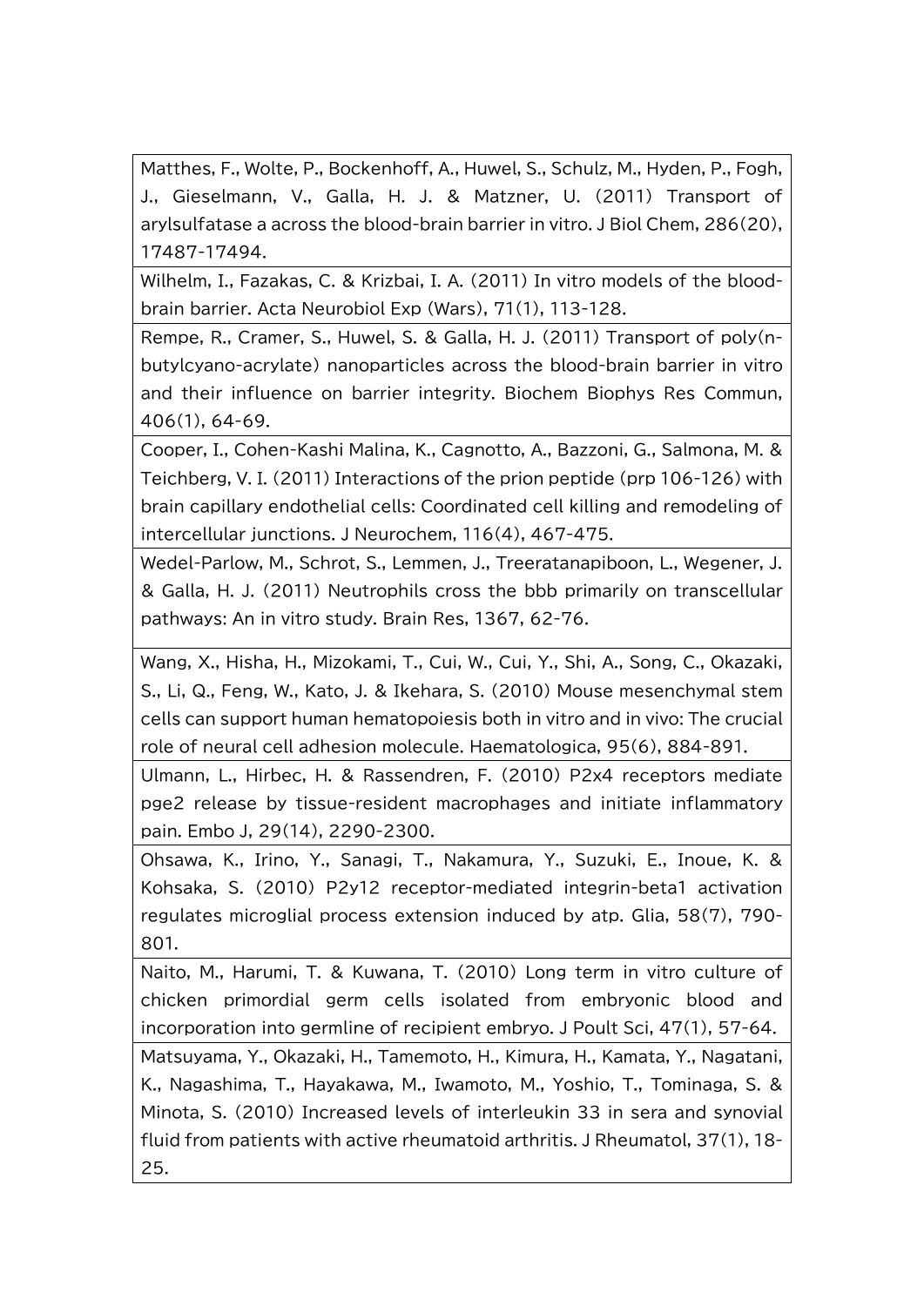| |
|---|
| Matthes, F., Wolte, P., Bockenhoff, A., Huwel, S., Schulz, M., Hyden, P., Fogh, J., Gieselmann, V., Galla, H. J. & Matzner, U. (2011) Transport of arylsulfatase a across the blood-brain barrier in vitro. J Biol Chem, 286(20), 17487-17494. |
| Wilhelm, I., Fazakas, C. & Krizbai, I. A. (2011) In vitro models of the blood-brain barrier. Acta Neurobiol Exp (Wars), 71(1), 113-128. |
| Rempe, R., Cramer, S., Huwel, S. & Galla, H. J. (2011) Transport of poly(n-butylcyano-acrylate) nanoparticles across the blood-brain barrier in vitro and their influence on barrier integrity. Biochem Biophys Res Commun, 406(1), 64-69. |
| Cooper, I., Cohen-Kashi Malina, K., Cagnotto, A., Bazzoni, G., Salmona, M. & Teichberg, V. I. (2011) Interactions of the prion peptide (prp 106-126) with brain capillary endothelial cells: Coordinated cell killing and remodeling of intercellular junctions. J Neurochem, 116(4), 467-475. |
| Wedel-Parlow, M., Schrot, S., Lemmen, J., Treeratanapiboon, L., Wegener, J. & Galla, H. J. (2011) Neutrophils cross the bbb primarily on transcellular pathways: An in vitro study. Brain Res, 1367, 62-76. |
| Wang, X., Hisha, H., Mizokami, T., Cui, W., Cui, Y., Shi, A., Song, C., Okazaki, S., Li, Q., Feng, W., Kato, J. & Ikehara, S. (2010) Mouse mesenchymal stem cells can support human hematopoiesis both in vitro and in vivo: The crucial role of neural cell adhesion molecule. Haematologica, 95(6), 884-891. |
| Ulmann, L., Hirbec, H. & Rassendren, F. (2010) P2x4 receptors mediate pge2 release by tissue-resident macrophages and initiate inflammatory pain. Embo J, 29(14), 2290-2300. |
| Ohsawa, K., Irino, Y., Sanagi, T., Nakamura, Y., Suzuki, E., Inoue, K. & Kohsaka, S. (2010) P2y12 receptor-mediated integrin-beta1 activation regulates microglial process extension induced by atp. Glia, 58(7), 790-801. |
| Naito, M., Harumi, T. & Kuwana, T. (2010) Long term in vitro culture of chicken primordial germ cells isolated from embryonic blood and incorporation into germline of recipient embryo. J Poult Sci, 47(1), 57-64. |
| Matsuyama, Y., Okazaki, H., Tamemoto, H., Kimura, H., Kamata, Y., Nagatani, K., Nagashima, T., Hayakawa, M., Iwamoto, M., Yoshio, T., Tominaga, S. & Minota, S. (2010) Increased levels of interleukin 33 in sera and synovial fluid from patients with active rheumatoid arthritis. J Rheumatol, 37(1), 18-25. |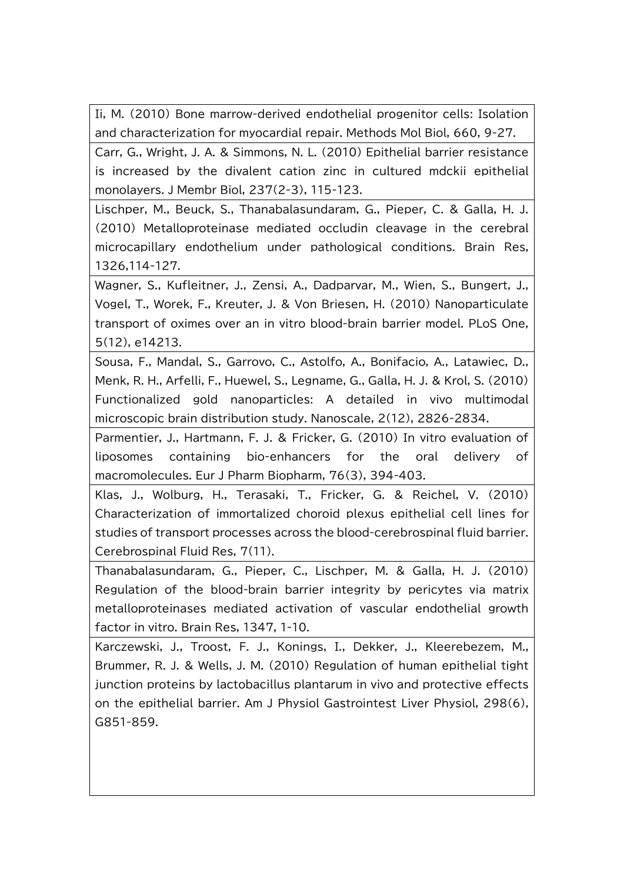Ii, M. (2010) Bone marrow-derived endothelial progenitor cells: Isolation and characterization for myocardial repair. Methods Mol Biol, 660, 9-27.

Carr, G., Wright, J. A. & Simmons, N. L. (2010) Epithelial barrier resistance is increased by the divalent cation zinc in cultured mdckii epithelial monolayers. J Membr Biol, 237(2-3), 115-123.

Lischper, M., Beuck, S., Thanabalasundaram, G., Pieper, C. & Galla, H. J. (2010) Metalloproteinase mediated occludin cleavage in the cerebral microcapillary endothelium under pathological conditions. Brain Res, 1326,114-127.

Wagner, S., Kufleitner, J., Zensi, A., Dadparvar, M., Wien, S., Bungert, J., Vogel, T., Worek, F., Kreuter, J. & Von Briesen, H. (2010) Nanoparticulate transport of oximes over an in vitro blood-brain barrier model. PLoS One, 5(12), e14213.

Sousa, F., Mandal, S., Garrovo, C., Astolfo, A., Bonifacio, A., Latawiec, D., Menk, R. H., Arfelli, F., Huewel, S., Legname, G., Galla, H. J. & Krol, S. (2010) Functionalized gold nanoparticles: A detailed in vivo multimodal microscopic brain distribution study. Nanoscale, 2(12), 2826-2834.

Parmentier, J., Hartmann, F. J. & Fricker, G. (2010) In vitro evaluation of liposomes containing bio-enhancers for the oral delivery of macromolecules. Eur J Pharm Biopharm, 76(3), 394-403.

Klas, J., Wolburg, H., Terasaki, T., Fricker, G. & Reichel, V. (2010) Characterization of immortalized choroid plexus epithelial cell lines for studies of transport processes across the blood-cerebrospinal fluid barrier. Cerebrospinal Fluid Res, 7(11).

Thanabalasundaram, G., Pieper, C., Lischper, M. & Galla, H. J. (2010) Regulation of the blood-brain barrier integrity by pericytes via matrix metalloproteinases mediated activation of vascular endothelial growth factor in vitro. Brain Res, 1347, 1-10.

Karczewski, J., Troost, F. J., Konings, I., Dekker, J., Kleerebezem, M., Brummer, R. J. & Wells, J. M. (2010) Regulation of human epithelial tight junction proteins by lactobacillus plantarum in vivo and protective effects on the epithelial barrier. Am J Physiol Gastrointest Liver Physiol, 298(6), G851-859.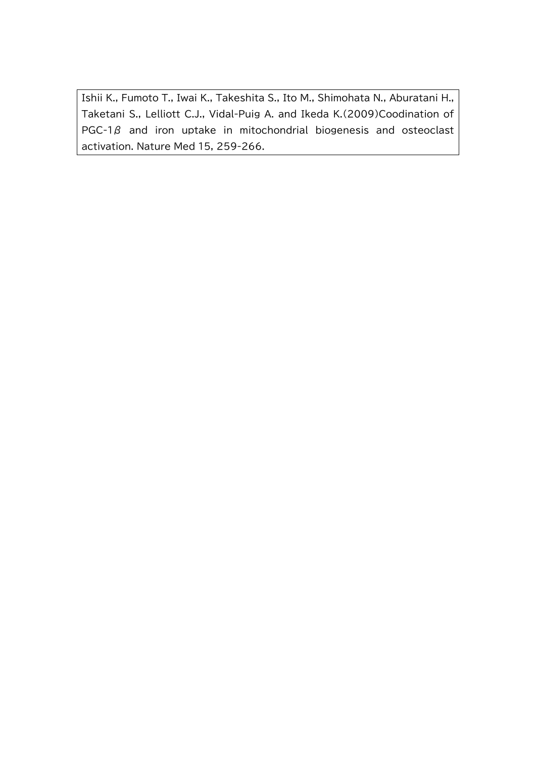Ishii K., Fumoto T., Iwai K., Takeshita S., Ito M., Shimohata N., Aburatani H., Taketani S., Lelliott C.J., Vidal-Puig A. and Ikeda K.(2009)Coodination of PGC-1$\beta$ and iron uptake in mitochondrial biogenesis and osteoclast activation. Nature Med 15, 259-266.